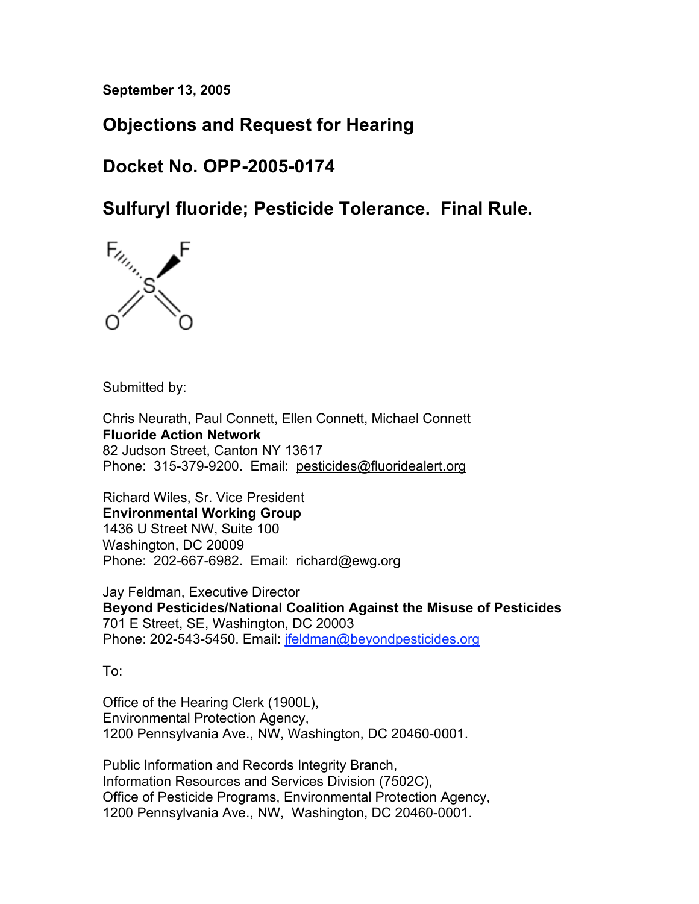**September 13, 2005**

## Objections and Request for Hearing

## Docket No. OPP-2005-0174

## Sulfuryl fluoride; Pesticide Tolerance. Final Rule.

Submitted by:

Chris Neurath, Paul Connett, Ellen Connett, Michael Connett
**Fluoride Action Network**
82 Judson Street, Canton NY 13617
Phone: 315-379-9200. Email: pesticides@fluoridealert.org

Richard Wiles, Sr. Vice President
**Environmental Working Group**
1436 U Street NW, Suite 100
Washington, DC 20009
Phone: 202-667-6982. Email: richard@ewg.org

Jay Feldman, Executive Director
**Beyond Pesticides/National Coalition Against the Misuse of Pesticides**
701 E Street, SE, Washington, DC 20003
Phone: 202-543-5450. Email: jfeldman@beyondpesticides.org

To:

Office of the Hearing Clerk (1900L),
Environmental Protection Agency,
1200 Pennsylvania Ave., NW, Washington, DC 20460-0001.

Public Information and Records Integrity Branch,
Information Resources and Services Division (7502C),
Office of Pesticide Programs, Environmental Protection Agency,
1200 Pennsylvania Ave., NW, Washington, DC 20460-0001.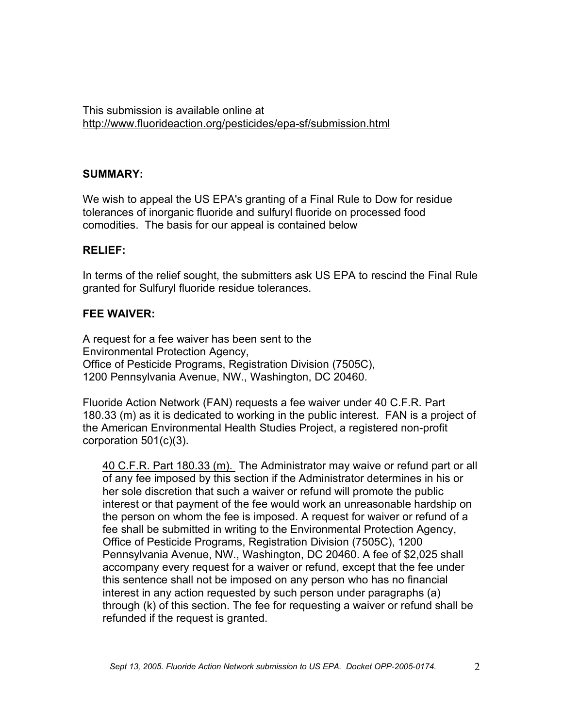This submission is available online at
http://www.fluorideaction.org/pesticides/epa-sf/submission.html

**SUMMARY:**

We wish to appeal the US EPA's granting of a Final Rule to Dow for residue tolerances of inorganic fluoride and sulfuryl fluoride on processed food comodities. The basis for our appeal is contained below

**RELIEF:**

In terms of the relief sought, the submitters ask US EPA to rescind the Final Rule granted for Sulfuryl fluoride residue tolerances.

**FEE WAIVER:**

A request for a fee waiver has been sent to the
Environmental Protection Agency,
Office of Pesticide Programs, Registration Division (7505C),
1200 Pennsylvania Avenue, NW., Washington, DC 20460.

Fluoride Action Network (FAN) requests a fee waiver under 40 C.F.R. Part 180.33 (m) as it is dedicated to working in the public interest. FAN is a project of the American Environmental Health Studies Project, a registered non-profit corporation 501(c)(3).

> 40 C.F.R. Part 180.33 (m). The Administrator may waive or refund part or all of any fee imposed by this section if the Administrator determines in his or her sole discretion that such a waiver or refund will promote the public interest or that payment of the fee would work an unreasonable hardship on the person on whom the fee is imposed. A request for waiver or refund of a fee shall be submitted in writing to the Environmental Protection Agency, Office of Pesticide Programs, Registration Division (7505C), 1200 Pennsylvania Avenue, NW., Washington, DC 20460. A fee of $2,025 shall accompany every request for a waiver or refund, except that the fee under this sentence shall not be imposed on any person who has no financial interest in any action requested by such person under paragraphs (a) through (k) of this section. The fee for requesting a waiver or refund shall be refunded if the request is granted.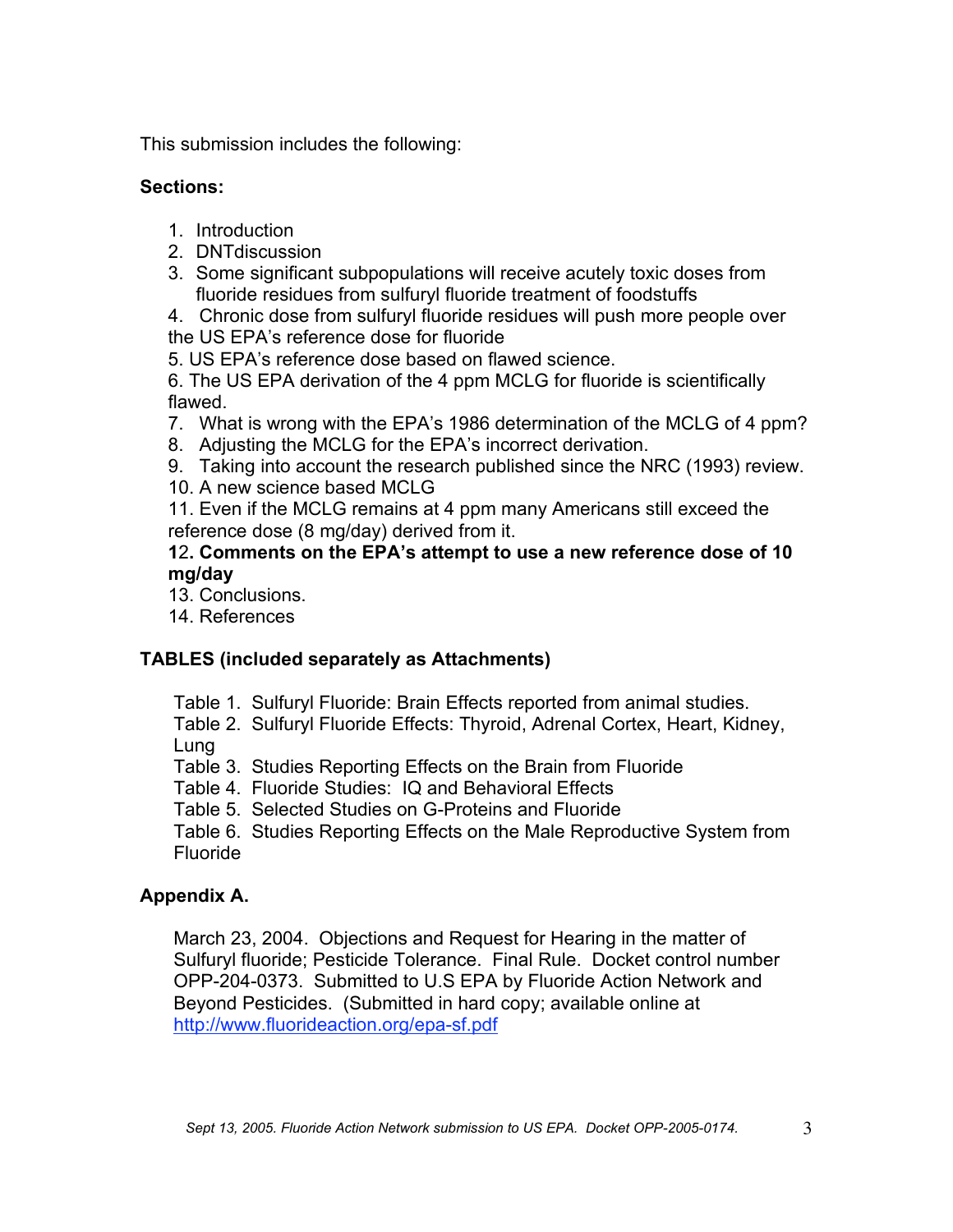This submission includes the following:

**Sections:**

1. Introduction
2. DNTdiscussion
3. Some significant subpopulations will receive acutely toxic doses from fluoride residues from sulfuryl fluoride treatment of foodstuffs
4. Chronic dose from sulfuryl fluoride residues will push more people over the US EPA's reference dose for fluoride
5. US EPA's reference dose based on flawed science.
6. The US EPA derivation of the 4 ppm MCLG for fluoride is scientifically flawed.
7. What is wrong with the EPA's 1986 determination of the MCLG of 4 ppm?
8. Adjusting the MCLG for the EPA's incorrect derivation.
9. Taking into account the research published since the NRC (1993) review.
10. A new science based MCLG
11. Even if the MCLG remains at 4 ppm many Americans still exceed the reference dose (8 mg/day) derived from it.
12. **Comments on the EPA's attempt to use a new reference dose of 10 mg/day**
13. Conclusions.
14. References

**TABLES (included separately as Attachments)**

Table 1. Sulfuryl Fluoride: Brain Effects reported from animal studies.
Table 2. Sulfuryl Fluoride Effects: Thyroid, Adrenal Cortex, Heart, Kidney, Lung
Table 3. Studies Reporting Effects on the Brain from Fluoride
Table 4. Fluoride Studies: IQ and Behavioral Effects
Table 5. Selected Studies on G-Proteins and Fluoride
Table 6. Studies Reporting Effects on the Male Reproductive System from Fluoride

**Appendix A.**

March 23, 2004. Objections and Request for Hearing in the matter of Sulfuryl fluoride; Pesticide Tolerance. Final Rule. Docket control number OPP-204-0373. Submitted to U.S EPA by Fluoride Action Network and Beyond Pesticides. (Submitted in hard copy; available online at http://www.fluorideaction.org/epa-sf.pdf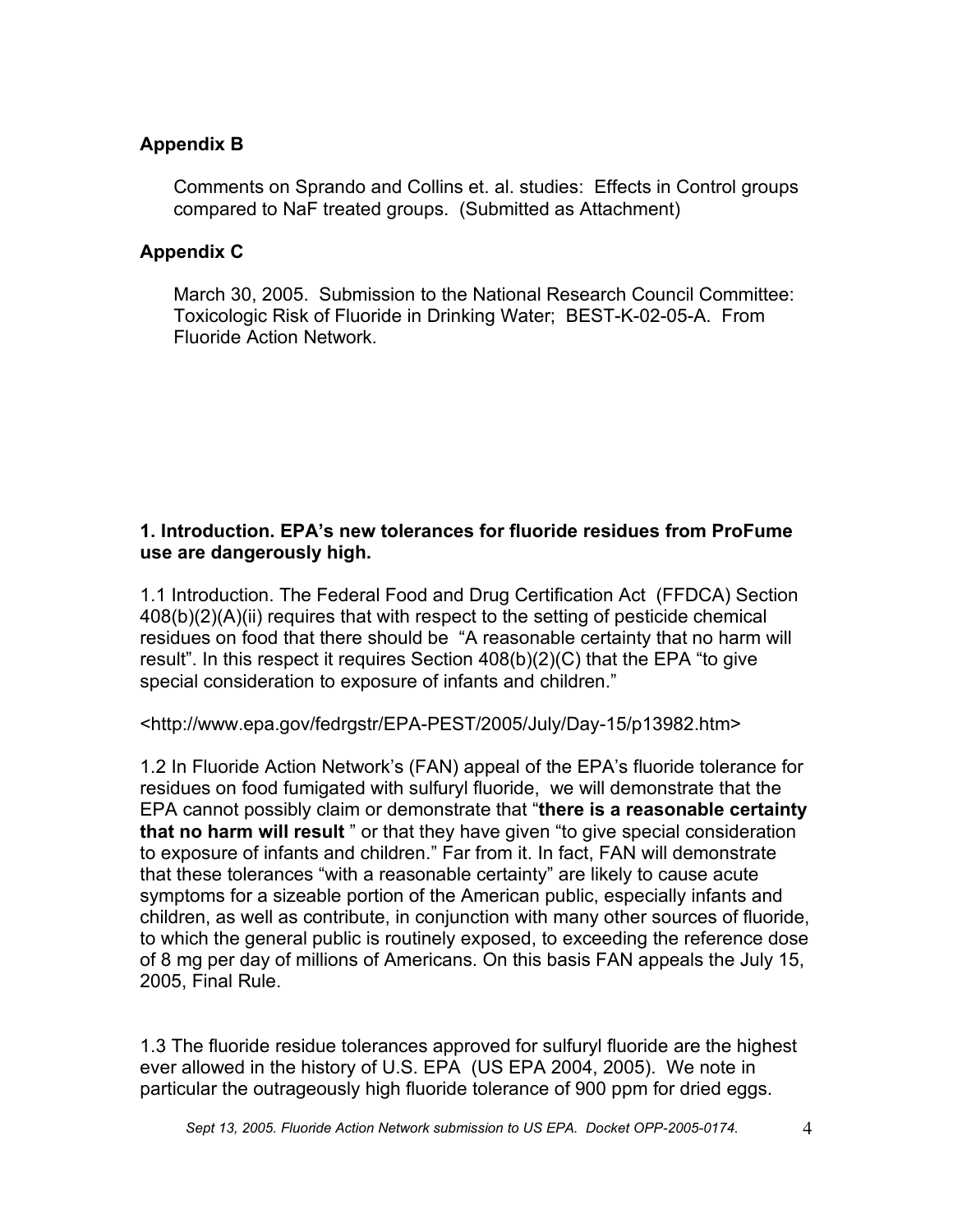## Appendix B

Comments on Sprando and Collins et. al. studies: Effects in Control groups compared to NaF treated groups. (Submitted as Attachment)

## Appendix C

March 30, 2005. Submission to the National Research Council Committee: Toxicologic Risk of Fluoride in Drinking Water; BEST-K-02-05-A. From Fluoride Action Network.

## 1. Introduction. EPA's new tolerances for fluoride residues from ProFume use are dangerously high.

1.1 Introduction. The Federal Food and Drug Certification Act (FFDCA) Section 408(b)(2)(A)(ii) requires that with respect to the setting of pesticide chemical residues on food that there should be "A reasonable certainty that no harm will result". In this respect it requires Section 408(b)(2)(C) that the EPA "to give special consideration to exposure of infants and children."

<http://www.epa.gov/fedrgstr/EPA-PEST/2005/July/Day-15/p13982.htm>

1.2 In Fluoride Action Network's (FAN) appeal of the EPA's fluoride tolerance for residues on food fumigated with sulfuryl fluoride, we will demonstrate that the EPA cannot possibly claim or demonstrate that "**there is a reasonable certainty that no harm will result** " or that they have given "to give special consideration to exposure of infants and children." Far from it. In fact, FAN will demonstrate that these tolerances "with a reasonable certainty" are likely to cause acute symptoms for a sizeable portion of the American public, especially infants and children, as well as contribute, in conjunction with many other sources of fluoride, to which the general public is routinely exposed, to exceeding the reference dose of 8 mg per day of millions of Americans. On this basis FAN appeals the July 15, 2005, Final Rule.

1.3 The fluoride residue tolerances approved for sulfuryl fluoride are the highest ever allowed in the history of U.S. EPA (US EPA 2004, 2005). We note in particular the outrageously high fluoride tolerance of 900 ppm for dried eggs.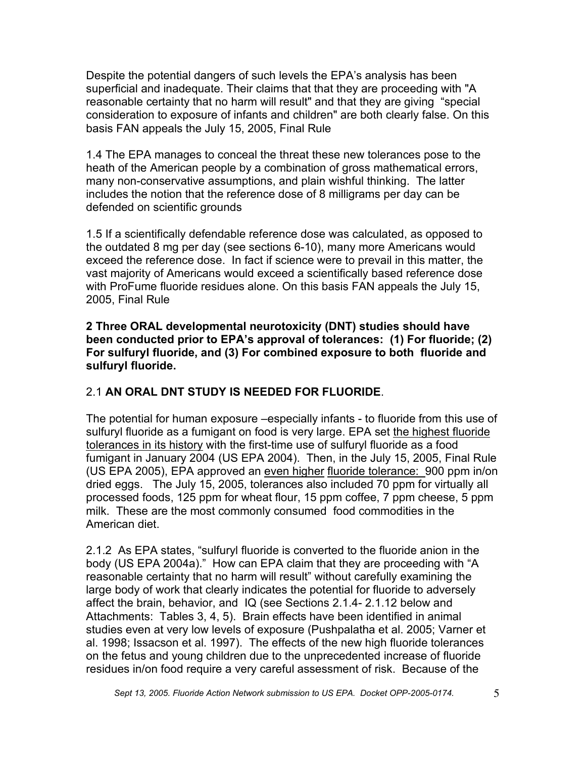Despite the potential dangers of such levels the EPA's analysis has been superficial and inadequate. Their claims that that they are proceeding with "A reasonable certainty that no harm will result" and that they are giving "special consideration to exposure of infants and children" are both clearly false. On this basis FAN appeals the July 15, 2005, Final Rule

1.4 The EPA manages to conceal the threat these new tolerances pose to the heath of the American people by a combination of gross mathematical errors, many non-conservative assumptions, and plain wishful thinking. The latter includes the notion that the reference dose of 8 milligrams per day can be defended on scientific grounds

1.5 If a scientifically defendable reference dose was calculated, as opposed to the outdated 8 mg per day (see sections 6-10), many more Americans would exceed the reference dose. In fact if science were to prevail in this matter, the vast majority of Americans would exceed a scientifically based reference dose with ProFume fluoride residues alone. On this basis FAN appeals the July 15, 2005, Final Rule

**2 Three ORAL developmental neurotoxicity (DNT) studies should have been conducted prior to EPA's approval of tolerances: (1) For fluoride; (2) For sulfuryl fluoride, and (3) For combined exposure to both fluoride and sulfuryl fluoride.**

2.1 **AN ORAL DNT STUDY IS NEEDED FOR FLUORIDE**.

The potential for human exposure –especially infants - to fluoride from this use of sulfuryl fluoride as a fumigant on food is very large. EPA set the highest fluoride tolerances in its history with the first-time use of sulfuryl fluoride as a food fumigant in January 2004 (US EPA 2004). Then, in the July 15, 2005, Final Rule (US EPA 2005), EPA approved an even higher fluoride tolerance: 900 ppm in/on dried eggs. The July 15, 2005, tolerances also included 70 ppm for virtually all processed foods, 125 ppm for wheat flour, 15 ppm coffee, 7 ppm cheese, 5 ppm milk. These are the most commonly consumed food commodities in the American diet.

2.1.2 As EPA states, "sulfuryl fluoride is converted to the fluoride anion in the body (US EPA 2004a)." How can EPA claim that they are proceeding with "A reasonable certainty that no harm will result" without carefully examining the large body of work that clearly indicates the potential for fluoride to adversely affect the brain, behavior, and IQ (see Sections 2.1.4- 2.1.12 below and Attachments: Tables 3, 4, 5). Brain effects have been identified in animal studies even at very low levels of exposure (Pushpalatha et al. 2005; Varner et al. 1998; Issacson et al. 1997). The effects of the new high fluoride tolerances on the fetus and young children due to the unprecedented increase of fluoride residues in/on food require a very careful assessment of risk. Because of the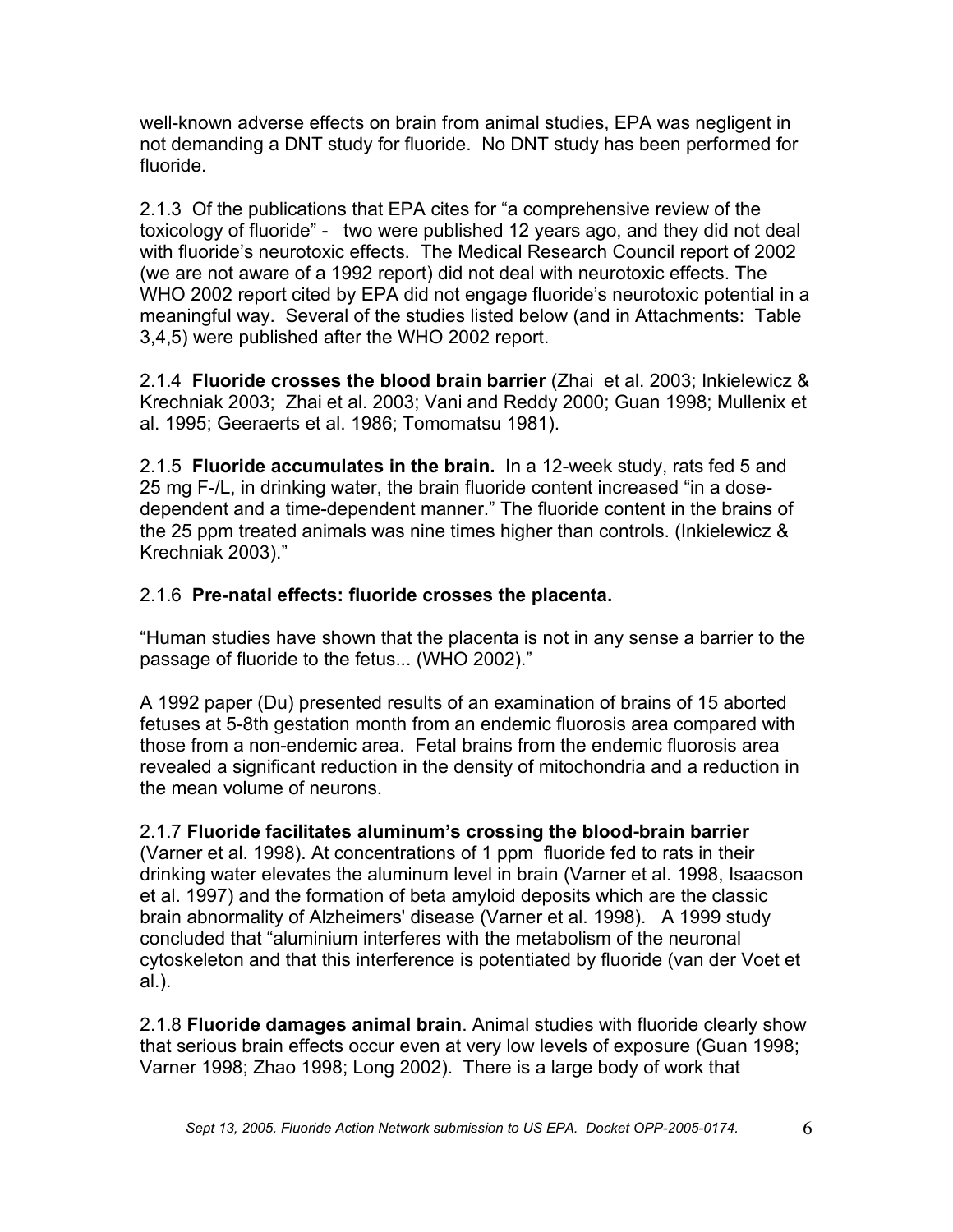well-known adverse effects on brain from animal studies, EPA was negligent in not demanding a DNT study for fluoride. No DNT study has been performed for fluoride.

2.1.3 Of the publications that EPA cites for "a comprehensive review of the toxicology of fluoride" - two were published 12 years ago, and they did not deal with fluoride's neurotoxic effects. The Medical Research Council report of 2002 (we are not aware of a 1992 report) did not deal with neurotoxic effects. The WHO 2002 report cited by EPA did not engage fluoride's neurotoxic potential in a meaningful way. Several of the studies listed below (and in Attachments: Table 3,4,5) were published after the WHO 2002 report.

2.1.4 **Fluoride crosses the blood brain barrier** (Zhai et al. 2003; Inkielewicz & Krechniak 2003; Zhai et al. 2003; Vani and Reddy 2000; Guan 1998; Mullenix et al. 1995; Geeraerts et al. 1986; Tomomatsu 1981).

2.1.5 **Fluoride accumulates in the brain.** In a 12-week study, rats fed 5 and 25 mg F-/L, in drinking water, the brain fluoride content increased "in a dose-dependent and a time-dependent manner." The fluoride content in the brains of the 25 ppm treated animals was nine times higher than controls. (Inkielewicz & Krechniak 2003)."

2.1.6 **Pre-natal effects: fluoride crosses the placenta.**

"Human studies have shown that the placenta is not in any sense a barrier to the passage of fluoride to the fetus... (WHO 2002)."

A 1992 paper (Du) presented results of an examination of brains of 15 aborted fetuses at 5-8th gestation month from an endemic fluorosis area compared with those from a non-endemic area. Fetal brains from the endemic fluorosis area revealed a significant reduction in the density of mitochondria and a reduction in the mean volume of neurons.

2.1.7 **Fluoride facilitates aluminum's crossing the blood-brain barrier** (Varner et al. 1998). At concentrations of 1 ppm fluoride fed to rats in their drinking water elevates the aluminum level in brain (Varner et al. 1998, Isaacson et al. 1997) and the formation of beta amyloid deposits which are the classic brain abnormality of Alzheimers' disease (Varner et al. 1998). A 1999 study concluded that "aluminium interferes with the metabolism of the neuronal cytoskeleton and that this interference is potentiated by fluoride (van der Voet et al.).

2.1.8 **Fluoride damages animal brain**. Animal studies with fluoride clearly show that serious brain effects occur even at very low levels of exposure (Guan 1998; Varner 1998; Zhao 1998; Long 2002). There is a large body of work that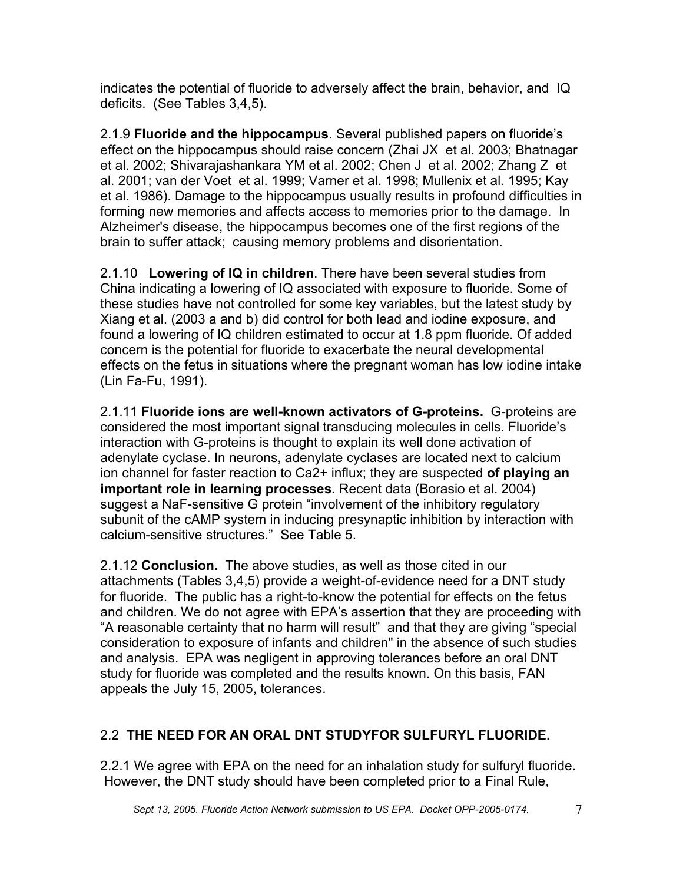indicates the potential of fluoride to adversely affect the brain, behavior, and IQ deficits. (See Tables 3,4,5).

2.1.9 **Fluoride and the hippocampus**. Several published papers on fluoride's effect on the hippocampus should raise concern (Zhai JX et al. 2003; Bhatnagar et al. 2002; Shivarajashankara YM et al. 2002; Chen J et al. 2002; Zhang Z et al. 2001; van der Voet et al. 1999; Varner et al. 1998; Mullenix et al. 1995; Kay et al. 1986). Damage to the hippocampus usually results in profound difficulties in forming new memories and affects access to memories prior to the damage. In Alzheimer's disease, the hippocampus becomes one of the first regions of the brain to suffer attack; causing memory problems and disorientation.

2.1.10 **Lowering of IQ in children**. There have been several studies from China indicating a lowering of IQ associated with exposure to fluoride. Some of these studies have not controlled for some key variables, but the latest study by Xiang et al. (2003 a and b) did control for both lead and iodine exposure, and found a lowering of IQ children estimated to occur at 1.8 ppm fluoride. Of added concern is the potential for fluoride to exacerbate the neural developmental effects on the fetus in situations where the pregnant woman has low iodine intake (Lin Fa-Fu, 1991).

2.1.11 **Fluoride ions are well-known activators of G-proteins.** G-proteins are considered the most important signal transducing molecules in cells. Fluoride's interaction with G-proteins is thought to explain its well done activation of adenylate cyclase. In neurons, adenylate cyclases are located next to calcium ion channel for faster reaction to $Ca^{2+}$ influx; they are suspected **of playing an important role in learning processes.** Recent data (Borasio et al. 2004) suggest a NaF-sensitive G protein "involvement of the inhibitory regulatory subunit of the cAMP system in inducing presynaptic inhibition by interaction with calcium-sensitive structures." See Table 5.

2.1.12 **Conclusion.** The above studies, as well as those cited in our attachments (Tables 3,4,5) provide a weight-of-evidence need for a DNT study for fluoride. The public has a right-to-know the potential for effects on the fetus and children. We do not agree with EPA's assertion that they are proceeding with "A reasonable certainty that no harm will result" and that they are giving "special consideration to exposure of infants and children" in the absence of such studies and analysis. EPA was negligent in approving tolerances before an oral DNT study for fluoride was completed and the results known. On this basis, FAN appeals the July 15, 2005, tolerances.

## 2.2 **THE NEED FOR AN ORAL DNT STUDYFOR SULFURYL FLUORIDE.**

2.2.1 We agree with EPA on the need for an inhalation study for sulfuryl fluoride. However, the DNT study should have been completed prior to a Final Rule,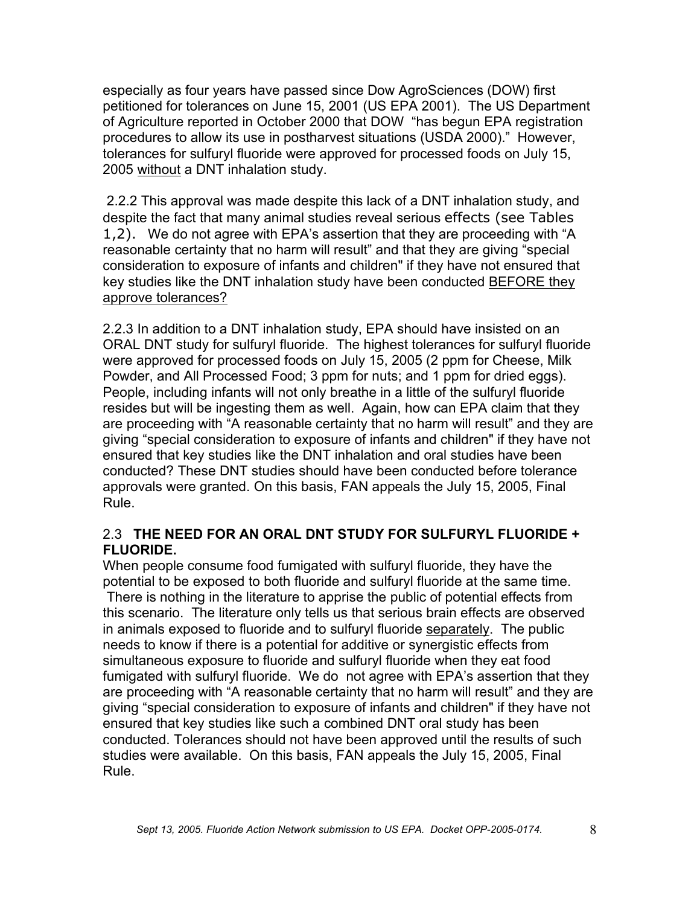especially as four years have passed since Dow AgroSciences (DOW) first petitioned for tolerances on June 15, 2001 (US EPA 2001). The US Department of Agriculture reported in October 2000 that DOW "has begun EPA registration procedures to allow its use in postharvest situations (USDA 2000)." However, tolerances for sulfuryl fluoride were approved for processed foods on July 15, 2005 <u>without</u> a DNT inhalation study.

2.2.2 This approval was made despite this lack of a DNT inhalation study, and despite the fact that many animal studies reveal serious effects (see Tables 1,2). We do not agree with EPA's assertion that they are proceeding with "A reasonable certainty that no harm will result" and that they are giving "special consideration to exposure of infants and children" if they have not ensured that key studies like the DNT inhalation study have been conducted <u>BEFORE they approve tolerances?</u>

2.2.3 In addition to a DNT inhalation study, EPA should have insisted on an ORAL DNT study for sulfuryl fluoride. The highest tolerances for sulfuryl fluoride were approved for processed foods on July 15, 2005 (2 ppm for Cheese, Milk Powder, and All Processed Food; 3 ppm for nuts; and 1 ppm for dried eggs). People, including infants will not only breathe in a little of the sulfuryl fluoride resides but will be ingesting them as well. Again, how can EPA claim that they are proceeding with "A reasonable certainty that no harm will result" and they are giving "special consideration to exposure of infants and children" if they have not ensured that key studies like the DNT inhalation and oral studies have been conducted? These DNT studies should have been conducted before tolerance approvals were granted. On this basis, FAN appeals the July 15, 2005, Final Rule.

### 2.3 THE NEED FOR AN ORAL DNT STUDY FOR SULFURYL FLUORIDE + FLUORIDE.

When people consume food fumigated with sulfuryl fluoride, they have the potential to be exposed to both fluoride and sulfuryl fluoride at the same time. There is nothing in the literature to apprise the public of potential effects from this scenario. The literature only tells us that serious brain effects are observed in animals exposed to fluoride and to sulfuryl fluoride <u>separately</u>. The public needs to know if there is a potential for additive or synergistic effects from simultaneous exposure to fluoride and sulfuryl fluoride when they eat food fumigated with sulfuryl fluoride. We do not agree with EPA's assertion that they are proceeding with "A reasonable certainty that no harm will result" and they are giving "special consideration to exposure of infants and children" if they have not ensured that key studies like such a combined DNT oral study has been conducted. Tolerances should not have been approved until the results of such studies were available. On this basis, FAN appeals the July 15, 2005, Final Rule.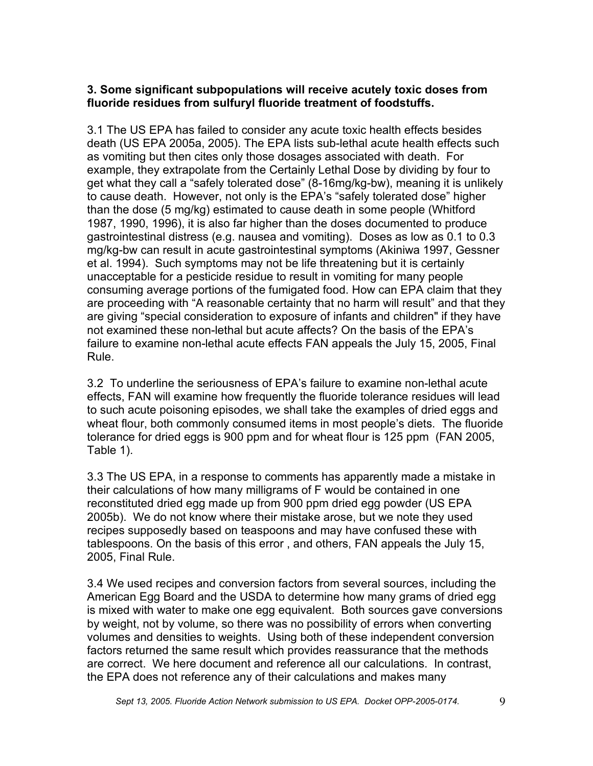**3. Some significant subpopulations will receive acutely toxic doses from fluoride residues from sulfuryl fluoride treatment of foodstuffs.**

3.1 The US EPA has failed to consider any acute toxic health effects besides death (US EPA 2005a, 2005). The EPA lists sub-lethal acute health effects such as vomiting but then cites only those dosages associated with death. For example, they extrapolate from the Certainly Lethal Dose by dividing by four to get what they call a "safely tolerated dose" (8-16mg/kg-bw), meaning it is unlikely to cause death. However, not only is the EPA's "safely tolerated dose" higher than the dose (5 mg/kg) estimated to cause death in some people (Whitford 1987, 1990, 1996), it is also far higher than the doses documented to produce gastrointestinal distress (e.g. nausea and vomiting). Doses as low as 0.1 to 0.3 mg/kg-bw can result in acute gastrointestinal symptoms (Akiniwa 1997, Gessner et al. 1994). Such symptoms may not be life threatening but it is certainly unacceptable for a pesticide residue to result in vomiting for many people consuming average portions of the fumigated food. How can EPA claim that they are proceeding with "A reasonable certainty that no harm will result" and that they are giving "special consideration to exposure of infants and children" if they have not examined these non-lethal but acute affects? On the basis of the EPA's failure to examine non-lethal acute effects FAN appeals the July 15, 2005, Final Rule.

3.2 To underline the seriousness of EPA's failure to examine non-lethal acute effects, FAN will examine how frequently the fluoride tolerance residues will lead to such acute poisoning episodes, we shall take the examples of dried eggs and wheat flour, both commonly consumed items in most people's diets. The fluoride tolerance for dried eggs is 900 ppm and for wheat flour is 125 ppm (FAN 2005, Table 1).

3.3 The US EPA, in a response to comments has apparently made a mistake in their calculations of how many milligrams of F would be contained in one reconstituted dried egg made up from 900 ppm dried egg powder (US EPA 2005b). We do not know where their mistake arose, but we note they used recipes supposedly based on teaspoons and may have confused these with tablespoons. On the basis of this error , and others, FAN appeals the July 15, 2005, Final Rule.

3.4 We used recipes and conversion factors from several sources, including the American Egg Board and the USDA to determine how many grams of dried egg is mixed with water to make one egg equivalent. Both sources gave conversions by weight, not by volume, so there was no possibility of errors when converting volumes and densities to weights. Using both of these independent conversion factors returned the same result which provides reassurance that the methods are correct. We here document and reference all our calculations. In contrast, the EPA does not reference any of their calculations and makes many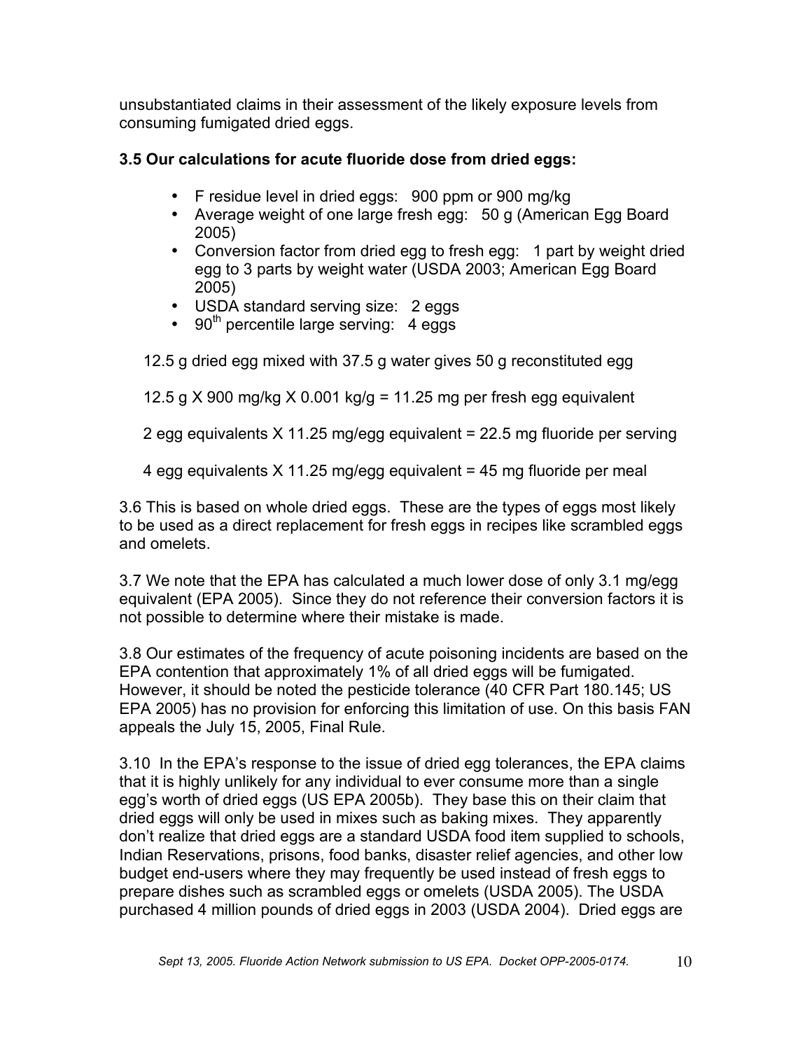unsubstantiated claims in their assessment of the likely exposure levels from consuming fumigated dried eggs.

### 3.5 Our calculations for acute fluoride dose from dried eggs:

- F residue level in dried eggs: 900 ppm or 900 mg/kg
- Average weight of one large fresh egg: 50 g (American Egg Board 2005)
- Conversion factor from dried egg to fresh egg: 1 part by weight dried egg to 3 parts by weight water (USDA 2003; American Egg Board 2005)
- USDA standard serving size: 2 eggs
- 90th percentile large serving: 4 eggs

12.5 g dried egg mixed with 37.5 g water gives 50 g reconstituted egg

12.5 g X 900 mg/kg X 0.001 kg/g = 11.25 mg per fresh egg equivalent

2 egg equivalents X 11.25 mg/egg equivalent = 22.5 mg fluoride per serving

4 egg equivalents X 11.25 mg/egg equivalent = 45 mg fluoride per meal

3.6 This is based on whole dried eggs. These are the types of eggs most likely to be used as a direct replacement for fresh eggs in recipes like scrambled eggs and omelets.

3.7 We note that the EPA has calculated a much lower dose of only 3.1 mg/egg equivalent (EPA 2005). Since they do not reference their conversion factors it is not possible to determine where their mistake is made.

3.8 Our estimates of the frequency of acute poisoning incidents are based on the EPA contention that approximately 1% of all dried eggs will be fumigated. However, it should be noted the pesticide tolerance (40 CFR Part 180.145; US EPA 2005) has no provision for enforcing this limitation of use. On this basis FAN appeals the July 15, 2005, Final Rule.

3.10 In the EPA's response to the issue of dried egg tolerances, the EPA claims that it is highly unlikely for any individual to ever consume more than a single egg's worth of dried eggs (US EPA 2005b). They base this on their claim that dried eggs will only be used in mixes such as baking mixes. They apparently don't realize that dried eggs are a standard USDA food item supplied to schools, Indian Reservations, prisons, food banks, disaster relief agencies, and other low budget end-users where they may frequently be used instead of fresh eggs to prepare dishes such as scrambled eggs or omelets (USDA 2005). The USDA purchased 4 million pounds of dried eggs in 2003 (USDA 2004). Dried eggs are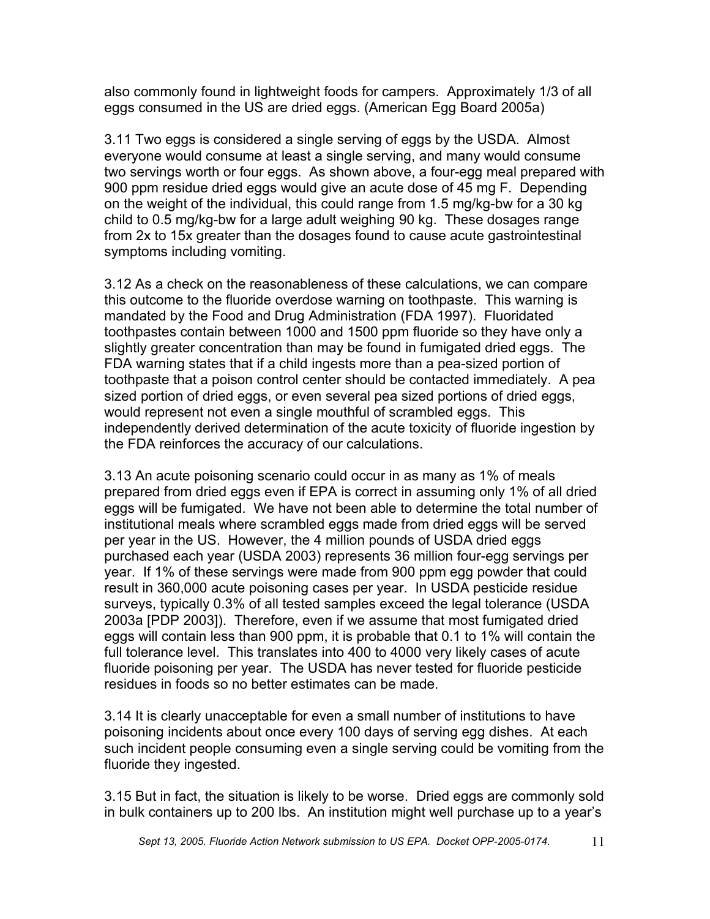also commonly found in lightweight foods for campers. Approximately 1/3 of all eggs consumed in the US are dried eggs. (American Egg Board 2005a)

3.11 Two eggs is considered a single serving of eggs by the USDA. Almost everyone would consume at least a single serving, and many would consume two servings worth or four eggs. As shown above, a four-egg meal prepared with 900 ppm residue dried eggs would give an acute dose of 45 mg F. Depending on the weight of the individual, this could range from 1.5 mg/kg-bw for a 30 kg child to 0.5 mg/kg-bw for a large adult weighing 90 kg. These dosages range from 2x to 15x greater than the dosages found to cause acute gastrointestinal symptoms including vomiting.

3.12 As a check on the reasonableness of these calculations, we can compare this outcome to the fluoride overdose warning on toothpaste. This warning is mandated by the Food and Drug Administration (FDA 1997). Fluoridated toothpastes contain between 1000 and 1500 ppm fluoride so they have only a slightly greater concentration than may be found in fumigated dried eggs. The FDA warning states that if a child ingests more than a pea-sized portion of toothpaste that a poison control center should be contacted immediately. A pea sized portion of dried eggs, or even several pea sized portions of dried eggs, would represent not even a single mouthful of scrambled eggs. This independently derived determination of the acute toxicity of fluoride ingestion by the FDA reinforces the accuracy of our calculations.

3.13 An acute poisoning scenario could occur in as many as 1% of meals prepared from dried eggs even if EPA is correct in assuming only 1% of all dried eggs will be fumigated. We have not been able to determine the total number of institutional meals where scrambled eggs made from dried eggs will be served per year in the US. However, the 4 million pounds of USDA dried eggs purchased each year (USDA 2003) represents 36 million four-egg servings per year. If 1% of these servings were made from 900 ppm egg powder that could result in 360,000 acute poisoning cases per year. In USDA pesticide residue surveys, typically 0.3% of all tested samples exceed the legal tolerance (USDA 2003a [PDP 2003]). Therefore, even if we assume that most fumigated dried eggs will contain less than 900 ppm, it is probable that 0.1 to 1% will contain the full tolerance level. This translates into 400 to 4000 very likely cases of acute fluoride poisoning per year. The USDA has never tested for fluoride pesticide residues in foods so no better estimates can be made.

3.14 It is clearly unacceptable for even a small number of institutions to have poisoning incidents about once every 100 days of serving egg dishes. At each such incident people consuming even a single serving could be vomiting from the fluoride they ingested.

3.15 But in fact, the situation is likely to be worse. Dried eggs are commonly sold in bulk containers up to 200 lbs. An institution might well purchase up to a year's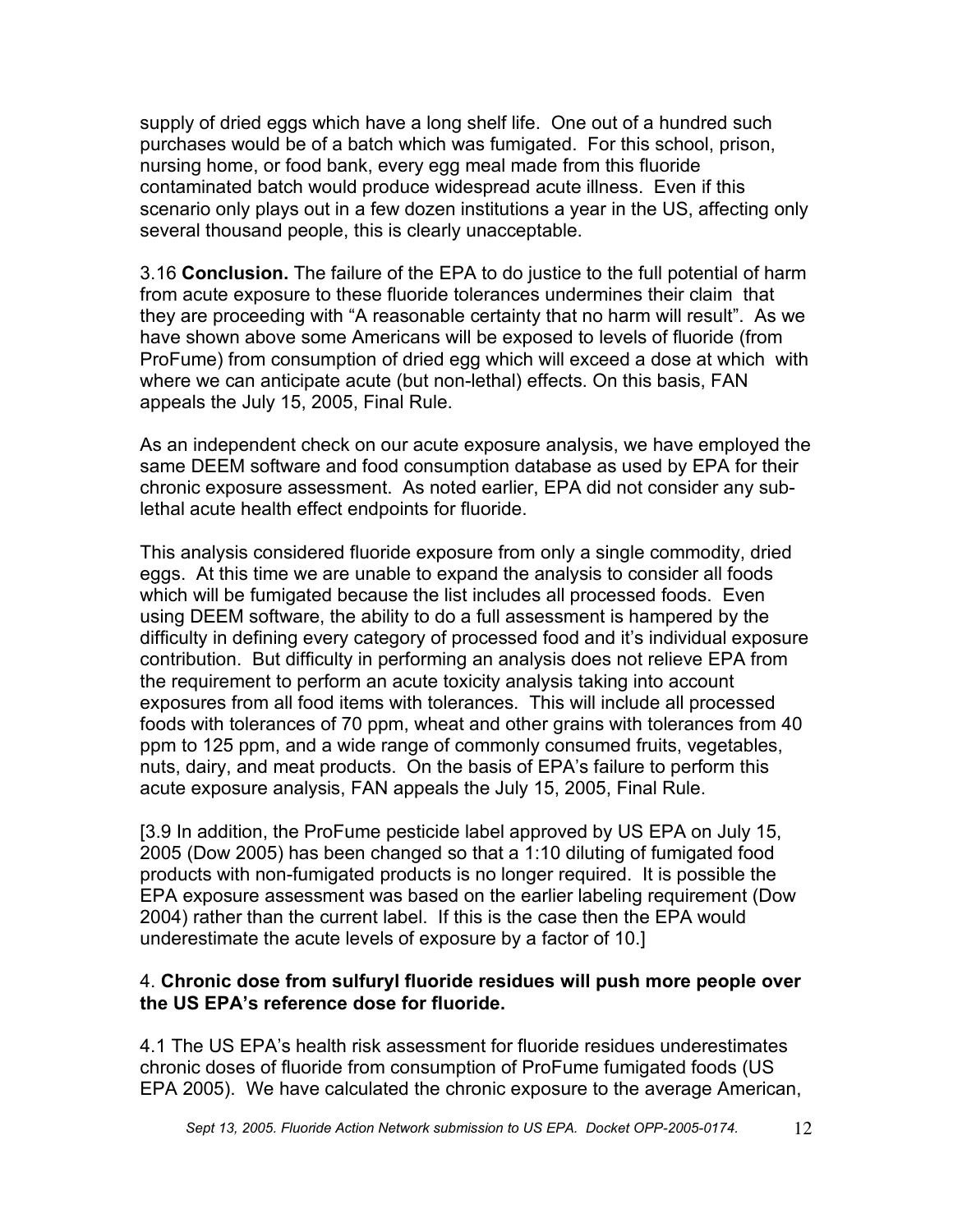supply of dried eggs which have a long shelf life. One out of a hundred such purchases would be of a batch which was fumigated. For this school, prison, nursing home, or food bank, every egg meal made from this fluoride contaminated batch would produce widespread acute illness. Even if this scenario only plays out in a few dozen institutions a year in the US, affecting only several thousand people, this is clearly unacceptable.

3.16 **Conclusion.** The failure of the EPA to do justice to the full potential of harm from acute exposure to these fluoride tolerances undermines their claim that they are proceeding with "A reasonable certainty that no harm will result". As we have shown above some Americans will be exposed to levels of fluoride (from ProFume) from consumption of dried egg which will exceed a dose at which with where we can anticipate acute (but non-lethal) effects. On this basis, FAN appeals the July 15, 2005, Final Rule.

As an independent check on our acute exposure analysis, we have employed the same DEEM software and food consumption database as used by EPA for their chronic exposure assessment. As noted earlier, EPA did not consider any sub-lethal acute health effect endpoints for fluoride.

This analysis considered fluoride exposure from only a single commodity, dried eggs. At this time we are unable to expand the analysis to consider all foods which will be fumigated because the list includes all processed foods. Even using DEEM software, the ability to do a full assessment is hampered by the difficulty in defining every category of processed food and it's individual exposure contribution. But difficulty in performing an analysis does not relieve EPA from the requirement to perform an acute toxicity analysis taking into account exposures from all food items with tolerances. This will include all processed foods with tolerances of 70 ppm, wheat and other grains with tolerances from 40 ppm to 125 ppm, and a wide range of commonly consumed fruits, vegetables, nuts, dairy, and meat products. On the basis of EPA's failure to perform this acute exposure analysis, FAN appeals the July 15, 2005, Final Rule.

[3.9 In addition, the ProFume pesticide label approved by US EPA on July 15, 2005 (Dow 2005) has been changed so that a 1:10 diluting of fumigated food products with non-fumigated products is no longer required. It is possible the EPA exposure assessment was based on the earlier labeling requirement (Dow 2004) rather than the current label. If this is the case then the EPA would underestimate the acute levels of exposure by a factor of 10.]

### 4. **Chronic dose from sulfuryl fluoride residues will push more people over the US EPA's reference dose for fluoride.**

4.1 The US EPA's health risk assessment for fluoride residues underestimates chronic doses of fluoride from consumption of ProFume fumigated foods (US EPA 2005). We have calculated the chronic exposure to the average American,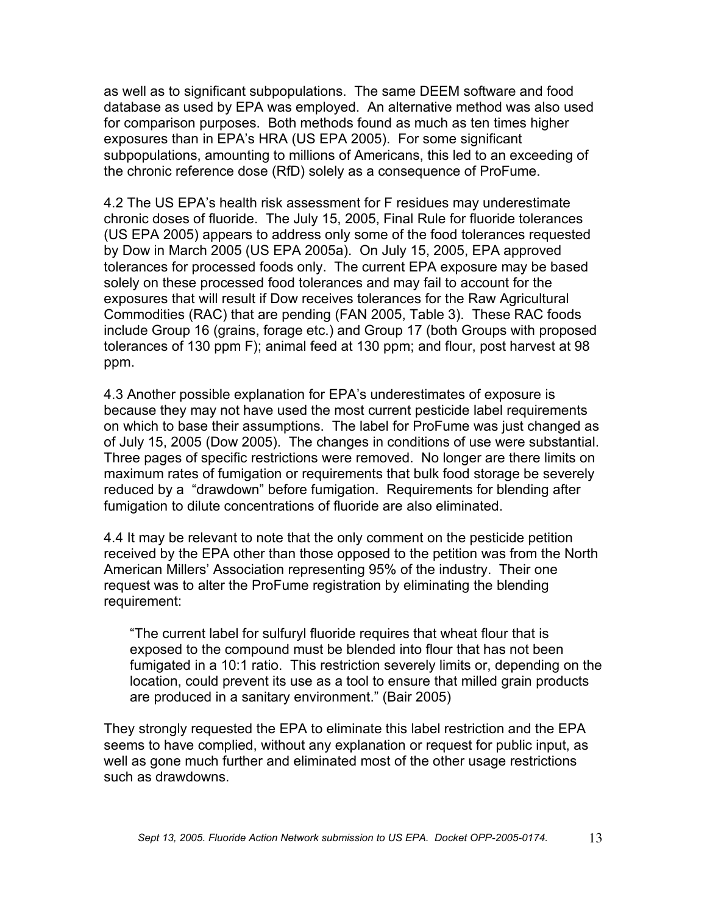as well as to significant subpopulations. The same DEEM software and food database as used by EPA was employed. An alternative method was also used for comparison purposes. Both methods found as much as ten times higher exposures than in EPA's HRA (US EPA 2005). For some significant subpopulations, amounting to millions of Americans, this led to an exceeding of the chronic reference dose (RfD) solely as a consequence of ProFume.

4.2 The US EPA's health risk assessment for F residues may underestimate chronic doses of fluoride. The July 15, 2005, Final Rule for fluoride tolerances (US EPA 2005) appears to address only some of the food tolerances requested by Dow in March 2005 (US EPA 2005a). On July 15, 2005, EPA approved tolerances for processed foods only. The current EPA exposure may be based solely on these processed food tolerances and may fail to account for the exposures that will result if Dow receives tolerances for the Raw Agricultural Commodities (RAC) that are pending (FAN 2005, Table 3). These RAC foods include Group 16 (grains, forage etc.) and Group 17 (both Groups with proposed tolerances of 130 ppm F); animal feed at 130 ppm; and flour, post harvest at 98 ppm.

4.3 Another possible explanation for EPA's underestimates of exposure is because they may not have used the most current pesticide label requirements on which to base their assumptions. The label for ProFume was just changed as of July 15, 2005 (Dow 2005). The changes in conditions of use were substantial. Three pages of specific restrictions were removed. No longer are there limits on maximum rates of fumigation or requirements that bulk food storage be severely reduced by a "drawdown" before fumigation. Requirements for blending after fumigation to dilute concentrations of fluoride are also eliminated.

4.4 It may be relevant to note that the only comment on the pesticide petition received by the EPA other than those opposed to the petition was from the North American Millers' Association representing 95% of the industry. Their one request was to alter the ProFume registration by eliminating the blending requirement:

> "The current label for sulfuryl fluoride requires that wheat flour that is exposed to the compound must be blended into flour that has not been fumigated in a 10:1 ratio. This restriction severely limits or, depending on the location, could prevent its use as a tool to ensure that milled grain products are produced in a sanitary environment." (Bair 2005)

They strongly requested the EPA to eliminate this label restriction and the EPA seems to have complied, without any explanation or request for public input, as well as gone much further and eliminated most of the other usage restrictions such as drawdowns.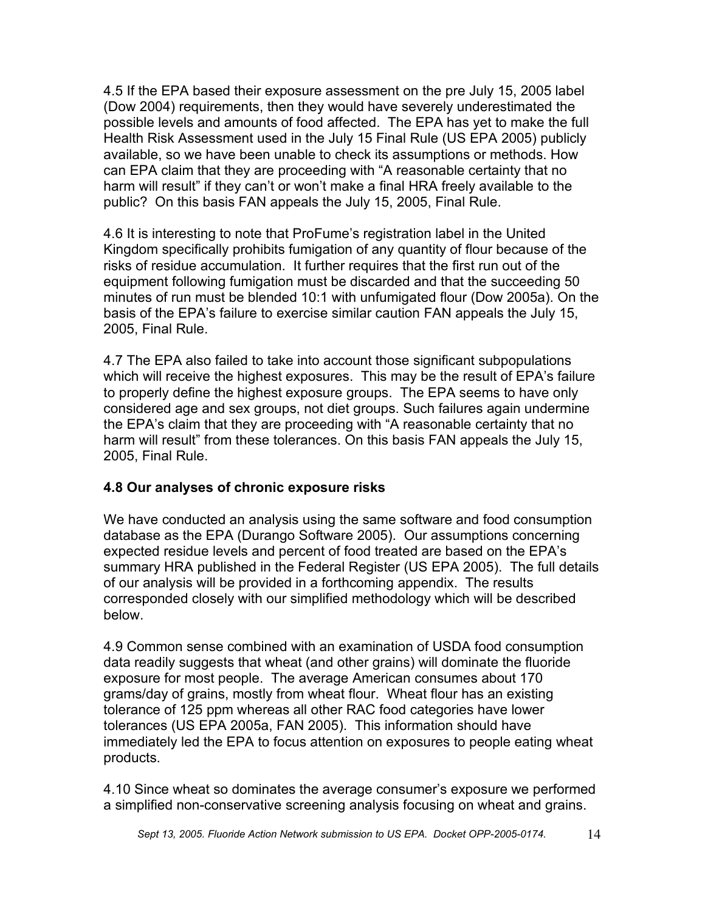4.5 If the EPA based their exposure assessment on the pre July 15, 2005 label (Dow 2004) requirements, then they would have severely underestimated the possible levels and amounts of food affected. The EPA has yet to make the full Health Risk Assessment used in the July 15 Final Rule (US EPA 2005) publicly available, so we have been unable to check its assumptions or methods. How can EPA claim that they are proceeding with "A reasonable certainty that no harm will result" if they can't or won't make a final HRA freely available to the public? On this basis FAN appeals the July 15, 2005, Final Rule.

4.6 It is interesting to note that ProFume's registration label in the United Kingdom specifically prohibits fumigation of any quantity of flour because of the risks of residue accumulation. It further requires that the first run out of the equipment following fumigation must be discarded and that the succeeding 50 minutes of run must be blended 10:1 with unfumigated flour (Dow 2005a). On the basis of the EPA's failure to exercise similar caution FAN appeals the July 15, 2005, Final Rule.

4.7 The EPA also failed to take into account those significant subpopulations which will receive the highest exposures. This may be the result of EPA's failure to properly define the highest exposure groups. The EPA seems to have only considered age and sex groups, not diet groups. Such failures again undermine the EPA's claim that they are proceeding with "A reasonable certainty that no harm will result" from these tolerances. On this basis FAN appeals the July 15, 2005, Final Rule.

### 4.8 Our analyses of chronic exposure risks

We have conducted an analysis using the same software and food consumption database as the EPA (Durango Software 2005). Our assumptions concerning expected residue levels and percent of food treated are based on the EPA's summary HRA published in the Federal Register (US EPA 2005). The full details of our analysis will be provided in a forthcoming appendix. The results corresponded closely with our simplified methodology which will be described below.

4.9 Common sense combined with an examination of USDA food consumption data readily suggests that wheat (and other grains) will dominate the fluoride exposure for most people. The average American consumes about 170 grams/day of grains, mostly from wheat flour. Wheat flour has an existing tolerance of 125 ppm whereas all other RAC food categories have lower tolerances (US EPA 2005a, FAN 2005). This information should have immediately led the EPA to focus attention on exposures to people eating wheat products.

4.10 Since wheat so dominates the average consumer's exposure we performed a simplified non-conservative screening analysis focusing on wheat and grains.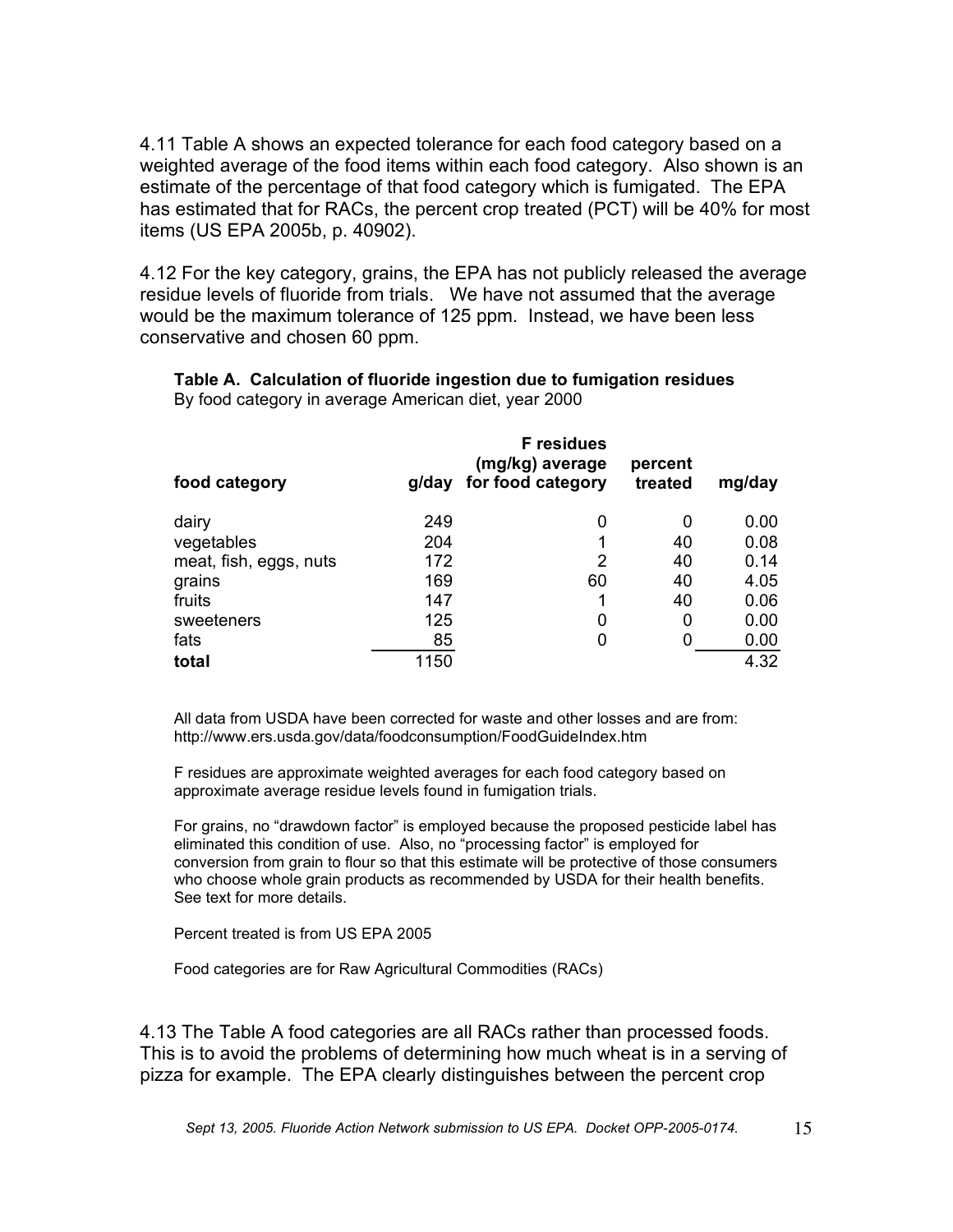4.11 Table A shows an expected tolerance for each food category based on a weighted average of the food items within each food category. Also shown is an estimate of the percentage of that food category which is fumigated. The EPA has estimated that for RACs, the percent crop treated (PCT) will be 40% for most items (US EPA 2005b, p. 40902).

4.12 For the key category, grains, the EPA has not publicly released the average residue levels of fluoride from trials. We have not assumed that the average would be the maximum tolerance of 125 ppm. Instead, we have been less conservative and chosen 60 ppm.

**Table A. Calculation of fluoride ingestion due to fumigation residues**
By food category in average American diet, year 2000

| food category | g/day | F residues (mg/kg) average for food category | percent treated | mg/day |
|---|---|---|---|---|
| dairy | 249 | 0 | 0 | 0.00 |
| vegetables | 204 | 1 | 40 | 0.08 |
| meat, fish, eggs, nuts | 172 | 2 | 40 | 0.14 |
| grains | 169 | 60 | 40 | 4.05 |
| fruits | 147 | 1 | 40 | 0.06 |
| sweeteners | 125 | 0 | 0 | 0.00 |
| fats | 85 | 0 | 0 | 0.00 |
| **total** | 1150 | | | 4.32 |

All data from USDA have been corrected for waste and other losses and are from: http://www.ers.usda.gov/data/foodconsumption/FoodGuideIndex.htm

F residues are approximate weighted averages for each food category based on approximate average residue levels found in fumigation trials.

For grains, no "drawdown factor" is employed because the proposed pesticide label has eliminated this condition of use. Also, no "processing factor" is employed for conversion from grain to flour so that this estimate will be protective of those consumers who choose whole grain products as recommended by USDA for their health benefits. See text for more details.

Percent treated is from US EPA 2005

Food categories are for Raw Agricultural Commodities (RACs)

4.13 The Table A food categories are all RACs rather than processed foods. This is to avoid the problems of determining how much wheat is in a serving of pizza for example. The EPA clearly distinguishes between the percent crop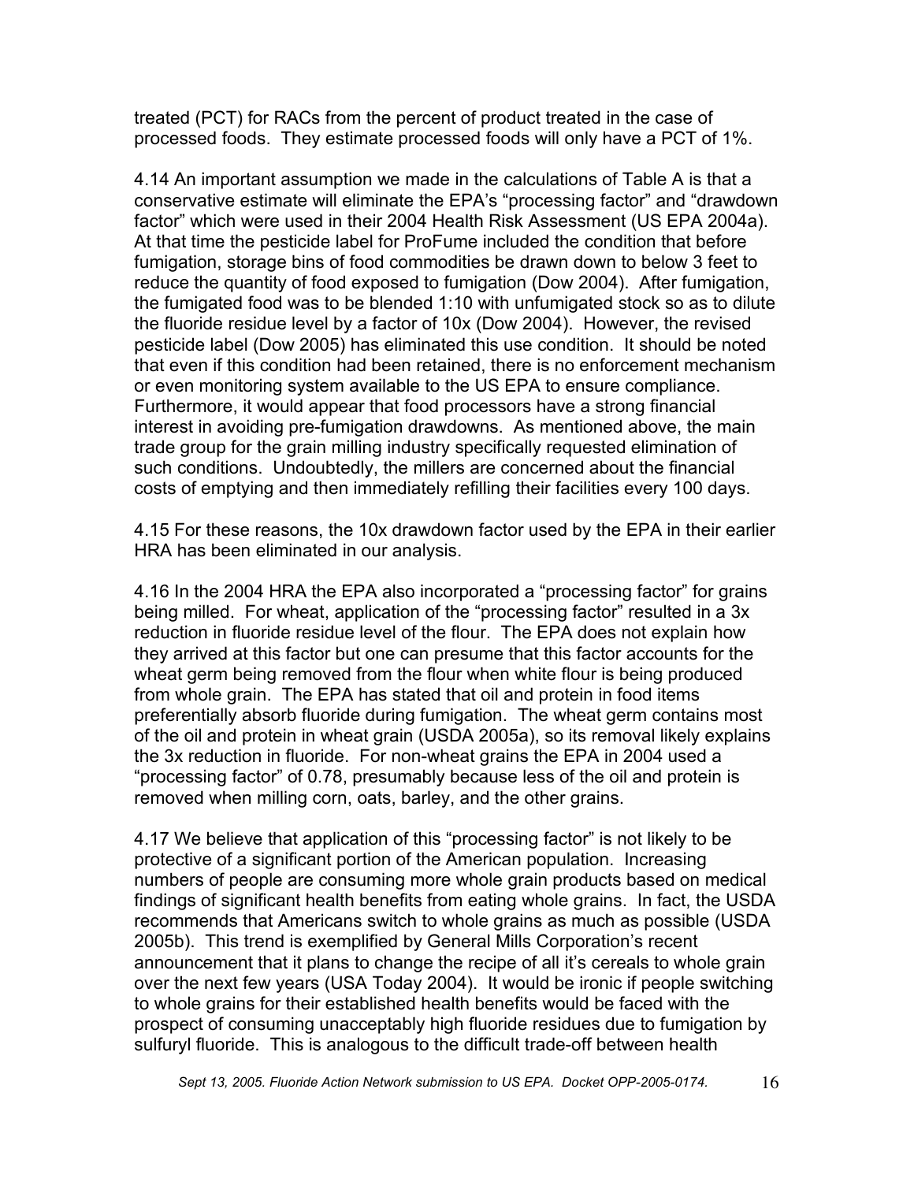treated (PCT) for RACs from the percent of product treated in the case of processed foods. They estimate processed foods will only have a PCT of 1%.

4.14 An important assumption we made in the calculations of Table A is that a conservative estimate will eliminate the EPA's "processing factor" and "drawdown factor" which were used in their 2004 Health Risk Assessment (US EPA 2004a). At that time the pesticide label for ProFume included the condition that before fumigation, storage bins of food commodities be drawn down to below 3 feet to reduce the quantity of food exposed to fumigation (Dow 2004). After fumigation, the fumigated food was to be blended 1:10 with unfumigated stock so as to dilute the fluoride residue level by a factor of 10x (Dow 2004). However, the revised pesticide label (Dow 2005) has eliminated this use condition. It should be noted that even if this condition had been retained, there is no enforcement mechanism or even monitoring system available to the US EPA to ensure compliance. Furthermore, it would appear that food processors have a strong financial interest in avoiding pre-fumigation drawdowns. As mentioned above, the main trade group for the grain milling industry specifically requested elimination of such conditions. Undoubtedly, the millers are concerned about the financial costs of emptying and then immediately refilling their facilities every 100 days.

4.15 For these reasons, the 10x drawdown factor used by the EPA in their earlier HRA has been eliminated in our analysis.

4.16 In the 2004 HRA the EPA also incorporated a "processing factor" for grains being milled. For wheat, application of the "processing factor" resulted in a 3x reduction in fluoride residue level of the flour. The EPA does not explain how they arrived at this factor but one can presume that this factor accounts for the wheat germ being removed from the flour when white flour is being produced from whole grain. The EPA has stated that oil and protein in food items preferentially absorb fluoride during fumigation. The wheat germ contains most of the oil and protein in wheat grain (USDA 2005a), so its removal likely explains the 3x reduction in fluoride. For non-wheat grains the EPA in 2004 used a "processing factor" of 0.78, presumably because less of the oil and protein is removed when milling corn, oats, barley, and the other grains.

4.17 We believe that application of this "processing factor" is not likely to be protective of a significant portion of the American population. Increasing numbers of people are consuming more whole grain products based on medical findings of significant health benefits from eating whole grains. In fact, the USDA recommends that Americans switch to whole grains as much as possible (USDA 2005b). This trend is exemplified by General Mills Corporation's recent announcement that it plans to change the recipe of all it's cereals to whole grain over the next few years (USA Today 2004). It would be ironic if people switching to whole grains for their established health benefits would be faced with the prospect of consuming unacceptably high fluoride residues due to fumigation by sulfuryl fluoride. This is analogous to the difficult trade-off between health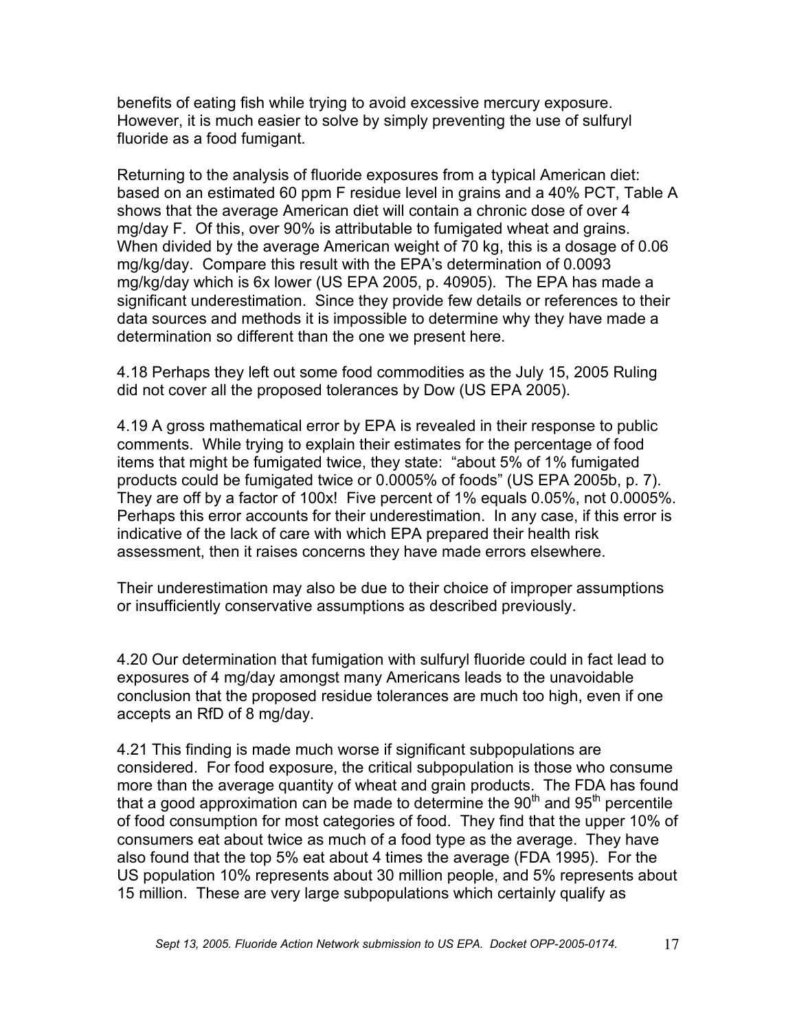benefits of eating fish while trying to avoid excessive mercury exposure. However, it is much easier to solve by simply preventing the use of sulfuryl fluoride as a food fumigant.

Returning to the analysis of fluoride exposures from a typical American diet: based on an estimated 60 ppm F residue level in grains and a 40% PCT, Table A shows that the average American diet will contain a chronic dose of over 4 mg/day F. Of this, over 90% is attributable to fumigated wheat and grains. When divided by the average American weight of 70 kg, this is a dosage of 0.06 mg/kg/day. Compare this result with the EPA's determination of 0.0093 mg/kg/day which is 6x lower (US EPA 2005, p. 40905). The EPA has made a significant underestimation. Since they provide few details or references to their data sources and methods it is impossible to determine why they have made a determination so different than the one we present here.

4.18 Perhaps they left out some food commodities as the July 15, 2005 Ruling did not cover all the proposed tolerances by Dow (US EPA 2005).

4.19 A gross mathematical error by EPA is revealed in their response to public comments. While trying to explain their estimates for the percentage of food items that might be fumigated twice, they state: "about 5% of 1% fumigated products could be fumigated twice or 0.0005% of foods" (US EPA 2005b, p. 7). They are off by a factor of 100x! Five percent of 1% equals 0.05%, not 0.0005%. Perhaps this error accounts for their underestimation. In any case, if this error is indicative of the lack of care with which EPA prepared their health risk assessment, then it raises concerns they have made errors elsewhere.

Their underestimation may also be due to their choice of improper assumptions or insufficiently conservative assumptions as described previously.

4.20 Our determination that fumigation with sulfuryl fluoride could in fact lead to exposures of 4 mg/day amongst many Americans leads to the unavoidable conclusion that the proposed residue tolerances are much too high, even if one accepts an RfD of 8 mg/day.

4.21 This finding is made much worse if significant subpopulations are considered. For food exposure, the critical subpopulation is those who consume more than the average quantity of wheat and grain products. The FDA has found that a good approximation can be made to determine the 90th and 95th percentile of food consumption for most categories of food. They find that the upper 10% of consumers eat about twice as much of a food type as the average. They have also found that the top 5% eat about 4 times the average (FDA 1995). For the US population 10% represents about 30 million people, and 5% represents about 15 million. These are very large subpopulations which certainly qualify as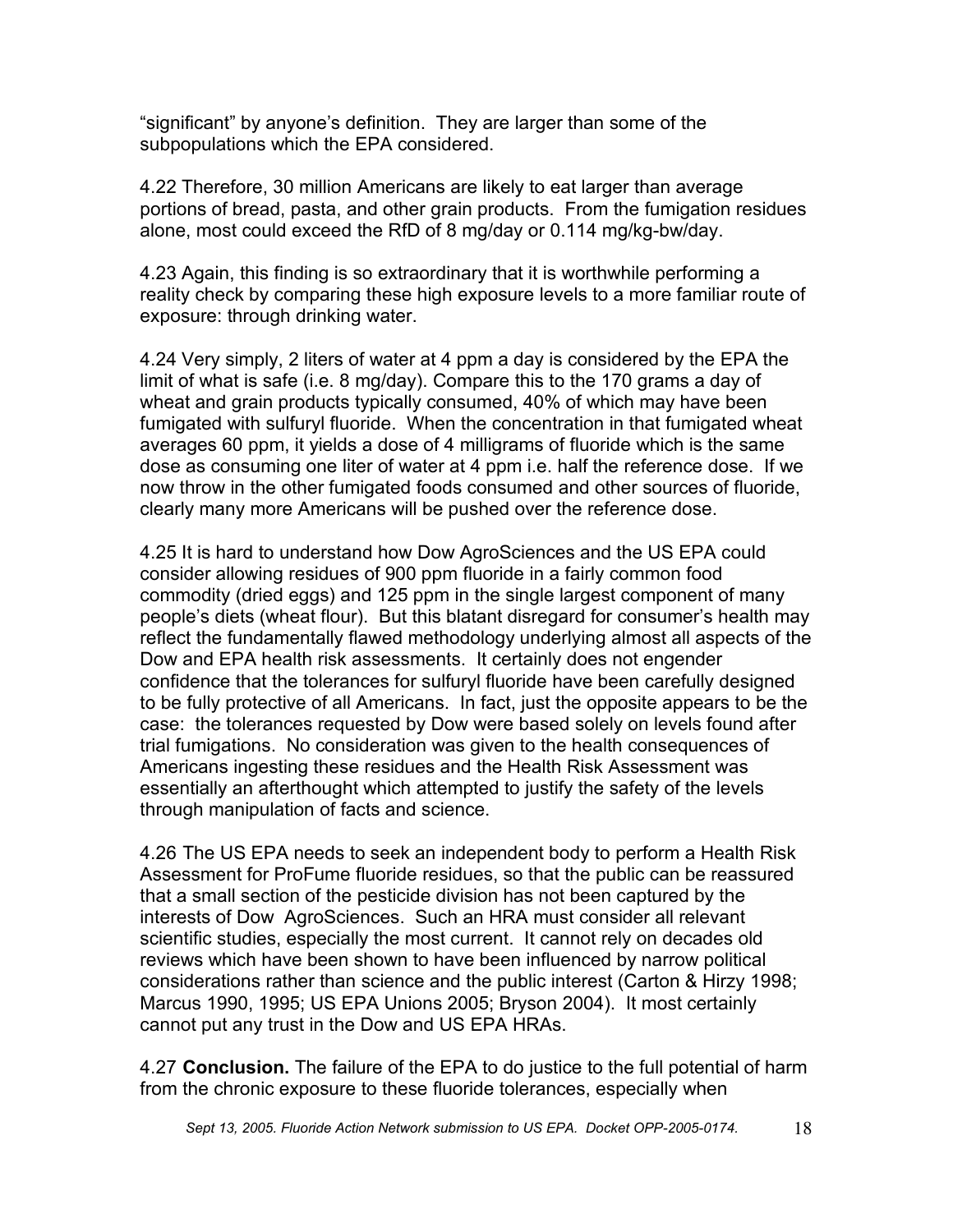“significant” by anyone’s definition. They are larger than some of the subpopulations which the EPA considered.

4.22 Therefore, 30 million Americans are likely to eat larger than average portions of bread, pasta, and other grain products. From the fumigation residues alone, most could exceed the RfD of 8 mg/day or 0.114 mg/kg-bw/day.

4.23 Again, this finding is so extraordinary that it is worthwhile performing a reality check by comparing these high exposure levels to a more familiar route of exposure: through drinking water.

4.24 Very simply, 2 liters of water at 4 ppm a day is considered by the EPA the limit of what is safe (i.e. 8 mg/day). Compare this to the 170 grams a day of wheat and grain products typically consumed, 40% of which may have been fumigated with sulfuryl fluoride. When the concentration in that fumigated wheat averages 60 ppm, it yields a dose of 4 milligrams of fluoride which is the same dose as consuming one liter of water at 4 ppm i.e. half the reference dose. If we now throw in the other fumigated foods consumed and other sources of fluoride, clearly many more Americans will be pushed over the reference dose.

4.25 It is hard to understand how Dow AgroSciences and the US EPA could consider allowing residues of 900 ppm fluoride in a fairly common food commodity (dried eggs) and 125 ppm in the single largest component of many people’s diets (wheat flour). But this blatant disregard for consumer’s health may reflect the fundamentally flawed methodology underlying almost all aspects of the Dow and EPA health risk assessments. It certainly does not engender confidence that the tolerances for sulfuryl fluoride have been carefully designed to be fully protective of all Americans. In fact, just the opposite appears to be the case: the tolerances requested by Dow were based solely on levels found after trial fumigations. No consideration was given to the health consequences of Americans ingesting these residues and the Health Risk Assessment was essentially an afterthought which attempted to justify the safety of the levels through manipulation of facts and science.

4.26 The US EPA needs to seek an independent body to perform a Health Risk Assessment for ProFume fluoride residues, so that the public can be reassured that a small section of the pesticide division has not been captured by the interests of Dow AgroSciences. Such an HRA must consider all relevant scientific studies, especially the most current. It cannot rely on decades old reviews which have been shown to have been influenced by narrow political considerations rather than science and the public interest (Carton & Hirzy 1998; Marcus 1990, 1995; US EPA Unions 2005; Bryson 2004). It most certainly cannot put any trust in the Dow and US EPA HRAs.

4.27 **Conclusion.** The failure of the EPA to do justice to the full potential of harm from the chronic exposure to these fluoride tolerances, especially when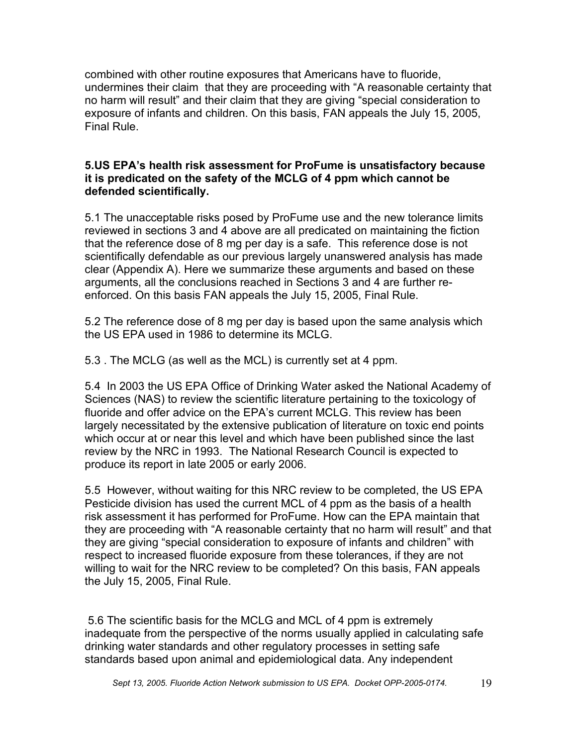combined with other routine exposures that Americans have to fluoride, undermines their claim that they are proceeding with "A reasonable certainty that no harm will result" and their claim that they are giving "special consideration to exposure of infants and children. On this basis, FAN appeals the July 15, 2005, Final Rule.

**5.US EPA's health risk assessment for ProFume is unsatisfactory because it is predicated on the safety of the MCLG of 4 ppm which cannot be defended scientifically.**

5.1 The unacceptable risks posed by ProFume use and the new tolerance limits reviewed in sections 3 and 4 above are all predicated on maintaining the fiction that the reference dose of 8 mg per day is a safe. This reference dose is not scientifically defendable as our previous largely unanswered analysis has made clear (Appendix A). Here we summarize these arguments and based on these arguments, all the conclusions reached in Sections 3 and 4 are further re-enforced. On this basis FAN appeals the July 15, 2005, Final Rule.

5.2 The reference dose of 8 mg per day is based upon the same analysis which the US EPA used in 1986 to determine its MCLG.

5.3 . The MCLG (as well as the MCL) is currently set at 4 ppm.

5.4 In 2003 the US EPA Office of Drinking Water asked the National Academy of Sciences (NAS) to review the scientific literature pertaining to the toxicology of fluoride and offer advice on the EPA's current MCLG. This review has been largely necessitated by the extensive publication of literature on toxic end points which occur at or near this level and which have been published since the last review by the NRC in 1993. The National Research Council is expected to produce its report in late 2005 or early 2006.

5.5 However, without waiting for this NRC review to be completed, the US EPA Pesticide division has used the current MCL of 4 ppm as the basis of a health risk assessment it has performed for ProFume. How can the EPA maintain that they are proceeding with "A reasonable certainty that no harm will result" and that they are giving "special consideration to exposure of infants and children" with respect to increased fluoride exposure from these tolerances, if they are not willing to wait for the NRC review to be completed? On this basis, FAN appeals the July 15, 2005, Final Rule.

5.6 The scientific basis for the MCLG and MCL of 4 ppm is extremely inadequate from the perspective of the norms usually applied in calculating safe drinking water standards and other regulatory processes in setting safe standards based upon animal and epidemiological data. Any independent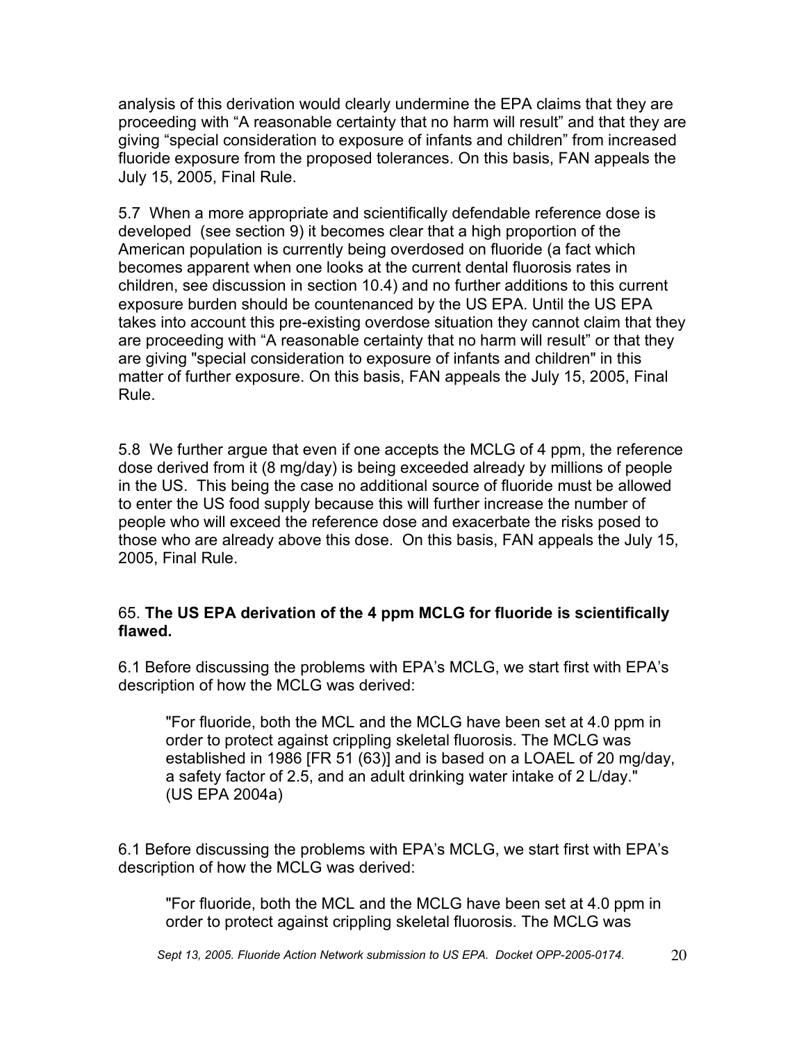analysis of this derivation would clearly undermine the EPA claims that they are proceeding with "A reasonable certainty that no harm will result" and that they are giving "special consideration to exposure of infants and children" from increased fluoride exposure from the proposed tolerances. On this basis, FAN appeals the July 15, 2005, Final Rule.

5.7 When a more appropriate and scientifically defendable reference dose is developed (see section 9) it becomes clear that a high proportion of the American population is currently being overdosed on fluoride (a fact which becomes apparent when one looks at the current dental fluorosis rates in children, see discussion in section 10.4) and no further additions to this current exposure burden should be countenanced by the US EPA. Until the US EPA takes into account this pre-existing overdose situation they cannot claim that they are proceeding with "A reasonable certainty that no harm will result" or that they are giving "special consideration to exposure of infants and children" in this matter of further exposure. On this basis, FAN appeals the July 15, 2005, Final Rule.

5.8 We further argue that even if one accepts the MCLG of 4 ppm, the reference dose derived from it (8 mg/day) is being exceeded already by millions of people in the US. This being the case no additional source of fluoride must be allowed to enter the US food supply because this will further increase the number of people who will exceed the reference dose and exacerbate the risks posed to those who are already above this dose. On this basis, FAN appeals the July 15, 2005, Final Rule.

65. **The US EPA derivation of the 4 ppm MCLG for fluoride is scientifically flawed.**

6.1 Before discussing the problems with EPA's MCLG, we start first with EPA's description of how the MCLG was derived:

> "For fluoride, both the MCL and the MCLG have been set at 4.0 ppm in order to protect against crippling skeletal fluorosis. The MCLG was established in 1986 [FR 51 (63)] and is based on a LOAEL of 20 mg/day, a safety factor of 2.5, and an adult drinking water intake of 2 L/day." (US EPA 2004a)

6.1 Before discussing the problems with EPA's MCLG, we start first with EPA's description of how the MCLG was derived:

> "For fluoride, both the MCL and the MCLG have been set at 4.0 ppm in order to protect against crippling skeletal fluorosis. The MCLG was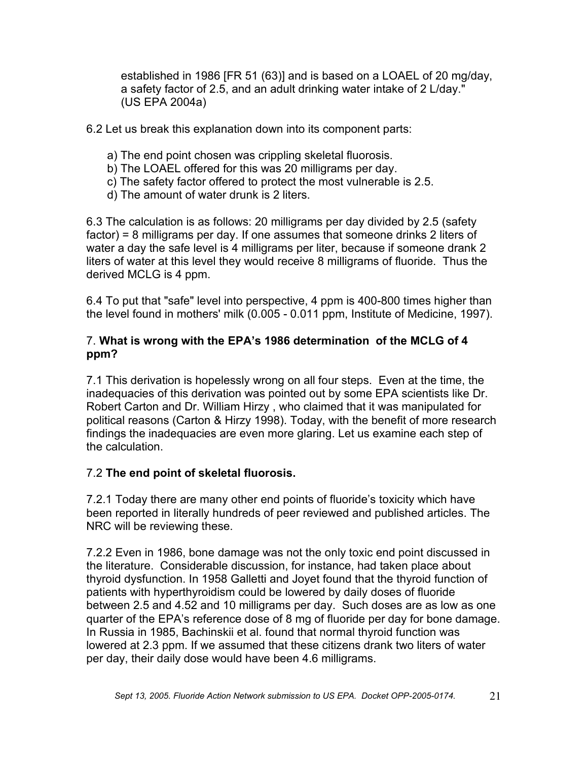established in 1986 [FR 51 (63)] and is based on a LOAEL of 20 mg/day, a safety factor of 2.5, and an adult drinking water intake of 2 L/day." (US EPA 2004a)

6.2 Let us break this explanation down into its component parts:

a) The end point chosen was crippling skeletal fluorosis.
b) The LOAEL offered for this was 20 milligrams per day.
c) The safety factor offered to protect the most vulnerable is 2.5.
d) The amount of water drunk is 2 liters.

6.3 The calculation is as follows: 20 milligrams per day divided by 2.5 (safety factor) = 8 milligrams per day. If one assumes that someone drinks 2 liters of water a day the safe level is 4 milligrams per liter, because if someone drank 2 liters of water at this level they would receive 8 milligrams of fluoride. Thus the derived MCLG is 4 ppm.

6.4 To put that "safe" level into perspective, 4 ppm is 400-800 times higher than the level found in mothers' milk (0.005 - 0.011 ppm, Institute of Medicine, 1997).

### 7. **What is wrong with the EPA's 1986 determination of the MCLG of 4 ppm?**

7.1 This derivation is hopelessly wrong on all four steps. Even at the time, the inadequacies of this derivation was pointed out by some EPA scientists like Dr. Robert Carton and Dr. William Hirzy , who claimed that it was manipulated for political reasons (Carton & Hirzy 1998). Today, with the benefit of more research findings the inadequacies are even more glaring. Let us examine each step of the calculation.

#### 7.2 **The end point of skeletal fluorosis.**

7.2.1 Today there are many other end points of fluoride's toxicity which have been reported in literally hundreds of peer reviewed and published articles. The NRC will be reviewing these.

7.2.2 Even in 1986, bone damage was not the only toxic end point discussed in the literature. Considerable discussion, for instance, had taken place about thyroid dysfunction. In 1958 Galletti and Joyet found that the thyroid function of patients with hyperthyroidism could be lowered by daily doses of fluoride between 2.5 and 4.52 and 10 milligrams per day. Such doses are as low as one quarter of the EPA's reference dose of 8 mg of fluoride per day for bone damage. In Russia in 1985, Bachinskii et al. found that normal thyroid function was lowered at 2.3 ppm. If we assumed that these citizens drank two liters of water per day, their daily dose would have been 4.6 milligrams.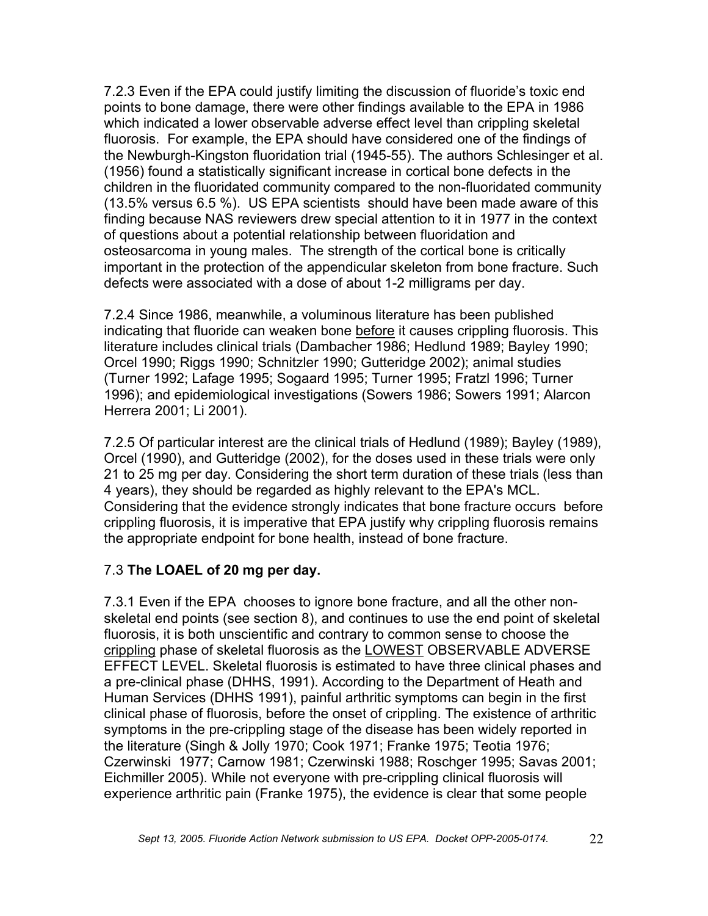7.2.3 Even if the EPA could justify limiting the discussion of fluoride's toxic end points to bone damage, there were other findings available to the EPA in 1986 which indicated a lower observable adverse effect level than crippling skeletal fluorosis. For example, the EPA should have considered one of the findings of the Newburgh-Kingston fluoridation trial (1945-55). The authors Schlesinger et al. (1956) found a statistically significant increase in cortical bone defects in the children in the fluoridated community compared to the non-fluoridated community (13.5% versus 6.5 %). US EPA scientists should have been made aware of this finding because NAS reviewers drew special attention to it in 1977 in the context of questions about a potential relationship between fluoridation and osteosarcoma in young males. The strength of the cortical bone is critically important in the protection of the appendicular skeleton from bone fracture. Such defects were associated with a dose of about 1-2 milligrams per day.

7.2.4 Since 1986, meanwhile, a voluminous literature has been published indicating that fluoride can weaken bone <u>before</u> it causes crippling fluorosis. This literature includes clinical trials (Dambacher 1986; Hedlund 1989; Bayley 1990; Orcel 1990; Riggs 1990; Schnitzler 1990; Gutteridge 2002); animal studies (Turner 1992; Lafage 1995; Sogaard 1995; Turner 1995; Fratzl 1996; Turner 1996); and epidemiological investigations (Sowers 1986; Sowers 1991; Alarcon Herrera 2001; Li 2001).

7.2.5 Of particular interest are the clinical trials of Hedlund (1989); Bayley (1989), Orcel (1990), and Gutteridge (2002), for the doses used in these trials were only 21 to 25 mg per day. Considering the short term duration of these trials (less than 4 years), they should be regarded as highly relevant to the EPA's MCL. Considering that the evidence strongly indicates that bone fracture occurs before crippling fluorosis, it is imperative that EPA justify why crippling fluorosis remains the appropriate endpoint for bone health, instead of bone fracture.

### 7.3 **The LOAEL of 20 mg per day.**

7.3.1 Even if the EPA chooses to ignore bone fracture, and all the other non-skeletal end points (see section 8), and continues to use the end point of skeletal fluorosis, it is both unscientific and contrary to common sense to choose the <u>crippling</u> phase of skeletal fluorosis as the <u>LOWEST</u> OBSERVABLE ADVERSE EFFECT LEVEL. Skeletal fluorosis is estimated to have three clinical phases and a pre-clinical phase (DHHS, 1991). According to the Department of Heath and Human Services (DHHS 1991), painful arthritic symptoms can begin in the first clinical phase of fluorosis, before the onset of crippling. The existence of arthritic symptoms in the pre-crippling stage of the disease has been widely reported in the literature (Singh & Jolly 1970; Cook 1971; Franke 1975; Teotia 1976; Czerwinski 1977; Carnow 1981; Czerwinski 1988; Roschger 1995; Savas 2001; Eichmiller 2005). While not everyone with pre-crippling clinical fluorosis will experience arthritic pain (Franke 1975), the evidence is clear that some people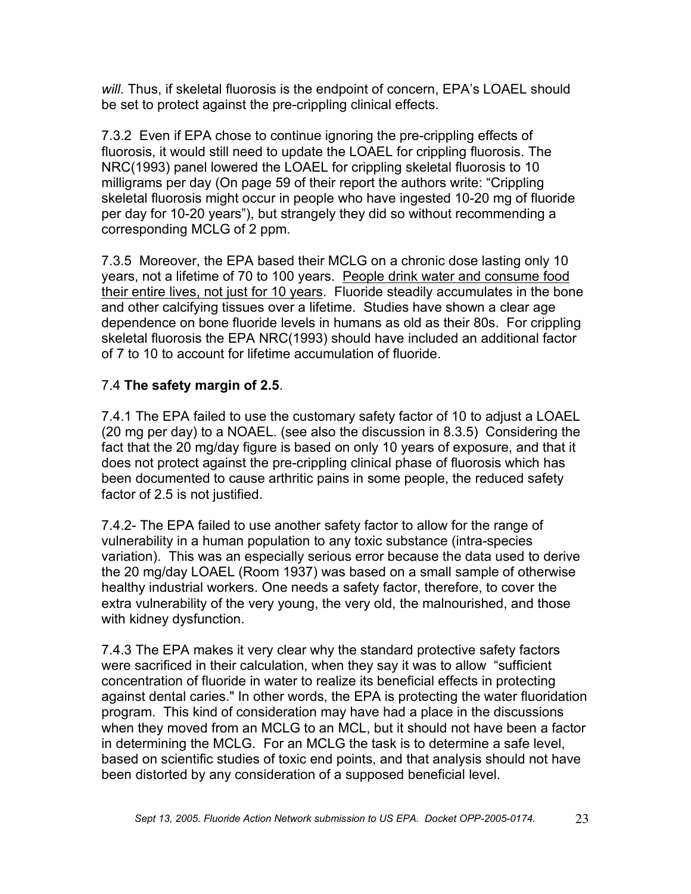*will*. Thus, if skeletal fluorosis is the endpoint of concern, EPA's LOAEL should be set to protect against the pre-crippling clinical effects.

7.3.2 Even if EPA chose to continue ignoring the pre-crippling effects of fluorosis, it would still need to update the LOAEL for crippling fluorosis. The NRC(1993) panel lowered the LOAEL for crippling skeletal fluorosis to 10 milligrams per day (On page 59 of their report the authors write: "Crippling skeletal fluorosis might occur in people who have ingested 10-20 mg of fluoride per day for 10-20 years"), but strangely they did so without recommending a corresponding MCLG of 2 ppm.

7.3.5 Moreover, the EPA based their MCLG on a chronic dose lasting only 10 years, not a lifetime of 70 to 100 years. <u>People drink water and consume food their entire lives, not just for 10 years</u>. Fluoride steadily accumulates in the bone and other calcifying tissues over a lifetime. Studies have shown a clear age dependence on bone fluoride levels in humans as old as their 80s. For crippling skeletal fluorosis the EPA NRC(1993) should have included an additional factor of 7 to 10 to account for lifetime accumulation of fluoride.

7.4 **The safety margin of 2.5**.

7.4.1 The EPA failed to use the customary safety factor of 10 to adjust a LOAEL (20 mg per day) to a NOAEL. (see also the discussion in 8.3.5) Considering the fact that the 20 mg/day figure is based on only 10 years of exposure, and that it does not protect against the pre-crippling clinical phase of fluorosis which has been documented to cause arthritic pains in some people, the reduced safety factor of 2.5 is not justified.

7.4.2- The EPA failed to use another safety factor to allow for the range of vulnerability in a human population to any toxic substance (intra-species variation). This was an especially serious error because the data used to derive the 20 mg/day LOAEL (Room 1937) was based on a small sample of otherwise healthy industrial workers. One needs a safety factor, therefore, to cover the extra vulnerability of the very young, the very old, the malnourished, and those with kidney dysfunction.

7.4.3 The EPA makes it very clear why the standard protective safety factors were sacrificed in their calculation, when they say it was to allow "sufficient concentration of fluoride in water to realize its beneficial effects in protecting against dental caries." In other words, the EPA is protecting the water fluoridation program. This kind of consideration may have had a place in the discussions when they moved from an MCLG to an MCL, but it should not have been a factor in determining the MCLG. For an MCLG the task is to determine a safe level, based on scientific studies of toxic end points, and that analysis should not have been distorted by any consideration of a supposed beneficial level.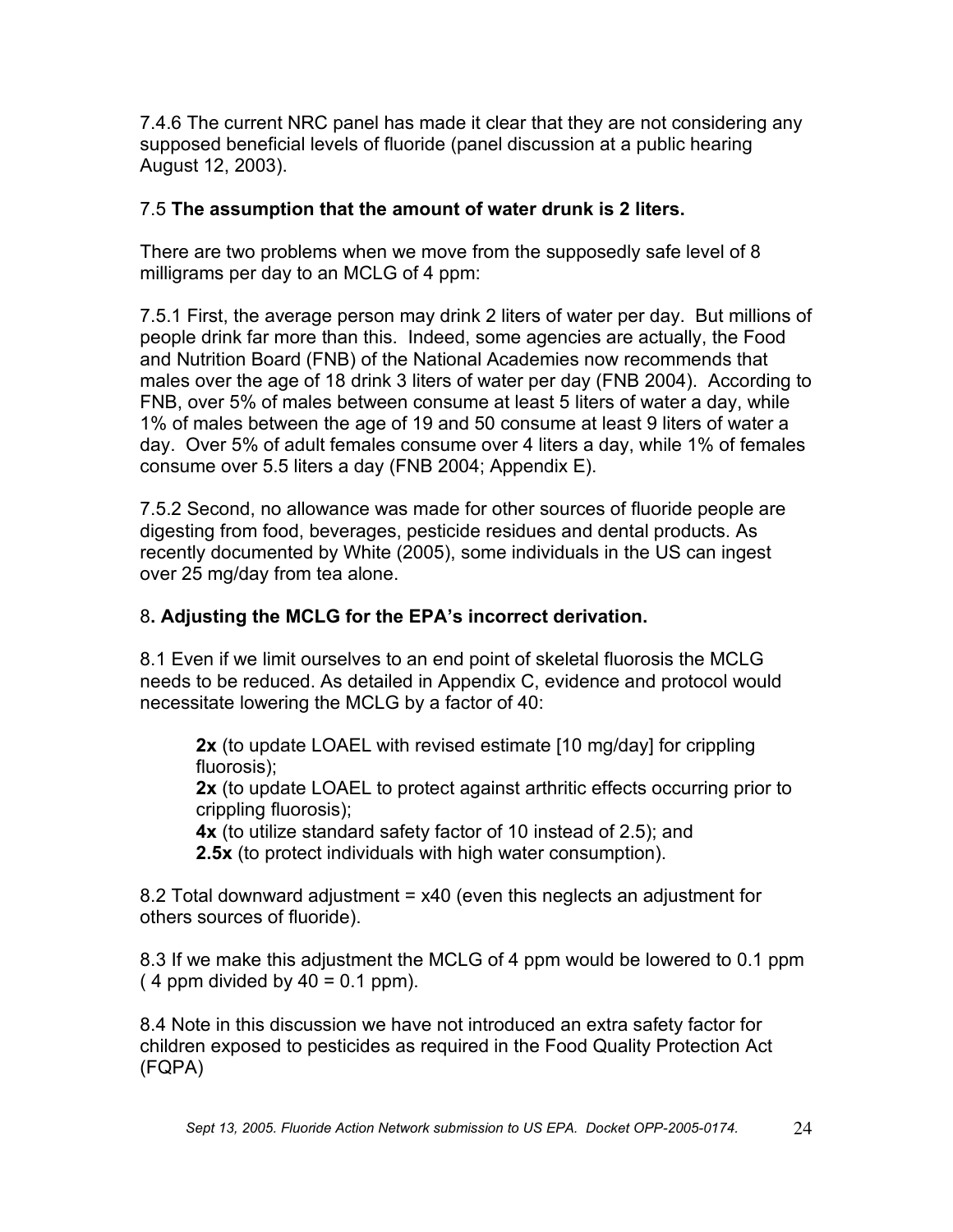7.4.6 The current NRC panel has made it clear that they are not considering any supposed beneficial levels of fluoride (panel discussion at a public hearing August 12, 2003).

### 7.5 **The assumption that the amount of water drunk is 2 liters.**

There are two problems when we move from the supposedly safe level of 8 milligrams per day to an MCLG of 4 ppm:

7.5.1 First, the average person may drink 2 liters of water per day. But millions of people drink far more than this. Indeed, some agencies are actually, the Food and Nutrition Board (FNB) of the National Academies now recommends that males over the age of 18 drink 3 liters of water per day (FNB 2004). According to FNB, over 5% of males between consume at least 5 liters of water a day, while 1% of males between the age of 19 and 50 consume at least 9 liters of water a day. Over 5% of adult females consume over 4 liters a day, while 1% of females consume over 5.5 liters a day (FNB 2004; Appendix E).

7.5.2 Second, no allowance was made for other sources of fluoride people are digesting from food, beverages, pesticide residues and dental products. As recently documented by White (2005), some individuals in the US can ingest over 25 mg/day from tea alone.

## 8. **Adjusting the MCLG for the EPA's incorrect derivation.**

8.1 Even if we limit ourselves to an end point of skeletal fluorosis the MCLG needs to be reduced. As detailed in Appendix C, evidence and protocol would necessitate lowering the MCLG by a factor of 40:

> **2x** (to update LOAEL with revised estimate [10 mg/day] for crippling fluorosis);
> **2x** (to update LOAEL to protect against arthritic effects occurring prior to crippling fluorosis);
> **4x** (to utilize standard safety factor of 10 instead of 2.5); and
> **2.5x** (to protect individuals with high water consumption).

8.2 Total downward adjustment = x40 (even this neglects an adjustment for others sources of fluoride).

8.3 If we make this adjustment the MCLG of 4 ppm would be lowered to 0.1 ppm ( 4 ppm divided by 40 = 0.1 ppm).

8.4 Note in this discussion we have not introduced an extra safety factor for children exposed to pesticides as required in the Food Quality Protection Act (FQPA)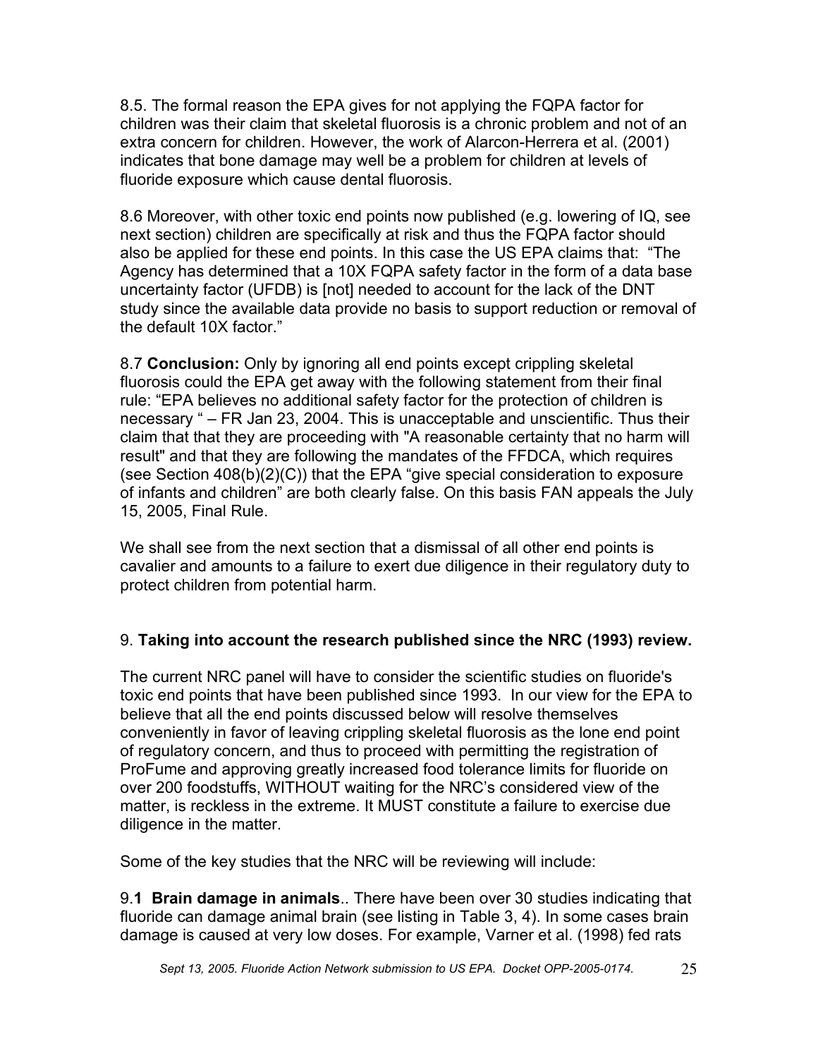8.5. The formal reason the EPA gives for not applying the FQPA factor for children was their claim that skeletal fluorosis is a chronic problem and not of an extra concern for children. However, the work of Alarcon-Herrera et al. (2001) indicates that bone damage may well be a problem for children at levels of fluoride exposure which cause dental fluorosis.

8.6 Moreover, with other toxic end points now published (e.g. lowering of IQ, see next section) children are specifically at risk and thus the FQPA factor should also be applied for these end points. In this case the US EPA claims that: "The Agency has determined that a 10X FQPA safety factor in the form of a data base uncertainty factor (UFDB) is [not] needed to account for the lack of the DNT study since the available data provide no basis to support reduction or removal of the default 10X factor."

8.7 **Conclusion:** Only by ignoring all end points except crippling skeletal fluorosis could the EPA get away with the following statement from their final rule: "EPA believes no additional safety factor for the protection of children is necessary " – FR Jan 23, 2004. This is unacceptable and unscientific. Thus their claim that that they are proceeding with "A reasonable certainty that no harm will result" and that they are following the mandates of the FFDCA, which requires (see Section 408(b)(2)(C)) that the EPA "give special consideration to exposure of infants and children" are both clearly false. On this basis FAN appeals the July 15, 2005, Final Rule.

We shall see from the next section that a dismissal of all other end points is cavalier and amounts to a failure to exert due diligence in their regulatory duty to protect children from potential harm.

## 9. **Taking into account the research published since the NRC (1993) review.**

The current NRC panel will have to consider the scientific studies on fluoride's toxic end points that have been published since 1993. In our view for the EPA to believe that all the end points discussed below will resolve themselves conveniently in favor of leaving crippling skeletal fluorosis as the lone end point of regulatory concern, and thus to proceed with permitting the registration of ProFume and approving greatly increased food tolerance limits for fluoride on over 200 foodstuffs, WITHOUT waiting for the NRC's considered view of the matter, is reckless in the extreme. It MUST constitute a failure to exercise due diligence in the matter.

Some of the key studies that the NRC will be reviewing will include:

9.**1 Brain damage in animals**.. There have been over 30 studies indicating that fluoride can damage animal brain (see listing in Table 3, 4). In some cases brain damage is caused at very low doses. For example, Varner et al. (1998) fed rats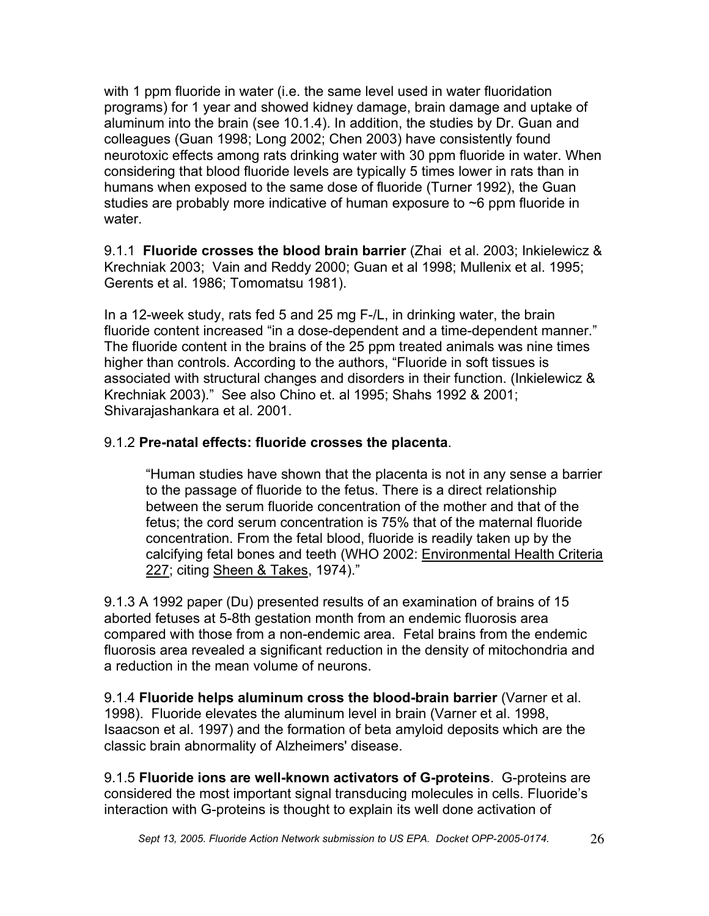with 1 ppm fluoride in water (i.e. the same level used in water fluoridation programs) for 1 year and showed kidney damage, brain damage and uptake of aluminum into the brain (see 10.1.4). In addition, the studies by Dr. Guan and colleagues (Guan 1998; Long 2002; Chen 2003) have consistently found neurotoxic effects among rats drinking water with 30 ppm fluoride in water. When considering that blood fluoride levels are typically 5 times lower in rats than in humans when exposed to the same dose of fluoride (Turner 1992), the Guan studies are probably more indicative of human exposure to ~6 ppm fluoride in water.

9.1.1 **Fluoride crosses the blood brain barrier** (Zhai et al. 2003; Inkielewicz & Krechniak 2003; Vain and Reddy 2000; Guan et al 1998; Mullenix et al. 1995; Gerents et al. 1986; Tomomatsu 1981).

In a 12-week study, rats fed 5 and 25 mg F-/L, in drinking water, the brain fluoride content increased "in a dose-dependent and a time-dependent manner." The fluoride content in the brains of the 25 ppm treated animals was nine times higher than controls. According to the authors, "Fluoride in soft tissues is associated with structural changes and disorders in their function. (Inkielewicz & Krechniak 2003)." See also Chino et. al 1995; Shahs 1992 & 2001; Shivarajashankara et al. 2001.

9.1.2 **Pre-natal effects: fluoride crosses the placenta**.

> "Human studies have shown that the placenta is not in any sense a barrier to the passage of fluoride to the fetus. There is a direct relationship between the serum fluoride concentration of the mother and that of the fetus; the cord serum concentration is 75% that of the maternal fluoride concentration. From the fetal blood, fluoride is readily taken up by the calcifying fetal bones and teeth (WHO 2002: Environmental Health Criteria 227; citing Sheen & Takes, 1974)."

9.1.3 A 1992 paper (Du) presented results of an examination of brains of 15 aborted fetuses at 5-8th gestation month from an endemic fluorosis area compared with those from a non-endemic area. Fetal brains from the endemic fluorosis area revealed a significant reduction in the density of mitochondria and a reduction in the mean volume of neurons.

9.1.4 **Fluoride helps aluminum cross the blood-brain barrier** (Varner et al. 1998). Fluoride elevates the aluminum level in brain (Varner et al. 1998, Isaacson et al. 1997) and the formation of beta amyloid deposits which are the classic brain abnormality of Alzheimers' disease.

9.1.5 **Fluoride ions are well-known activators of G-proteins**. G-proteins are considered the most important signal transducing molecules in cells. Fluoride's interaction with G-proteins is thought to explain its well done activation of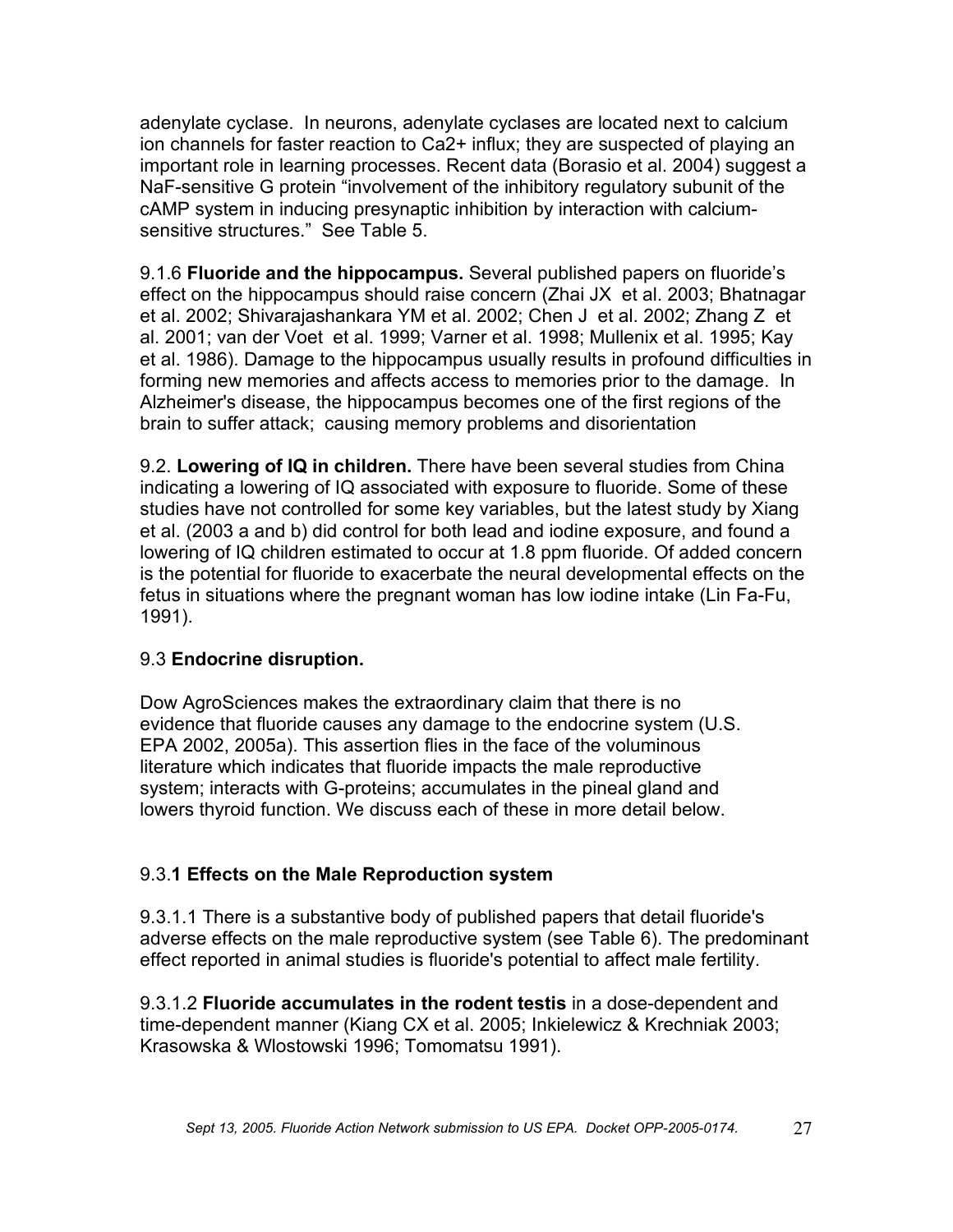adenylate cyclase. In neurons, adenylate cyclases are located next to calcium ion channels for faster reaction to Ca2+ influx; they are suspected of playing an important role in learning processes. Recent data (Borasio et al. 2004) suggest a NaF-sensitive G protein "involvement of the inhibitory regulatory subunit of the cAMP system in inducing presynaptic inhibition by interaction with calcium-sensitive structures." See Table 5.

9.1.6 **Fluoride and the hippocampus.** Several published papers on fluoride's effect on the hippocampus should raise concern (Zhai JX et al. 2003; Bhatnagar et al. 2002; Shivarajashankara YM et al. 2002; Chen J et al. 2002; Zhang Z et al. 2001; van der Voet et al. 1999; Varner et al. 1998; Mullenix et al. 1995; Kay et al. 1986). Damage to the hippocampus usually results in profound difficulties in forming new memories and affects access to memories prior to the damage. In Alzheimer's disease, the hippocampus becomes one of the first regions of the brain to suffer attack; causing memory problems and disorientation

9.2. **Lowering of IQ in children.** There have been several studies from China indicating a lowering of IQ associated with exposure to fluoride. Some of these studies have not controlled for some key variables, but the latest study by Xiang et al. (2003 a and b) did control for both lead and iodine exposure, and found a lowering of IQ children estimated to occur at 1.8 ppm fluoride. Of added concern is the potential for fluoride to exacerbate the neural developmental effects on the fetus in situations where the pregnant woman has low iodine intake (Lin Fa-Fu, 1991).

9.3 **Endocrine disruption.**

Dow AgroSciences makes the extraordinary claim that there is no evidence that fluoride causes any damage to the endocrine system (U.S. EPA 2002, 2005a). This assertion flies in the face of the voluminous literature which indicates that fluoride impacts the male reproductive system; interacts with G-proteins; accumulates in the pineal gland and lowers thyroid function. We discuss each of these in more detail below.

9.3.**1 Effects on the Male Reproduction system**

9.3.1.1 There is a substantive body of published papers that detail fluoride's adverse effects on the male reproductive system (see Table 6). The predominant effect reported in animal studies is fluoride's potential to affect male fertility.

9.3.1.2 **Fluoride accumulates in the rodent testis** in a dose-dependent and time-dependent manner (Kiang CX et al. 2005; Inkielewicz & Krechniak 2003; Krasowska & Wlostowski 1996; Tomomatsu 1991).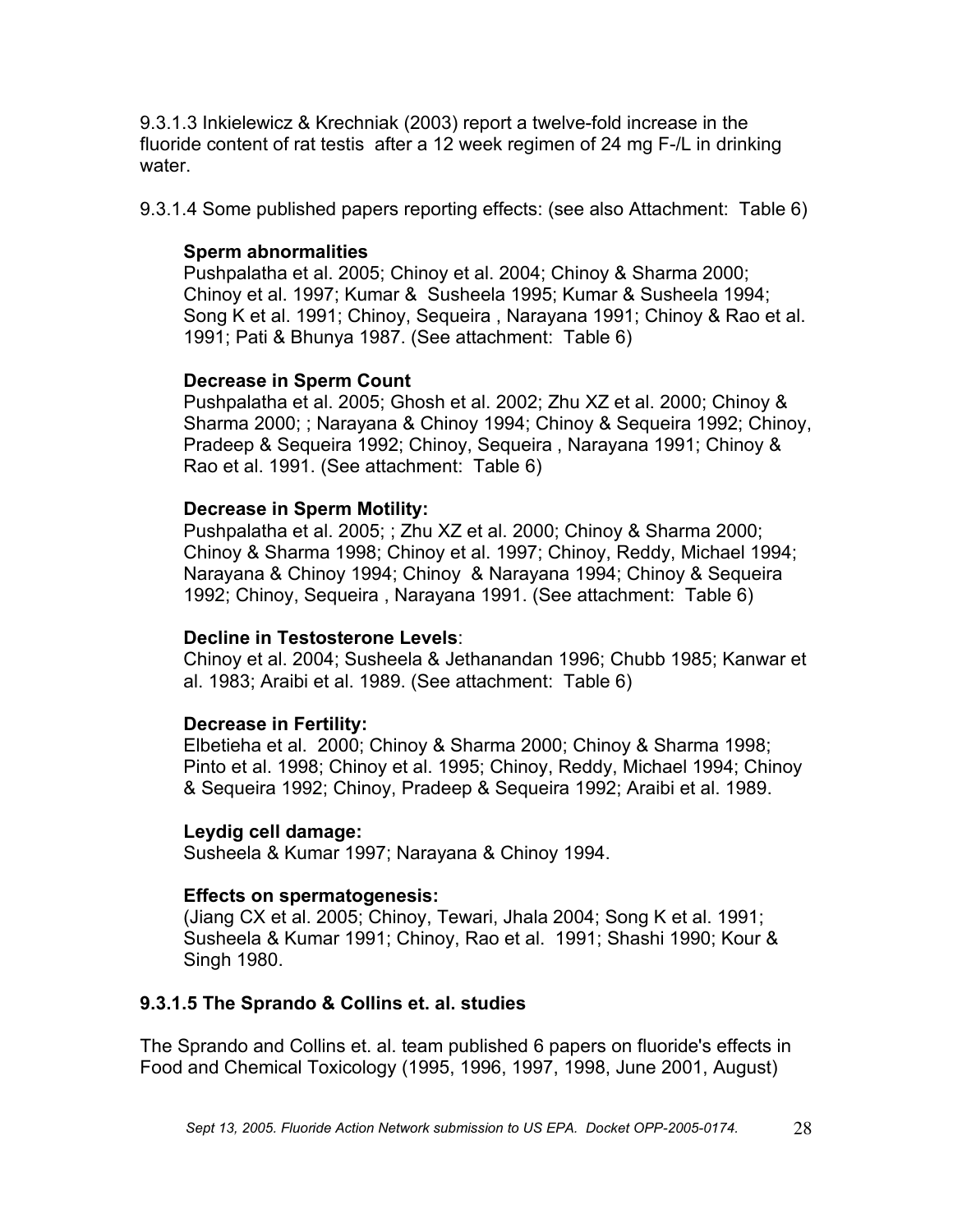9.3.1.3 Inkielewicz & Krechniak (2003) report a twelve-fold increase in the fluoride content of rat testis after a 12 week regimen of 24 mg F-/L in drinking water.

9.3.1.4 Some published papers reporting effects: (see also Attachment: Table 6)

**Sperm abnormalities**
Pushpalatha et al. 2005; Chinoy et al. 2004; Chinoy & Sharma 2000; Chinoy et al. 1997; Kumar & Susheela 1995; Kumar & Susheela 1994; Song K et al. 1991; Chinoy, Sequeira , Narayana 1991; Chinoy & Rao et al. 1991; Pati & Bhunya 1987. (See attachment: Table 6)

**Decrease in Sperm Count**
Pushpalatha et al. 2005; Ghosh et al. 2002; Zhu XZ et al. 2000; Chinoy & Sharma 2000; ; Narayana & Chinoy 1994; Chinoy & Sequeira 1992; Chinoy, Pradeep & Sequeira 1992; Chinoy, Sequeira , Narayana 1991; Chinoy & Rao et al. 1991. (See attachment: Table 6)

**Decrease in Sperm Motility:**
Pushpalatha et al. 2005; ; Zhu XZ et al. 2000; Chinoy & Sharma 2000; Chinoy & Sharma 1998; Chinoy et al. 1997; Chinoy, Reddy, Michael 1994; Narayana & Chinoy 1994; Chinoy & Narayana 1994; Chinoy & Sequeira 1992; Chinoy, Sequeira , Narayana 1991. (See attachment: Table 6)

**Decline in Testosterone Levels**:
Chinoy et al. 2004; Susheela & Jethanandan 1996; Chubb 1985; Kanwar et al. 1983; Araibi et al. 1989. (See attachment: Table 6)

**Decrease in Fertility:**
Elbetieha et al. 2000; Chinoy & Sharma 2000; Chinoy & Sharma 1998; Pinto et al. 1998; Chinoy et al. 1995; Chinoy, Reddy, Michael 1994; Chinoy & Sequeira 1992; Chinoy, Pradeep & Sequeira 1992; Araibi et al. 1989.

**Leydig cell damage:**
Susheela & Kumar 1997; Narayana & Chinoy 1994.

**Effects on spermatogenesis:**
(Jiang CX et al. 2005; Chinoy, Tewari, Jhala 2004; Song K et al. 1991; Susheela & Kumar 1991; Chinoy, Rao et al. 1991; Shashi 1990; Kour & Singh 1980.

**9.3.1.5 The Sprando & Collins et. al. studies**

The Sprando and Collins et. al. team published 6 papers on fluoride's effects in Food and Chemical Toxicology (1995, 1996, 1997, 1998, June 2001, August)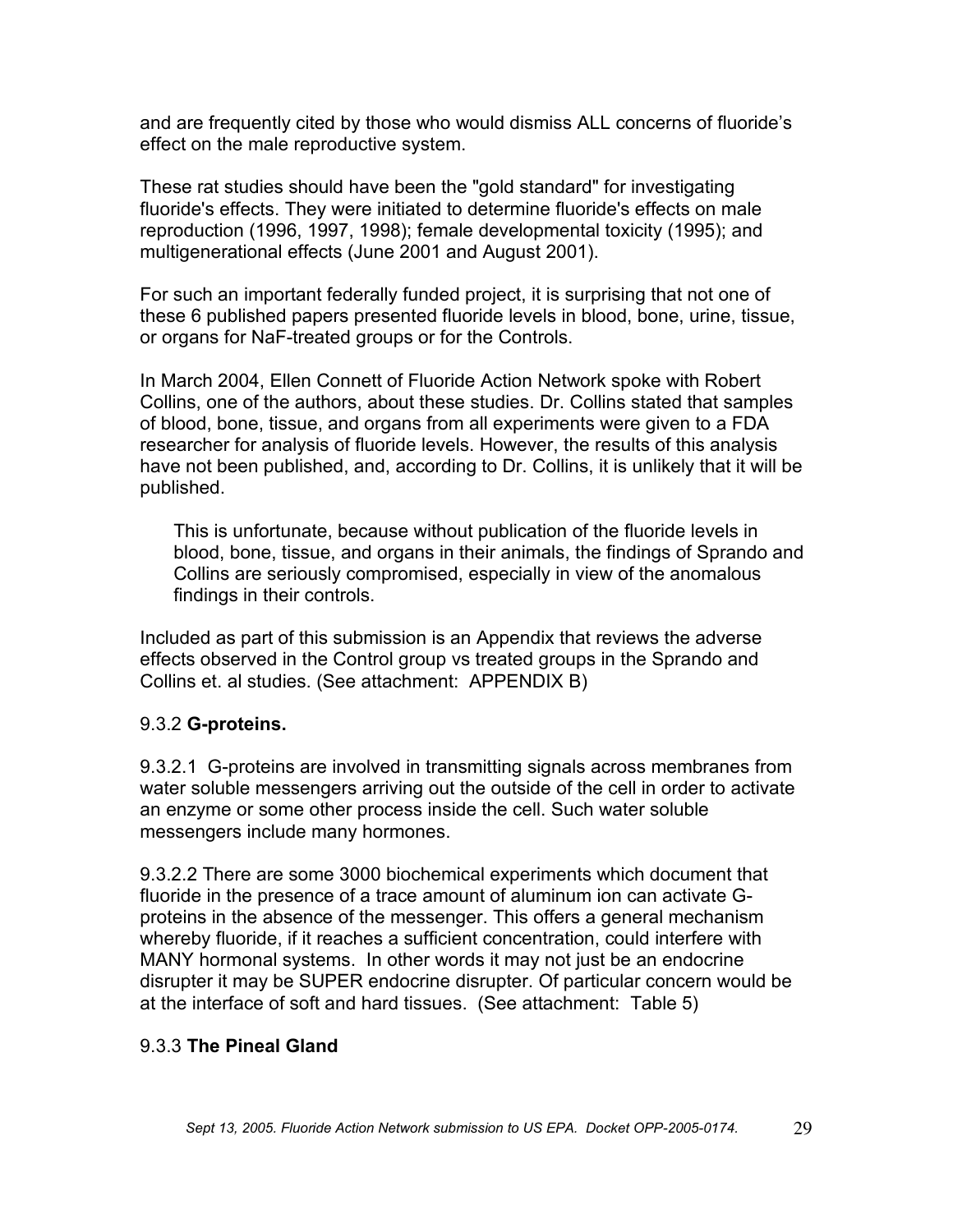and are frequently cited by those who would dismiss ALL concerns of fluoride's effect on the male reproductive system.

These rat studies should have been the "gold standard" for investigating fluoride's effects. They were initiated to determine fluoride's effects on male reproduction (1996, 1997, 1998); female developmental toxicity (1995); and multigenerational effects (June 2001 and August 2001).

For such an important federally funded project, it is surprising that not one of these 6 published papers presented fluoride levels in blood, bone, urine, tissue, or organs for NaF-treated groups or for the Controls.

In March 2004, Ellen Connett of Fluoride Action Network spoke with Robert Collins, one of the authors, about these studies. Dr. Collins stated that samples of blood, bone, tissue, and organs from all experiments were given to a FDA researcher for analysis of fluoride levels. However, the results of this analysis have not been published, and, according to Dr. Collins, it is unlikely that it will be published.

> This is unfortunate, because without publication of the fluoride levels in blood, bone, tissue, and organs in their animals, the findings of Sprando and Collins are seriously compromised, especially in view of the anomalous findings in their controls.

Included as part of this submission is an Appendix that reviews the adverse effects observed in the Control group vs treated groups in the Sprando and Collins et. al studies. (See attachment: APPENDIX B)

### 9.3.2 **G-proteins.**

9.3.2.1 G-proteins are involved in transmitting signals across membranes from water soluble messengers arriving out the outside of the cell in order to activate an enzyme or some other process inside the cell. Such water soluble messengers include many hormones.

9.3.2.2 There are some 3000 biochemical experiments which document that fluoride in the presence of a trace amount of aluminum ion can activate G-proteins in the absence of the messenger. This offers a general mechanism whereby fluoride, if it reaches a sufficient concentration, could interfere with MANY hormonal systems. In other words it may not just be an endocrine disrupter it may be SUPER endocrine disrupter. Of particular concern would be at the interface of soft and hard tissues. (See attachment: Table 5)

### 9.3.3 **The Pineal Gland**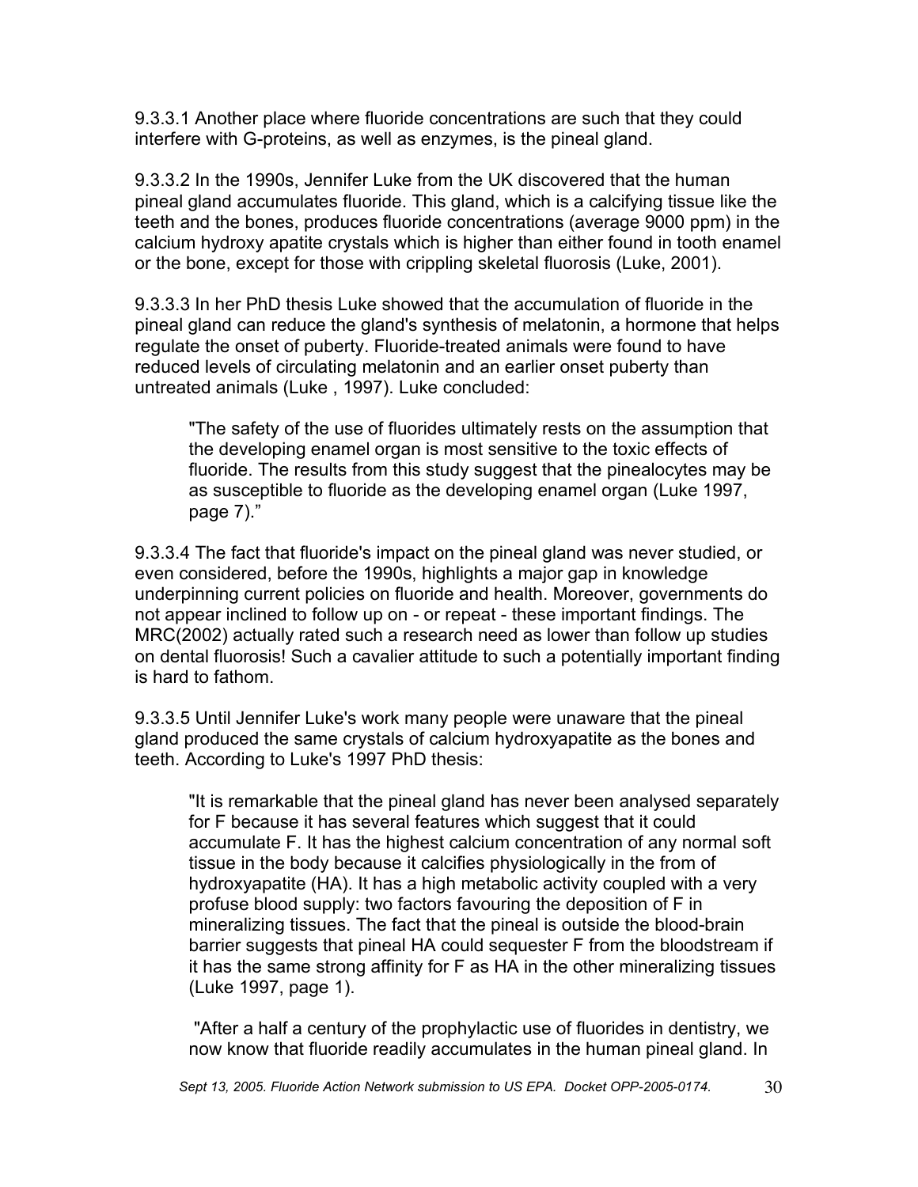9.3.3.1 Another place where fluoride concentrations are such that they could interfere with G-proteins, as well as enzymes, is the pineal gland.

9.3.3.2 In the 1990s, Jennifer Luke from the UK discovered that the human pineal gland accumulates fluoride. This gland, which is a calcifying tissue like the teeth and the bones, produces fluoride concentrations (average 9000 ppm) in the calcium hydroxy apatite crystals which is higher than either found in tooth enamel or the bone, except for those with crippling skeletal fluorosis (Luke, 2001).

9.3.3.3 In her PhD thesis Luke showed that the accumulation of fluoride in the pineal gland can reduce the gland's synthesis of melatonin, a hormone that helps regulate the onset of puberty. Fluoride-treated animals were found to have reduced levels of circulating melatonin and an earlier onset puberty than untreated animals (Luke , 1997). Luke concluded:

> "The safety of the use of fluorides ultimately rests on the assumption that the developing enamel organ is most sensitive to the toxic effects of fluoride. The results from this study suggest that the pinealocytes may be as susceptible to fluoride as the developing enamel organ (Luke 1997, page 7)."

9.3.3.4 The fact that fluoride's impact on the pineal gland was never studied, or even considered, before the 1990s, highlights a major gap in knowledge underpinning current policies on fluoride and health. Moreover, governments do not appear inclined to follow up on - or repeat - these important findings. The MRC(2002) actually rated such a research need as lower than follow up studies on dental fluorosis! Such a cavalier attitude to such a potentially important finding is hard to fathom.

9.3.3.5 Until Jennifer Luke's work many people were unaware that the pineal gland produced the same crystals of calcium hydroxyapatite as the bones and teeth. According to Luke's 1997 PhD thesis:

> "It is remarkable that the pineal gland has never been analysed separately for F because it has several features which suggest that it could accumulate F. It has the highest calcium concentration of any normal soft tissue in the body because it calcifies physiologically in the from of hydroxyapatite (HA). It has a high metabolic activity coupled with a very profuse blood supply: two factors favouring the deposition of F in mineralizing tissues. The fact that the pineal is outside the blood-brain barrier suggests that pineal HA could sequester F from the bloodstream if it has the same strong affinity for F as HA in the other mineralizing tissues (Luke 1997, page 1).
>
> "After a half a century of the prophylactic use of fluorides in dentistry, we now know that fluoride readily accumulates in the human pineal gland. In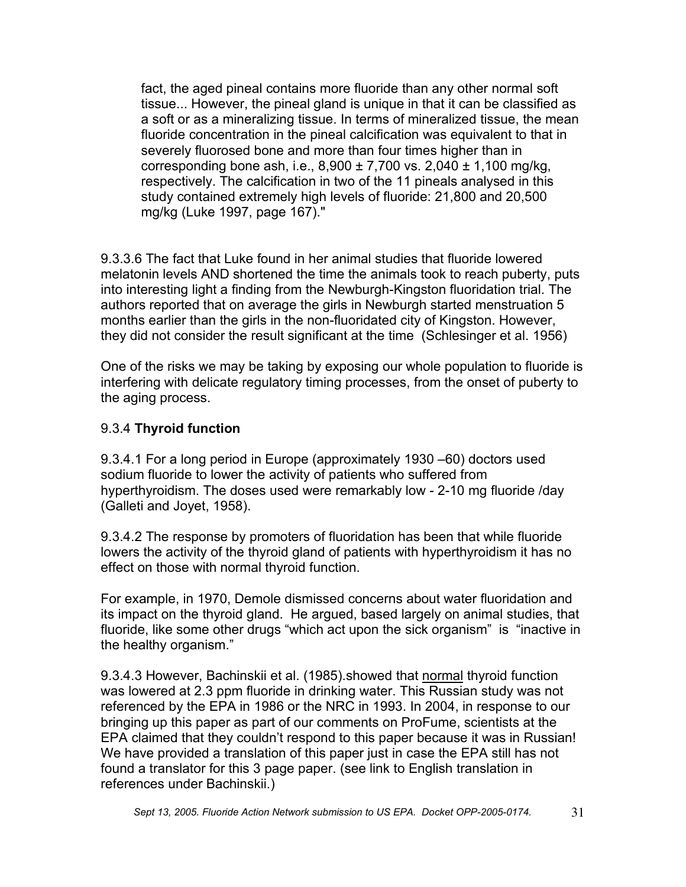> fact, the aged pineal contains more fluoride than any other normal soft tissue... However, the pineal gland is unique in that it can be classified as a soft or as a mineralizing tissue. In terms of mineralized tissue, the mean fluoride concentration in the pineal calcification was equivalent to that in severely fluorosed bone and more than four times higher than in corresponding bone ash, i.e., 8,900 ± 7,700 vs. 2,040 ± 1,100 mg/kg, respectively. The calcification in two of the 11 pineals analysed in this study contained extremely high levels of fluoride: 21,800 and 20,500 mg/kg (Luke 1997, page 167)."

9.3.3.6 The fact that Luke found in her animal studies that fluoride lowered melatonin levels AND shortened the time the animals took to reach puberty, puts into interesting light a finding from the Newburgh-Kingston fluoridation trial. The authors reported that on average the girls in Newburgh started menstruation 5 months earlier than the girls in the non-fluoridated city of Kingston. However, they did not consider the result significant at the time (Schlesinger et al. 1956)

One of the risks we may be taking by exposing our whole population to fluoride is interfering with delicate regulatory timing processes, from the onset of puberty to the aging process.

### 9.3.4 **Thyroid function**

9.3.4.1 For a long period in Europe (approximately 1930 –60) doctors used sodium fluoride to lower the activity of patients who suffered from hyperthyroidism. The doses used were remarkably low - 2-10 mg fluoride /day (Galleti and Joyet, 1958).

9.3.4.2 The response by promoters of fluoridation has been that while fluoride lowers the activity of the thyroid gland of patients with hyperthyroidism it has no effect on those with normal thyroid function.

For example, in 1970, Demole dismissed concerns about water fluoridation and its impact on the thyroid gland. He argued, based largely on animal studies, that fluoride, like some other drugs "which act upon the sick organism" is "inactive in the healthy organism."

9.3.4.3 However, Bachinskii et al. (1985).showed that <u>normal</u> thyroid function was lowered at 2.3 ppm fluoride in drinking water. This Russian study was not referenced by the EPA in 1986 or the NRC in 1993. In 2004, in response to our bringing up this paper as part of our comments on ProFume, scientists at the EPA claimed that they couldn't respond to this paper because it was in Russian! We have provided a translation of this paper just in case the EPA still has not found a translator for this 3 page paper. (see link to English translation in references under Bachinskii.)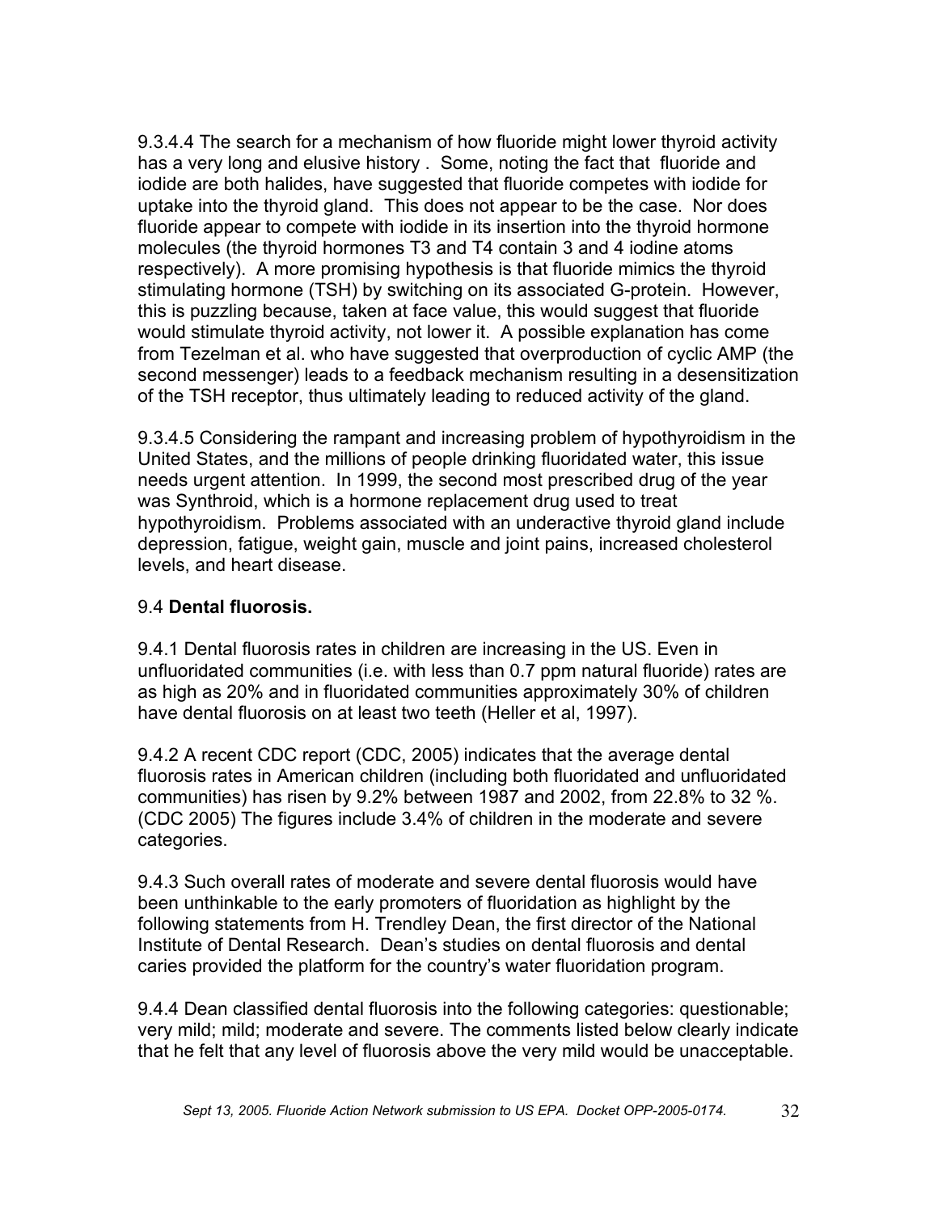9.3.4.4 The search for a mechanism of how fluoride might lower thyroid activity has a very long and elusive history . Some, noting the fact that fluoride and iodide are both halides, have suggested that fluoride competes with iodide for uptake into the thyroid gland. This does not appear to be the case. Nor does fluoride appear to compete with iodide in its insertion into the thyroid hormone molecules (the thyroid hormones T3 and T4 contain 3 and 4 iodine atoms respectively). A more promising hypothesis is that fluoride mimics the thyroid stimulating hormone (TSH) by switching on its associated G-protein. However, this is puzzling because, taken at face value, this would suggest that fluoride would stimulate thyroid activity, not lower it. A possible explanation has come from Tezelman et al. who have suggested that overproduction of cyclic AMP (the second messenger) leads to a feedback mechanism resulting in a desensitization of the TSH receptor, thus ultimately leading to reduced activity of the gland.

9.3.4.5 Considering the rampant and increasing problem of hypothyroidism in the United States, and the millions of people drinking fluoridated water, this issue needs urgent attention. In 1999, the second most prescribed drug of the year was Synthroid, which is a hormone replacement drug used to treat hypothyroidism. Problems associated with an underactive thyroid gland include depression, fatigue, weight gain, muscle and joint pains, increased cholesterol levels, and heart disease.

### 9.4 **Dental fluorosis.**

9.4.1 Dental fluorosis rates in children are increasing in the US. Even in unfluoridated communities (i.e. with less than 0.7 ppm natural fluoride) rates are as high as 20% and in fluoridated communities approximately 30% of children have dental fluorosis on at least two teeth (Heller et al, 1997).

9.4.2 A recent CDC report (CDC, 2005) indicates that the average dental fluorosis rates in American children (including both fluoridated and unfluoridated communities) has risen by 9.2% between 1987 and 2002, from 22.8% to 32 %. (CDC 2005) The figures include 3.4% of children in the moderate and severe categories.

9.4.3 Such overall rates of moderate and severe dental fluorosis would have been unthinkable to the early promoters of fluoridation as highlight by the following statements from H. Trendley Dean, the first director of the National Institute of Dental Research. Dean's studies on dental fluorosis and dental caries provided the platform for the country's water fluoridation program.

9.4.4 Dean classified dental fluorosis into the following categories: questionable; very mild; mild; moderate and severe. The comments listed below clearly indicate that he felt that any level of fluorosis above the very mild would be unacceptable.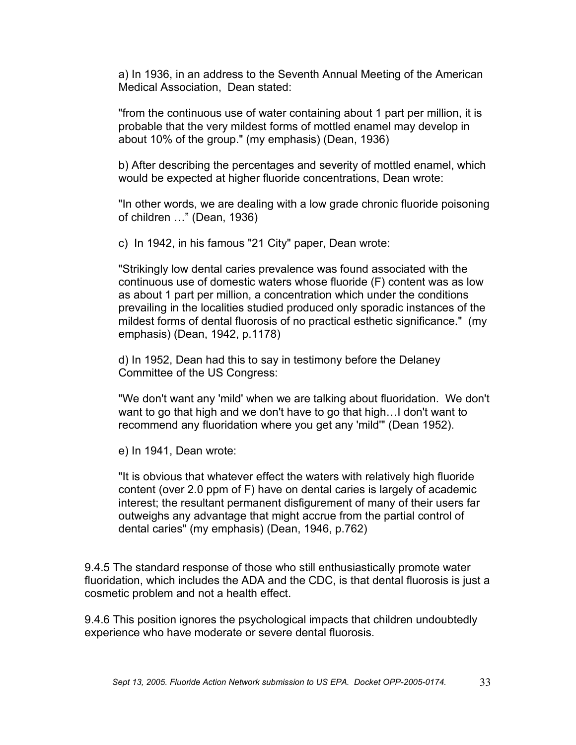a) In 1936, in an address to the Seventh Annual Meeting of the American Medical Association, Dean stated:

"from the continuous use of water containing about 1 part per million, it is probable that the very mildest forms of mottled enamel may develop in about 10% of the group." (my emphasis) (Dean, 1936)

b) After describing the percentages and severity of mottled enamel, which would be expected at higher fluoride concentrations, Dean wrote:

"In other words, we are dealing with a low grade chronic fluoride poisoning of children …" (Dean, 1936)

c) In 1942, in his famous "21 City" paper, Dean wrote:

"Strikingly low dental caries prevalence was found associated with the continuous use of domestic waters whose fluoride (F) content was as low as about 1 part per million, a concentration which under the conditions prevailing in the localities studied produced only sporadic instances of the mildest forms of dental fluorosis of no practical esthetic significance." (my emphasis) (Dean, 1942, p.1178)

d) In 1952, Dean had this to say in testimony before the Delaney Committee of the US Congress:

"We don't want any 'mild' when we are talking about fluoridation. We don't want to go that high and we don't have to go that high…I don't want to recommend any fluoridation where you get any 'mild'" (Dean 1952).

e) In 1941, Dean wrote:

"It is obvious that whatever effect the waters with relatively high fluoride content (over 2.0 ppm of F) have on dental caries is largely of academic interest; the resultant permanent disfigurement of many of their users far outweighs any advantage that might accrue from the partial control of dental caries" (my emphasis) (Dean, 1946, p.762)

9.4.5 The standard response of those who still enthusiastically promote water fluoridation, which includes the ADA and the CDC, is that dental fluorosis is just a cosmetic problem and not a health effect.

9.4.6 This position ignores the psychological impacts that children undoubtedly experience who have moderate or severe dental fluorosis.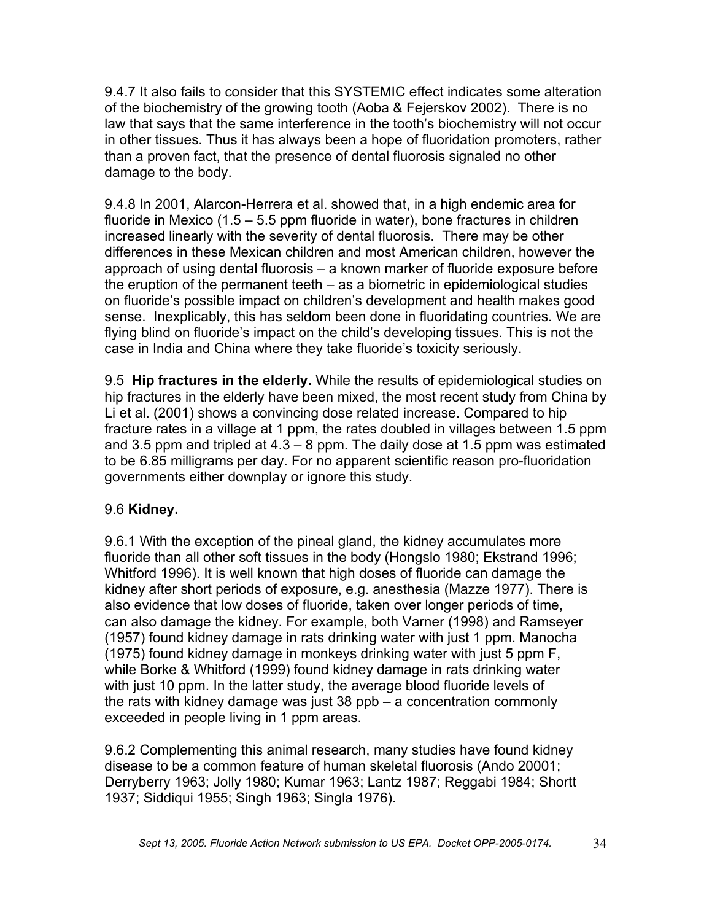9.4.7 It also fails to consider that this SYSTEMIC effect indicates some alteration of the biochemistry of the growing tooth (Aoba & Fejerskov 2002). There is no law that says that the same interference in the tooth's biochemistry will not occur in other tissues. Thus it has always been a hope of fluoridation promoters, rather than a proven fact, that the presence of dental fluorosis signaled no other damage to the body.

9.4.8 In 2001, Alarcon-Herrera et al. showed that, in a high endemic area for fluoride in Mexico (1.5 – 5.5 ppm fluoride in water), bone fractures in children increased linearly with the severity of dental fluorosis. There may be other differences in these Mexican children and most American children, however the approach of using dental fluorosis – a known marker of fluoride exposure before the eruption of the permanent teeth – as a biometric in epidemiological studies on fluoride's possible impact on children's development and health makes good sense. Inexplicably, this has seldom been done in fluoridating countries. We are flying blind on fluoride's impact on the child's developing tissues. This is not the case in India and China where they take fluoride's toxicity seriously.

9.5 **Hip fractures in the elderly.** While the results of epidemiological studies on hip fractures in the elderly have been mixed, the most recent study from China by Li et al. (2001) shows a convincing dose related increase. Compared to hip fracture rates in a village at 1 ppm, the rates doubled in villages between 1.5 ppm and 3.5 ppm and tripled at 4.3 – 8 ppm. The daily dose at 1.5 ppm was estimated to be 6.85 milligrams per day. For no apparent scientific reason pro-fluoridation governments either downplay or ignore this study.

9.6 **Kidney.**

9.6.1 With the exception of the pineal gland, the kidney accumulates more fluoride than all other soft tissues in the body (Hongslo 1980; Ekstrand 1996; Whitford 1996). It is well known that high doses of fluoride can damage the kidney after short periods of exposure, e.g. anesthesia (Mazze 1977). There is also evidence that low doses of fluoride, taken over longer periods of time, can also damage the kidney. For example, both Varner (1998) and Ramseyer (1957) found kidney damage in rats drinking water with just 1 ppm. Manocha (1975) found kidney damage in monkeys drinking water with just 5 ppm F, while Borke & Whitford (1999) found kidney damage in rats drinking water with just 10 ppm. In the latter study, the average blood fluoride levels of the rats with kidney damage was just 38 ppb – a concentration commonly exceeded in people living in 1 ppm areas.

9.6.2 Complementing this animal research, many studies have found kidney disease to be a common feature of human skeletal fluorosis (Ando 20001; Derryberry 1963; Jolly 1980; Kumar 1963; Lantz 1987; Reggabi 1984; Shortt 1937; Siddiqui 1955; Singh 1963; Singla 1976).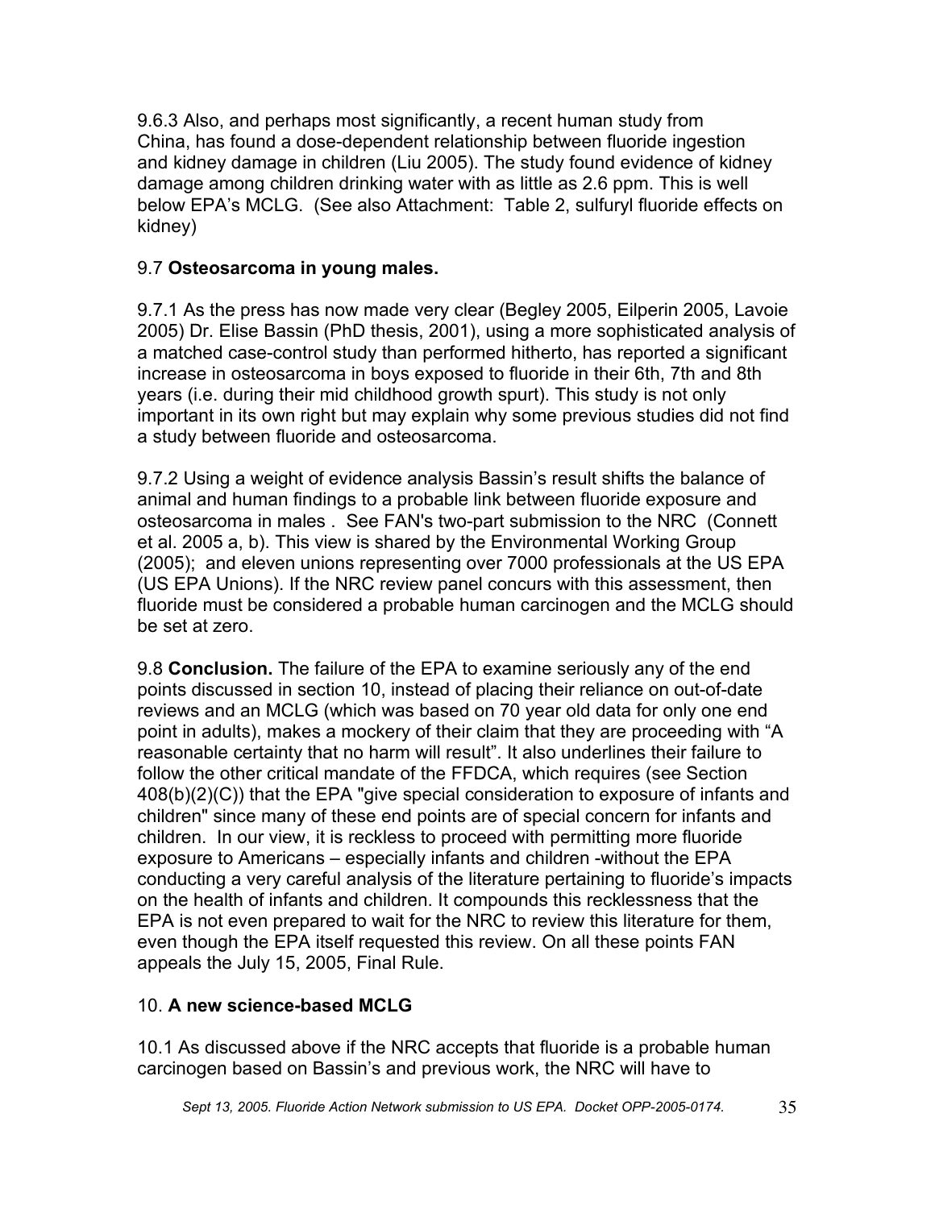9.6.3 Also, and perhaps most significantly, a recent human study from China, has found a dose-dependent relationship between fluoride ingestion and kidney damage in children (Liu 2005). The study found evidence of kidney damage among children drinking water with as little as 2.6 ppm. This is well below EPA's MCLG. (See also Attachment: Table 2, sulfuryl fluoride effects on kidney)

9.7 **Osteosarcoma in young males.**

9.7.1 As the press has now made very clear (Begley 2005, Eilperin 2005, Lavoie 2005) Dr. Elise Bassin (PhD thesis, 2001), using a more sophisticated analysis of a matched case-control study than performed hitherto, has reported a significant increase in osteosarcoma in boys exposed to fluoride in their 6th, 7th and 8th years (i.e. during their mid childhood growth spurt). This study is not only important in its own right but may explain why some previous studies did not find a study between fluoride and osteosarcoma.

9.7.2 Using a weight of evidence analysis Bassin's result shifts the balance of animal and human findings to a probable link between fluoride exposure and osteosarcoma in males . See FAN's two-part submission to the NRC (Connett et al. 2005 a, b). This view is shared by the Environmental Working Group (2005); and eleven unions representing over 7000 professionals at the US EPA (US EPA Unions). If the NRC review panel concurs with this assessment, then fluoride must be considered a probable human carcinogen and the MCLG should be set at zero.

9.8 **Conclusion.** The failure of the EPA to examine seriously any of the end points discussed in section 10, instead of placing their reliance on out-of-date reviews and an MCLG (which was based on 70 year old data for only one end point in adults), makes a mockery of their claim that they are proceeding with "A reasonable certainty that no harm will result". It also underlines their failure to follow the other critical mandate of the FFDCA, which requires (see Section 408(b)(2)(C)) that the EPA "give special consideration to exposure of infants and children" since many of these end points are of special concern for infants and children. In our view, it is reckless to proceed with permitting more fluoride exposure to Americans – especially infants and children -without the EPA conducting a very careful analysis of the literature pertaining to fluoride's impacts on the health of infants and children. It compounds this recklessness that the EPA is not even prepared to wait for the NRC to review this literature for them, even though the EPA itself requested this review. On all these points FAN appeals the July 15, 2005, Final Rule.

## 10. **A new science-based MCLG**

10.1 As discussed above if the NRC accepts that fluoride is a probable human carcinogen based on Bassin's and previous work, the NRC will have to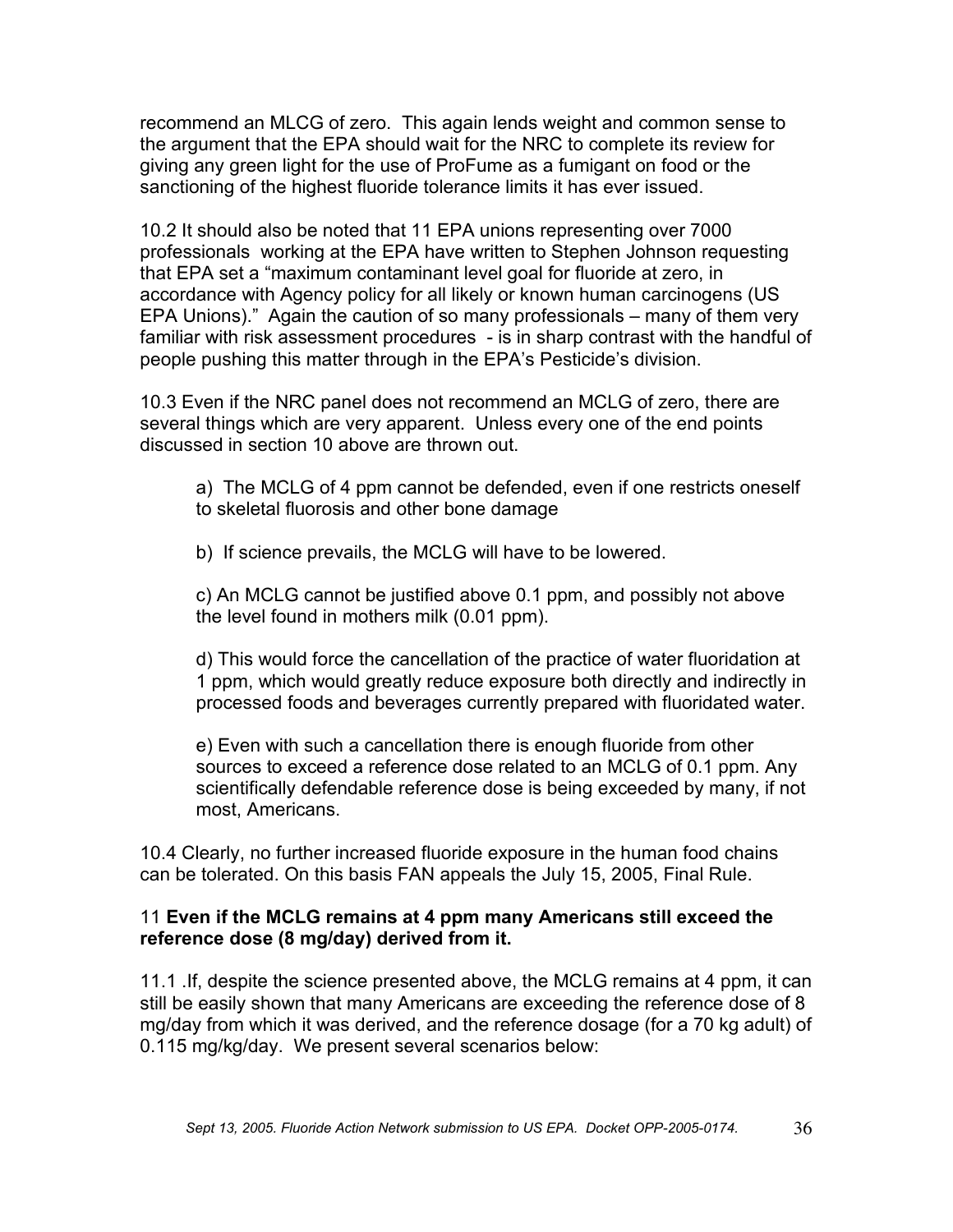recommend an MLCG of zero. This again lends weight and common sense to the argument that the EPA should wait for the NRC to complete its review for giving any green light for the use of ProFume as a fumigant on food or the sanctioning of the highest fluoride tolerance limits it has ever issued.

10.2 It should also be noted that 11 EPA unions representing over 7000 professionals working at the EPA have written to Stephen Johnson requesting that EPA set a "maximum contaminant level goal for fluoride at zero, in accordance with Agency policy for all likely or known human carcinogens (US EPA Unions)." Again the caution of so many professionals – many of them very familiar with risk assessment procedures - is in sharp contrast with the handful of people pushing this matter through in the EPA's Pesticide's division.

10.3 Even if the NRC panel does not recommend an MCLG of zero, there are several things which are very apparent. Unless every one of the end points discussed in section 10 above are thrown out.

a) The MCLG of 4 ppm cannot be defended, even if one restricts oneself to skeletal fluorosis and other bone damage

b) If science prevails, the MCLG will have to be lowered.

c) An MCLG cannot be justified above 0.1 ppm, and possibly not above the level found in mothers milk (0.01 ppm).

d) This would force the cancellation of the practice of water fluoridation at 1 ppm, which would greatly reduce exposure both directly and indirectly in processed foods and beverages currently prepared with fluoridated water.

e) Even with such a cancellation there is enough fluoride from other sources to exceed a reference dose related to an MCLG of 0.1 ppm. Any scientifically defendable reference dose is being exceeded by many, if not most, Americans.

10.4 Clearly, no further increased fluoride exposure in the human food chains can be tolerated. On this basis FAN appeals the July 15, 2005, Final Rule.

**11 Even if the MCLG remains at 4 ppm many Americans still exceed the reference dose (8 mg/day) derived from it.**

11.1 .If, despite the science presented above, the MCLG remains at 4 ppm, it can still be easily shown that many Americans are exceeding the reference dose of 8 mg/day from which it was derived, and the reference dosage (for a 70 kg adult) of 0.115 mg/kg/day. We present several scenarios below: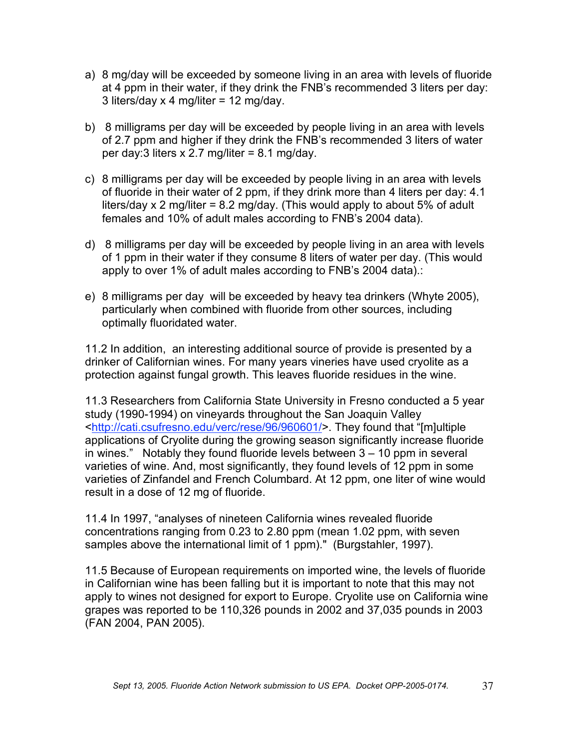a) 8 mg/day will be exceeded by someone living in an area with levels of fluoride at 4 ppm in their water, if they drink the FNB's recommended 3 liters per day: 3 liters/day x 4 mg/liter = 12 mg/day.

b) 8 milligrams per day will be exceeded by people living in an area with levels of 2.7 ppm and higher if they drink the FNB's recommended 3 liters of water per day:3 liters x 2.7 mg/liter = 8.1 mg/day.

c) 8 milligrams per day will be exceeded by people living in an area with levels of fluoride in their water of 2 ppm, if they drink more than 4 liters per day: 4.1 liters/day x 2 mg/liter = 8.2 mg/day. (This would apply to about 5% of adult females and 10% of adult males according to FNB's 2004 data).

d) 8 milligrams per day will be exceeded by people living in an area with levels of 1 ppm in their water if they consume 8 liters of water per day. (This would apply to over 1% of adult males according to FNB's 2004 data).:

e) 8 milligrams per day will be exceeded by heavy tea drinkers (Whyte 2005), particularly when combined with fluoride from other sources, including optimally fluoridated water.

11.2 In addition, an interesting additional source of provide is presented by a drinker of Californian wines. For many years vineries have used cryolite as a protection against fungal growth. This leaves fluoride residues in the wine.

11.3 Researchers from California State University in Fresno conducted a 5 year study (1990-1994) on vineyards throughout the San Joaquin Valley <http://cati.csufresno.edu/verc/rese/96/960601/>. They found that "[m]ultiple applications of Cryolite during the growing season significantly increase fluoride in wines." Notably they found fluoride levels between 3 – 10 ppm in several varieties of wine. And, most significantly, they found levels of 12 ppm in some varieties of Zinfandel and French Columbard. At 12 ppm, one liter of wine would result in a dose of 12 mg of fluoride.

11.4 In 1997, "analyses of nineteen California wines revealed fluoride concentrations ranging from 0.23 to 2.80 ppm (mean 1.02 ppm, with seven samples above the international limit of 1 ppm)." (Burgstahler, 1997).

11.5 Because of European requirements on imported wine, the levels of fluoride in Californian wine has been falling but it is important to note that this may not apply to wines not designed for export to Europe. Cryolite use on California wine grapes was reported to be 110,326 pounds in 2002 and 37,035 pounds in 2003 (FAN 2004, PAN 2005).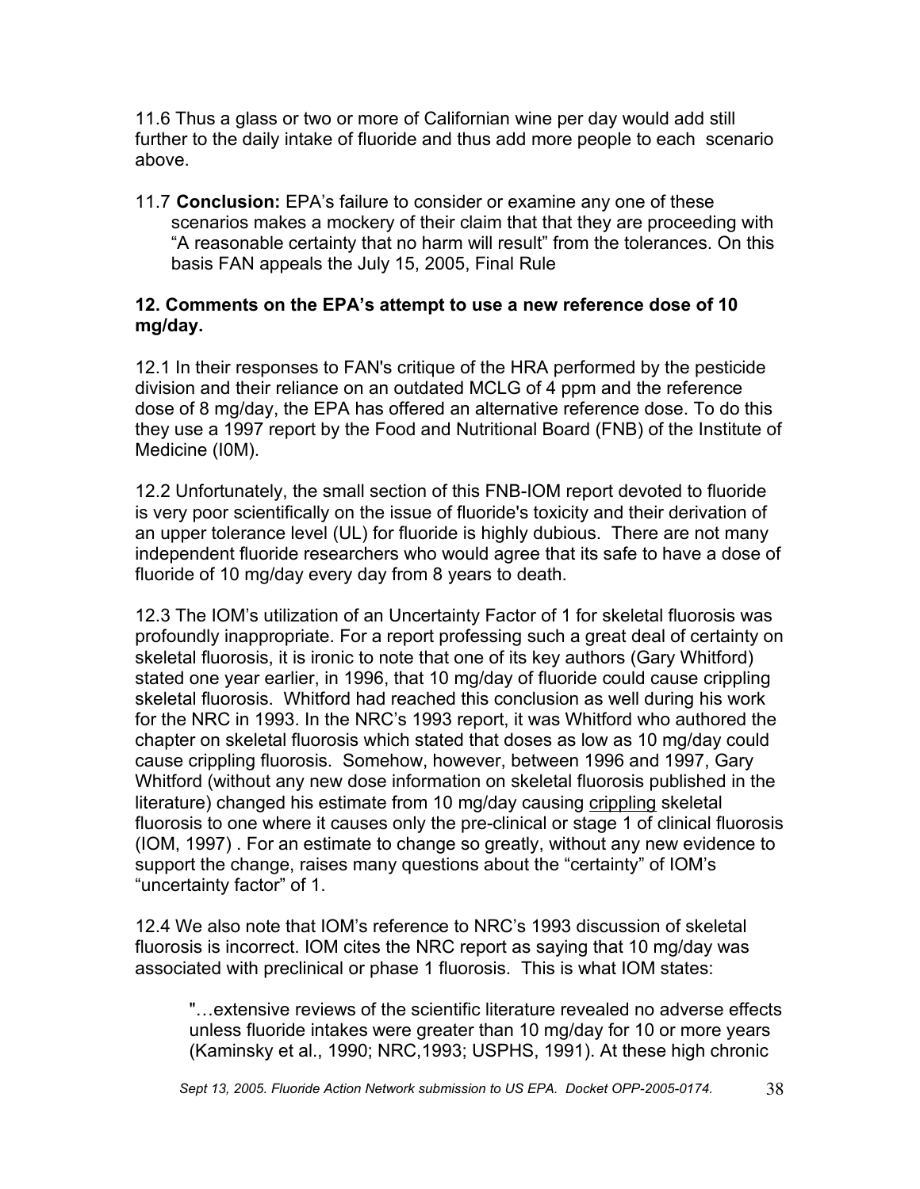11.6 Thus a glass or two or more of Californian wine per day would add still further to the daily intake of fluoride and thus add more people to each scenario above.

11.7 **Conclusion:** EPA's failure to consider or examine any one of these scenarios makes a mockery of their claim that that they are proceeding with "A reasonable certainty that no harm will result" from the tolerances. On this basis FAN appeals the July 15, 2005, Final Rule

### 12. Comments on the EPA's attempt to use a new reference dose of 10 mg/day.

12.1 In their responses to FAN's critique of the HRA performed by the pesticide division and their reliance on an outdated MCLG of 4 ppm and the reference dose of 8 mg/day, the EPA has offered an alternative reference dose. To do this they use a 1997 report by the Food and Nutritional Board (FNB) of the Institute of Medicine (I0M).

12.2 Unfortunately, the small section of this FNB-IOM report devoted to fluoride is very poor scientifically on the issue of fluoride's toxicity and their derivation of an upper tolerance level (UL) for fluoride is highly dubious. There are not many independent fluoride researchers who would agree that its safe to have a dose of fluoride of 10 mg/day every day from 8 years to death.

12.3 The IOM's utilization of an Uncertainty Factor of 1 for skeletal fluorosis was profoundly inappropriate. For a report professing such a great deal of certainty on skeletal fluorosis, it is ironic to note that one of its key authors (Gary Whitford) stated one year earlier, in 1996, that 10 mg/day of fluoride could cause crippling skeletal fluorosis. Whitford had reached this conclusion as well during his work for the NRC in 1993. In the NRC's 1993 report, it was Whitford who authored the chapter on skeletal fluorosis which stated that doses as low as 10 mg/day could cause crippling fluorosis. Somehow, however, between 1996 and 1997, Gary Whitford (without any new dose information on skeletal fluorosis published in the literature) changed his estimate from 10 mg/day causing crippling skeletal fluorosis to one where it causes only the pre-clinical or stage 1 of clinical fluorosis (IOM, 1997) . For an estimate to change so greatly, without any new evidence to support the change, raises many questions about the "certainty" of IOM's "uncertainty factor" of 1.

12.4 We also note that IOM's reference to NRC's 1993 discussion of skeletal fluorosis is incorrect. IOM cites the NRC report as saying that 10 mg/day was associated with preclinical or phase 1 fluorosis. This is what IOM states:

> "…extensive reviews of the scientific literature revealed no adverse effects unless fluoride intakes were greater than 10 mg/day for 10 or more years (Kaminsky et al., 1990; NRC,1993; USPHS, 1991). At these high chronic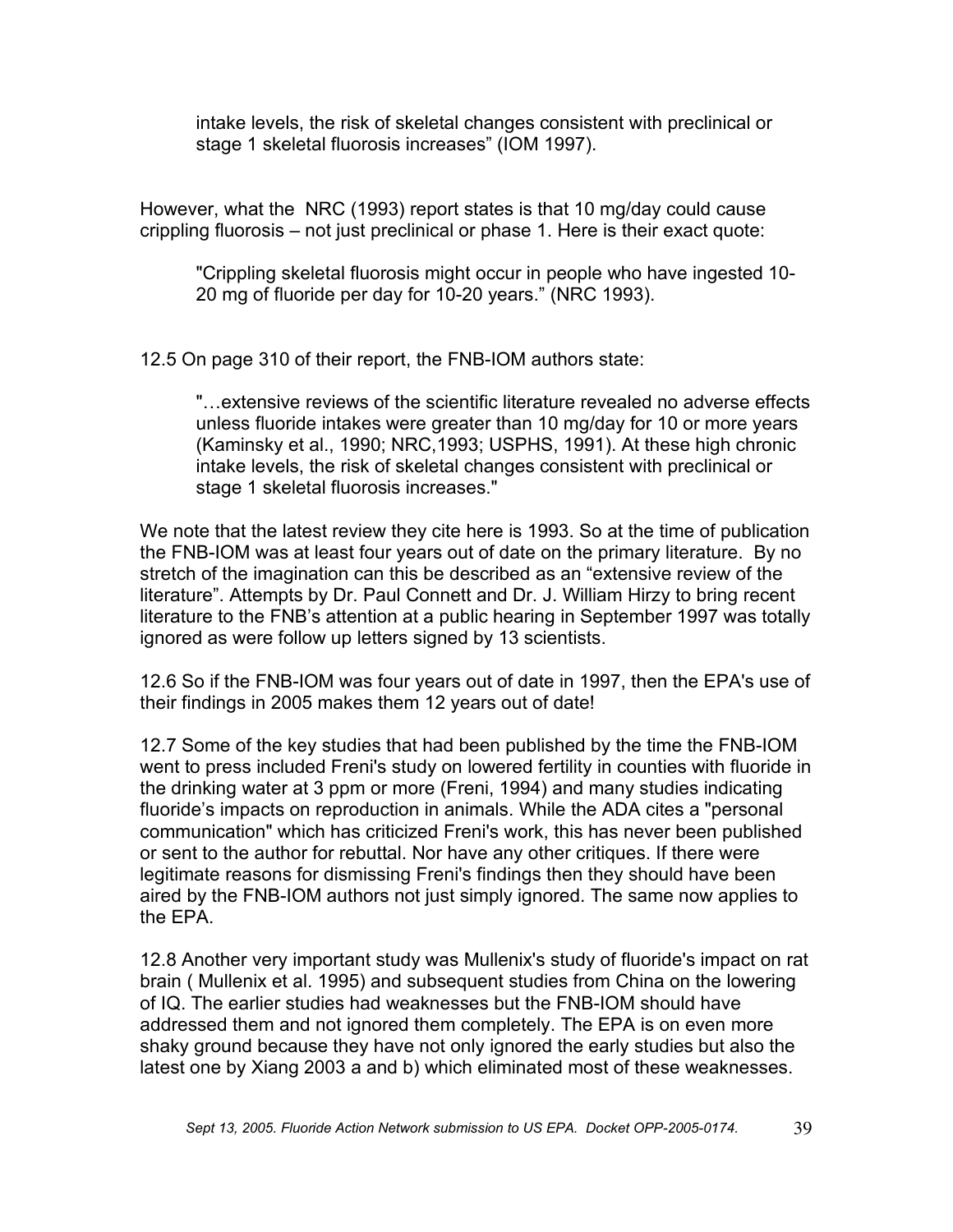> intake levels, the risk of skeletal changes consistent with preclinical or stage 1 skeletal fluorosis increases" (IOM 1997).

However, what the NRC (1993) report states is that 10 mg/day could cause crippling fluorosis – not just preclinical or phase 1. Here is their exact quote:

> "Crippling skeletal fluorosis might occur in people who have ingested 10-20 mg of fluoride per day for 10-20 years." (NRC 1993).

12.5 On page 310 of their report, the FNB-IOM authors state:

> "…extensive reviews of the scientific literature revealed no adverse effects unless fluoride intakes were greater than 10 mg/day for 10 or more years (Kaminsky et al., 1990; NRC,1993; USPHS, 1991). At these high chronic intake levels, the risk of skeletal changes consistent with preclinical or stage 1 skeletal fluorosis increases."

We note that the latest review they cite here is 1993. So at the time of publication the FNB-IOM was at least four years out of date on the primary literature. By no stretch of the imagination can this be described as an "extensive review of the literature". Attempts by Dr. Paul Connett and Dr. J. William Hirzy to bring recent literature to the FNB's attention at a public hearing in September 1997 was totally ignored as were follow up letters signed by 13 scientists.

12.6 So if the FNB-IOM was four years out of date in 1997, then the EPA's use of their findings in 2005 makes them 12 years out of date!

12.7 Some of the key studies that had been published by the time the FNB-IOM went to press included Freni's study on lowered fertility in counties with fluoride in the drinking water at 3 ppm or more (Freni, 1994) and many studies indicating fluoride's impacts on reproduction in animals. While the ADA cites a "personal communication" which has criticized Freni's work, this has never been published or sent to the author for rebuttal. Nor have any other critiques. If there were legitimate reasons for dismissing Freni's findings then they should have been aired by the FNB-IOM authors not just simply ignored. The same now applies to the EPA.

12.8 Another very important study was Mullenix's study of fluoride's impact on rat brain ( Mullenix et al. 1995) and subsequent studies from China on the lowering of IQ. The earlier studies had weaknesses but the FNB-IOM should have addressed them and not ignored them completely. The EPA is on even more shaky ground because they have not only ignored the early studies but also the latest one by Xiang 2003 a and b) which eliminated most of these weaknesses.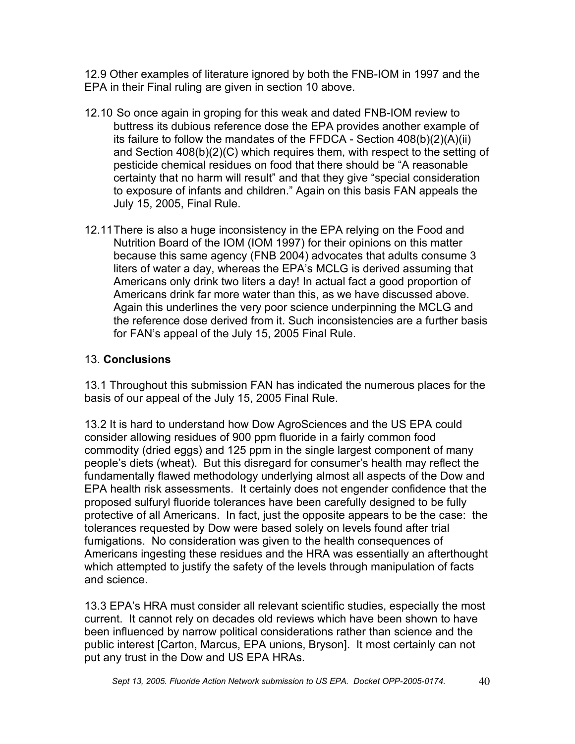12.9 Other examples of literature ignored by both the FNB-IOM in 1997 and the EPA in their Final ruling are given in section 10 above.

12.10 So once again in groping for this weak and dated FNB-IOM review to buttress its dubious reference dose the EPA provides another example of its failure to follow the mandates of the FFDCA - Section 408(b)(2)(A)(ii) and Section 408(b)(2)(C) which requires them, with respect to the setting of pesticide chemical residues on food that there should be "A reasonable certainty that no harm will result" and that they give "special consideration to exposure of infants and children." Again on this basis FAN appeals the July 15, 2005, Final Rule.

12.11 There is also a huge inconsistency in the EPA relying on the Food and Nutrition Board of the IOM (IOM 1997) for their opinions on this matter because this same agency (FNB 2004) advocates that adults consume 3 liters of water a day, whereas the EPA's MCLG is derived assuming that Americans only drink two liters a day! In actual fact a good proportion of Americans drink far more water than this, as we have discussed above. Again this underlines the very poor science underpinning the MCLG and the reference dose derived from it. Such inconsistencies are a further basis for FAN's appeal of the July 15, 2005 Final Rule.

## 13. **Conclusions**

13.1 Throughout this submission FAN has indicated the numerous places for the basis of our appeal of the July 15, 2005 Final Rule.

13.2 It is hard to understand how Dow AgroSciences and the US EPA could consider allowing residues of 900 ppm fluoride in a fairly common food commodity (dried eggs) and 125 ppm in the single largest component of many people's diets (wheat). But this disregard for consumer's health may reflect the fundamentally flawed methodology underlying almost all aspects of the Dow and EPA health risk assessments. It certainly does not engender confidence that the proposed sulfuryl fluoride tolerances have been carefully designed to be fully protective of all Americans. In fact, just the opposite appears to be the case: the tolerances requested by Dow were based solely on levels found after trial fumigations. No consideration was given to the health consequences of Americans ingesting these residues and the HRA was essentially an afterthought which attempted to justify the safety of the levels through manipulation of facts and science.

13.3 EPA's HRA must consider all relevant scientific studies, especially the most current. It cannot rely on decades old reviews which have been shown to have been influenced by narrow political considerations rather than science and the public interest [Carton, Marcus, EPA unions, Bryson]. It most certainly can not put any trust in the Dow and US EPA HRAs.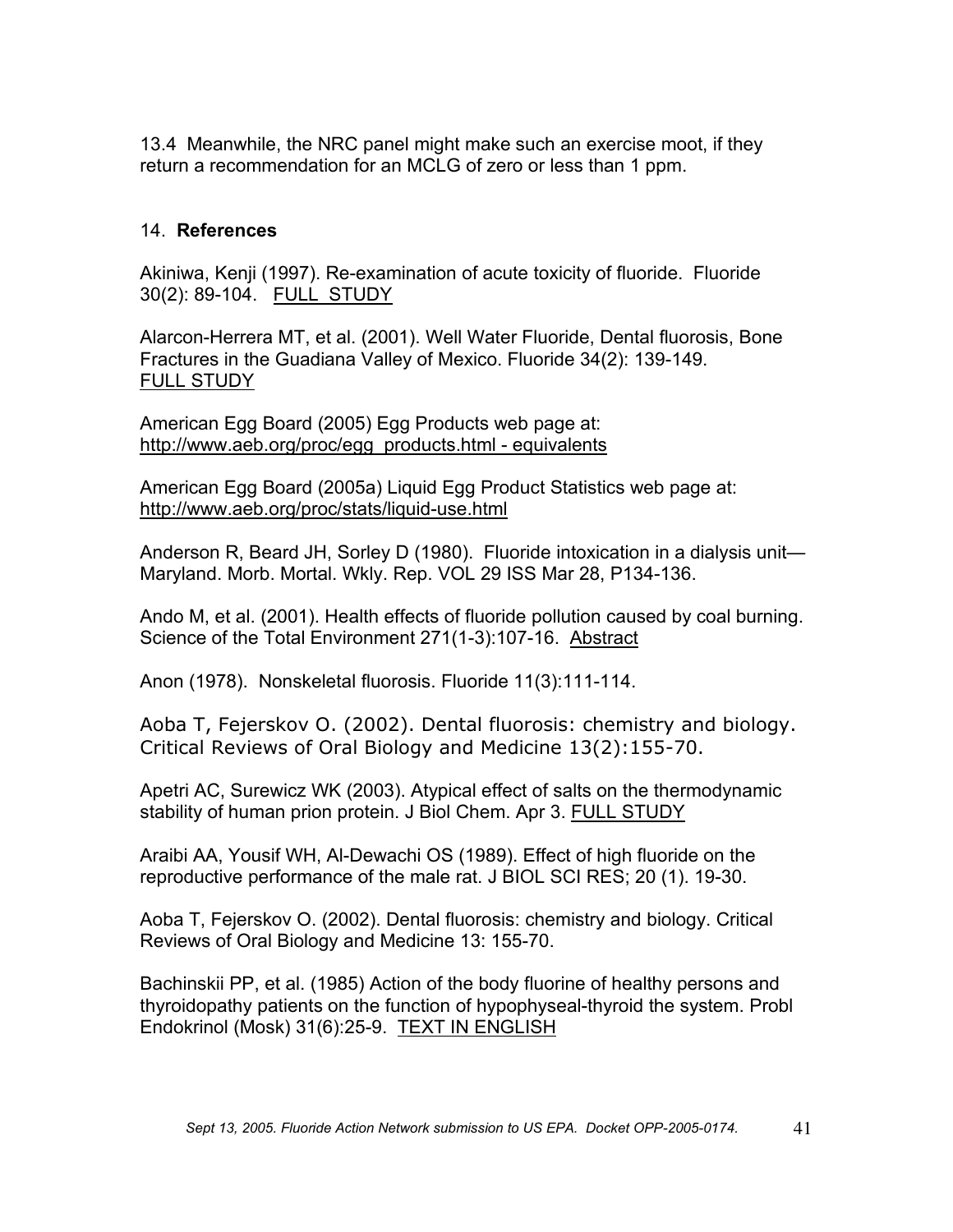13.4 Meanwhile, the NRC panel might make such an exercise moot, if they return a recommendation for an MCLG of zero or less than 1 ppm.

## 14. **References**

Akiniwa, Kenji (1997). Re-examination of acute toxicity of fluoride. Fluoride 30(2): 89-104. FULL STUDY

Alarcon-Herrera MT, et al. (2001). Well Water Fluoride, Dental fluorosis, Bone Fractures in the Guadiana Valley of Mexico. Fluoride 34(2): 139-149. FULL STUDY

American Egg Board (2005) Egg Products web page at: http://www.aeb.org/proc/egg_products.html - equivalents

American Egg Board (2005a) Liquid Egg Product Statistics web page at: http://www.aeb.org/proc/stats/liquid-use.html

Anderson R, Beard JH, Sorley D (1980). Fluoride intoxication in a dialysis unit—Maryland. Morb. Mortal. Wkly. Rep. VOL 29 ISS Mar 28, P134-136.

Ando M, et al. (2001). Health effects of fluoride pollution caused by coal burning. Science of the Total Environment 271(1-3):107-16. Abstract

Anon (1978). Nonskeletal fluorosis. Fluoride 11(3):111-114.

Aoba T, Fejerskov O. (2002). Dental fluorosis: chemistry and biology. Critical Reviews of Oral Biology and Medicine 13(2):155-70.

Apetri AC, Surewicz WK (2003). Atypical effect of salts on the thermodynamic stability of human prion protein. J Biol Chem. Apr 3. FULL STUDY

Araibi AA, Yousif WH, Al-Dewachi OS (1989). Effect of high fluoride on the reproductive performance of the male rat. J BIOL SCI RES; 20 (1). 19-30.

Aoba T, Fejerskov O. (2002). Dental fluorosis: chemistry and biology. Critical Reviews of Oral Biology and Medicine 13: 155-70.

Bachinskii PP, et al. (1985) Action of the body fluorine of healthy persons and thyroidopathy patients on the function of hypophyseal-thyroid the system. Probl Endokrinol (Mosk) 31(6):25-9. TEXT IN ENGLISH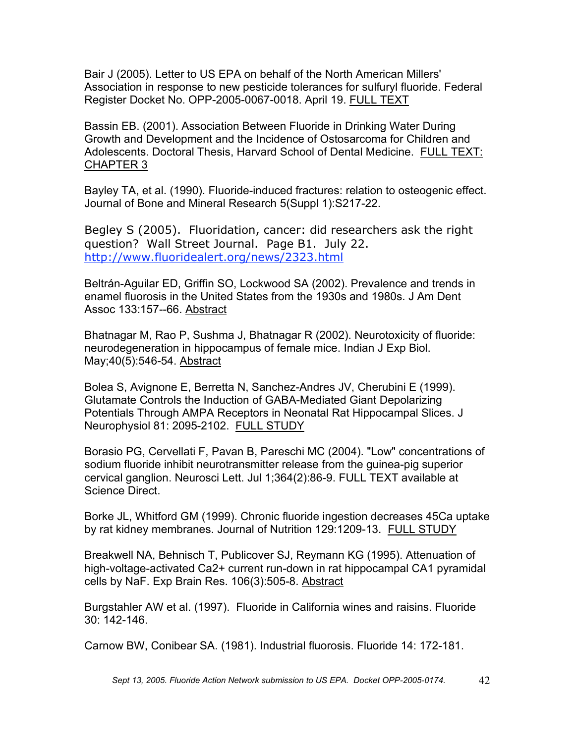Bair J (2005). Letter to US EPA on behalf of the North American Millers' Association in response to new pesticide tolerances for sulfuryl fluoride. Federal Register Docket No. OPP-2005-0067-0018. April 19. FULL TEXT

Bassin EB. (2001). Association Between Fluoride in Drinking Water During Growth and Development and the Incidence of Ostosarcoma for Children and Adolescents. Doctoral Thesis, Harvard School of Dental Medicine. FULL TEXT: CHAPTER 3

Bayley TA, et al. (1990). Fluoride-induced fractures: relation to osteogenic effect. Journal of Bone and Mineral Research 5(Suppl 1):S217-22.

Begley S (2005). Fluoridation, cancer: did researchers ask the right question? Wall Street Journal. Page B1. July 22. http://www.fluoridealert.org/news/2323.html

Beltrán-Aguilar ED, Griffin SO, Lockwood SA (2002). Prevalence and trends in enamel fluorosis in the United States from the 1930s and 1980s. J Am Dent Assoc 133:157--66. Abstract

Bhatnagar M, Rao P, Sushma J, Bhatnagar R (2002). Neurotoxicity of fluoride: neurodegeneration in hippocampus of female mice. Indian J Exp Biol. May;40(5):546-54. Abstract

Bolea S, Avignone E, Berretta N, Sanchez-Andres JV, Cherubini E (1999). Glutamate Controls the Induction of GABA-Mediated Giant Depolarizing Potentials Through AMPA Receptors in Neonatal Rat Hippocampal Slices. J Neurophysiol 81: 2095-2102. FULL STUDY

Borasio PG, Cervellati F, Pavan B, Pareschi MC (2004). "Low" concentrations of sodium fluoride inhibit neurotransmitter release from the guinea-pig superior cervical ganglion. Neurosci Lett. Jul 1;364(2):86-9. FULL TEXT available at Science Direct.

Borke JL, Whitford GM (1999). Chronic fluoride ingestion decreases 45Ca uptake by rat kidney membranes. Journal of Nutrition 129:1209-13. FULL STUDY

Breakwell NA, Behnisch T, Publicover SJ, Reymann KG (1995). Attenuation of high-voltage-activated $Ca^{2+}$ current run-down in rat hippocampal CA1 pyramidal cells by NaF. Exp Brain Res. 106(3):505-8. Abstract

Burgstahler AW et al. (1997). Fluoride in California wines and raisins. Fluoride 30: 142-146.

Carnow BW, Conibear SA. (1981). Industrial fluorosis. Fluoride 14: 172-181.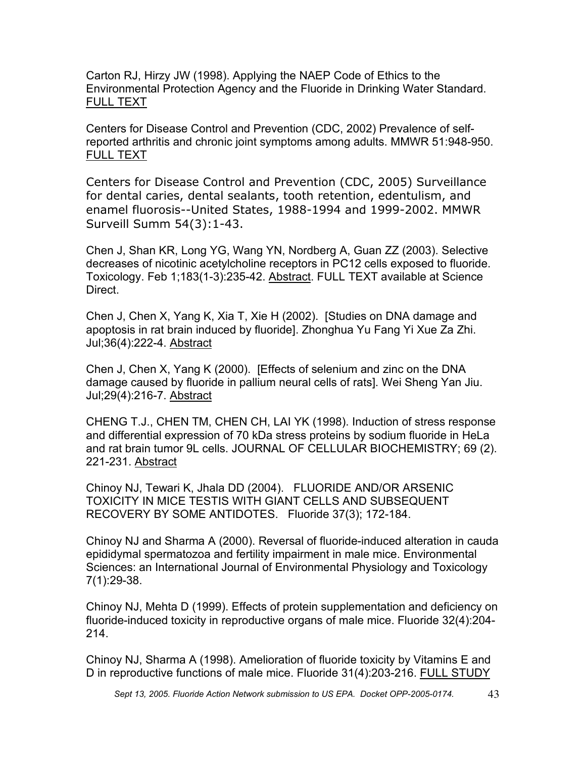Carton RJ, Hirzy JW (1998). Applying the NAEP Code of Ethics to the Environmental Protection Agency and the Fluoride in Drinking Water Standard. FULL TEXT

Centers for Disease Control and Prevention (CDC, 2002) Prevalence of self-reported arthritis and chronic joint symptoms among adults. MMWR 51:948-950. FULL TEXT

Centers for Disease Control and Prevention (CDC, 2005) Surveillance for dental caries, dental sealants, tooth retention, edentulism, and enamel fluorosis--United States, 1988-1994 and 1999-2002. MMWR Surveill Summ 54(3):1-43.

Chen J, Shan KR, Long YG, Wang YN, Nordberg A, Guan ZZ (2003). Selective decreases of nicotinic acetylcholine receptors in PC12 cells exposed to fluoride. Toxicology. Feb 1;183(1-3):235-42. Abstract. FULL TEXT available at Science Direct.

Chen J, Chen X, Yang K, Xia T, Xie H (2002). [Studies on DNA damage and apoptosis in rat brain induced by fluoride]. Zhonghua Yu Fang Yi Xue Za Zhi. Jul;36(4):222-4. Abstract

Chen J, Chen X, Yang K (2000). [Effects of selenium and zinc on the DNA damage caused by fluoride in pallium neural cells of rats]. Wei Sheng Yan Jiu. Jul;29(4):216-7. Abstract

CHENG T.J., CHEN TM, CHEN CH, LAI YK (1998). Induction of stress response and differential expression of 70 kDa stress proteins by sodium fluoride in HeLa and rat brain tumor 9L cells. JOURNAL OF CELLULAR BIOCHEMISTRY; 69 (2). 221-231. Abstract

Chinoy NJ, Tewari K, Jhala DD (2004). FLUORIDE AND/OR ARSENIC TOXICITY IN MICE TESTIS WITH GIANT CELLS AND SUBSEQUENT RECOVERY BY SOME ANTIDOTES. Fluoride 37(3); 172-184.

Chinoy NJ and Sharma A (2000). Reversal of fluoride-induced alteration in cauda epididymal spermatozoa and fertility impairment in male mice. Environmental Sciences: an International Journal of Environmental Physiology and Toxicology 7(1):29-38.

Chinoy NJ, Mehta D (1999). Effects of protein supplementation and deficiency on fluoride-induced toxicity in reproductive organs of male mice. Fluoride 32(4):204-214.

Chinoy NJ, Sharma A (1998). Amelioration of fluoride toxicity by Vitamins E and D in reproductive functions of male mice. Fluoride 31(4):203-216. FULL STUDY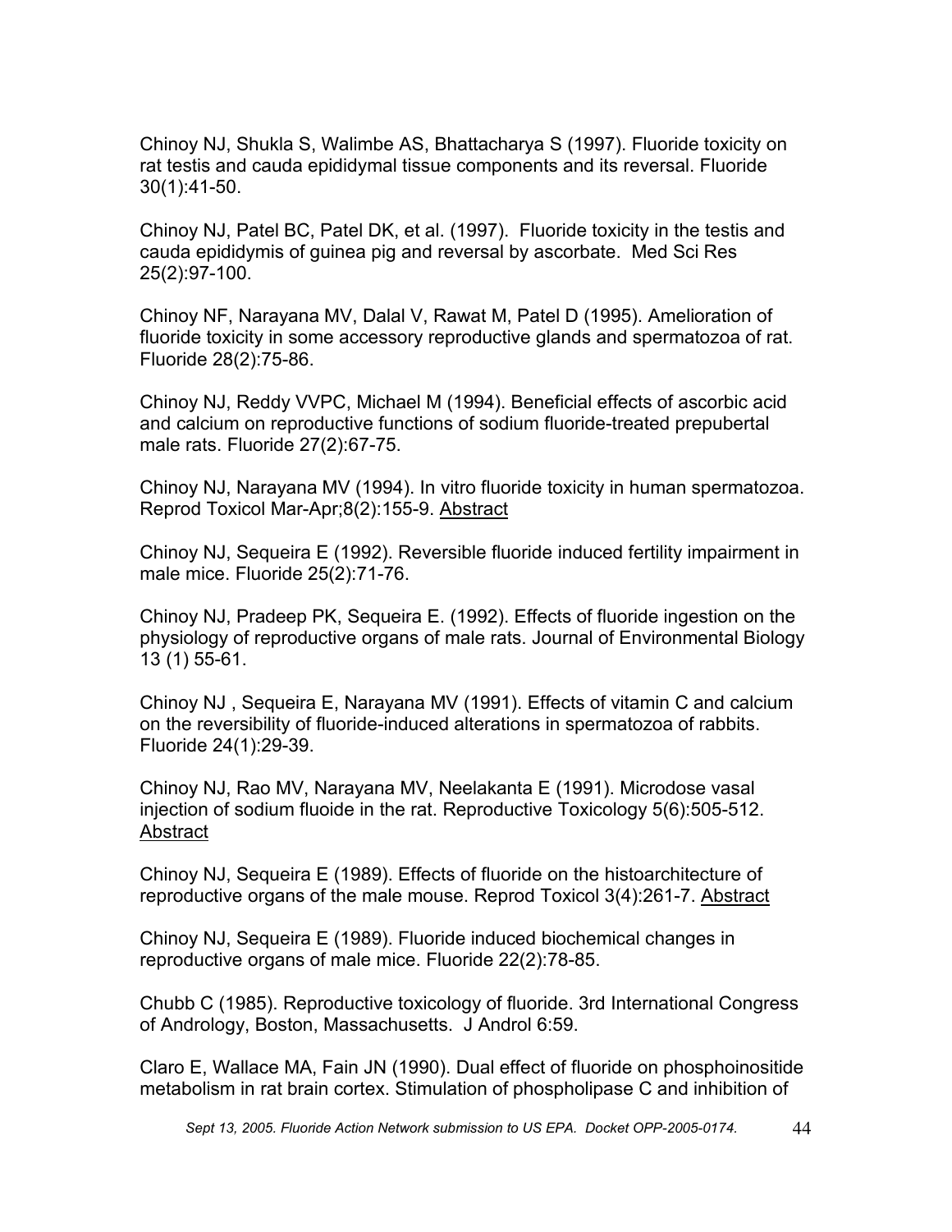Chinoy NJ, Shukla S, Walimbe AS, Bhattacharya S (1997). Fluoride toxicity on rat testis and cauda epididymal tissue components and its reversal. Fluoride 30(1):41-50.

Chinoy NJ, Patel BC, Patel DK, et al. (1997). Fluoride toxicity in the testis and cauda epididymis of guinea pig and reversal by ascorbate. Med Sci Res 25(2):97-100.

Chinoy NF, Narayana MV, Dalal V, Rawat M, Patel D (1995). Amelioration of fluoride toxicity in some accessory reproductive glands and spermatozoa of rat. Fluoride 28(2):75-86.

Chinoy NJ, Reddy VVPC, Michael M (1994). Beneficial effects of ascorbic acid and calcium on reproductive functions of sodium fluoride-treated prepubertal male rats. Fluoride 27(2):67-75.

Chinoy NJ, Narayana MV (1994). In vitro fluoride toxicity in human spermatozoa. Reprod Toxicol Mar-Apr;8(2):155-9. Abstract

Chinoy NJ, Sequeira E (1992). Reversible fluoride induced fertility impairment in male mice. Fluoride 25(2):71-76.

Chinoy NJ, Pradeep PK, Sequeira E. (1992). Effects of fluoride ingestion on the physiology of reproductive organs of male rats. Journal of Environmental Biology 13 (1) 55-61.

Chinoy NJ , Sequeira E, Narayana MV (1991). Effects of vitamin C and calcium on the reversibility of fluoride-induced alterations in spermatozoa of rabbits. Fluoride 24(1):29-39.

Chinoy NJ, Rao MV, Narayana MV, Neelakanta E (1991). Microdose vasal injection of sodium fluoide in the rat. Reproductive Toxicology 5(6):505-512. Abstract

Chinoy NJ, Sequeira E (1989). Effects of fluoride on the histoarchitecture of reproductive organs of the male mouse. Reprod Toxicol 3(4):261-7. Abstract

Chinoy NJ, Sequeira E (1989). Fluoride induced biochemical changes in reproductive organs of male mice. Fluoride 22(2):78-85.

Chubb C (1985). Reproductive toxicology of fluoride. 3rd International Congress of Andrology, Boston, Massachusetts. J Androl 6:59.

Claro E, Wallace MA, Fain JN (1990). Dual effect of fluoride on phosphoinositide metabolism in rat brain cortex. Stimulation of phospholipase C and inhibition of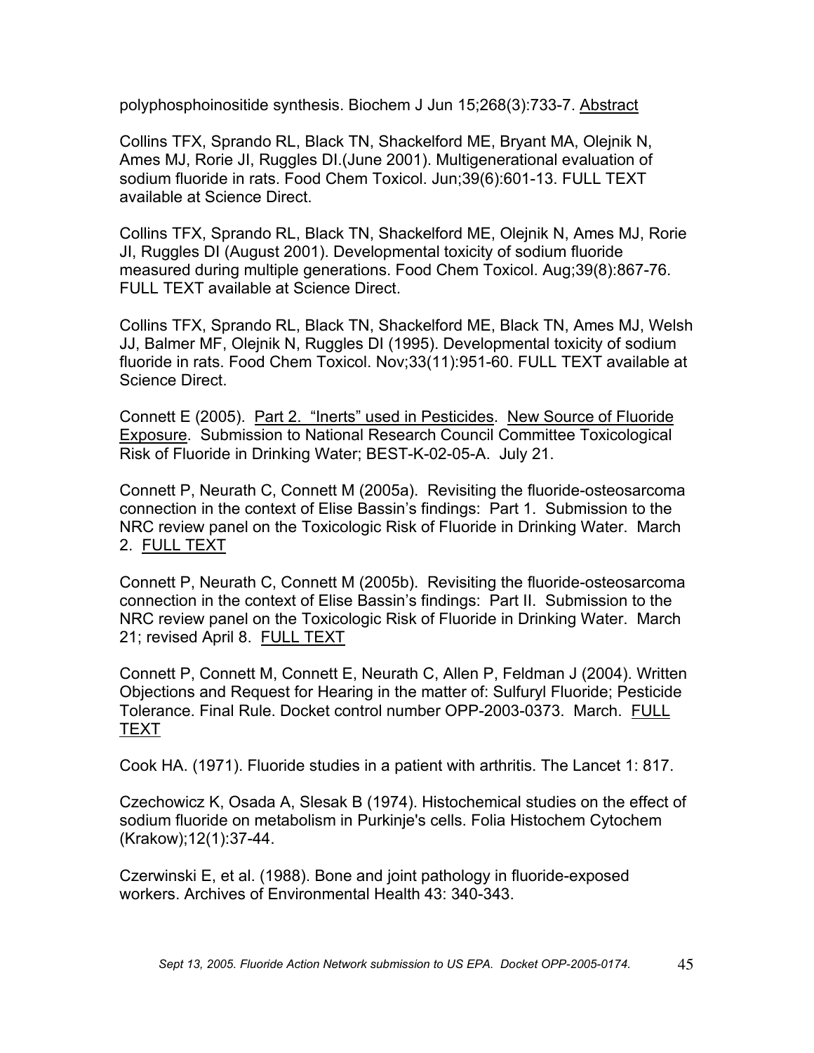polyphosphoinositide synthesis. Biochem J Jun 15;268(3):733-7. Abstract

Collins TFX, Sprando RL, Black TN, Shackelford ME, Bryant MA, Olejnik N, Ames MJ, Rorie JI, Ruggles DI.(June 2001). Multigenerational evaluation of sodium fluoride in rats. Food Chem Toxicol. Jun;39(6):601-13. FULL TEXT available at Science Direct.

Collins TFX, Sprando RL, Black TN, Shackelford ME, Olejnik N, Ames MJ, Rorie JI, Ruggles DI (August 2001). Developmental toxicity of sodium fluoride measured during multiple generations. Food Chem Toxicol. Aug;39(8):867-76. FULL TEXT available at Science Direct.

Collins TFX, Sprando RL, Black TN, Shackelford ME, Black TN, Ames MJ, Welsh JJ, Balmer MF, Olejnik N, Ruggles DI (1995). Developmental toxicity of sodium fluoride in rats. Food Chem Toxicol. Nov;33(11):951-60. FULL TEXT available at Science Direct.

Connett E (2005). Part 2. "Inerts" used in Pesticides. New Source of Fluoride Exposure. Submission to National Research Council Committee Toxicological Risk of Fluoride in Drinking Water; BEST-K-02-05-A. July 21.

Connett P, Neurath C, Connett M (2005a). Revisiting the fluoride-osteosarcoma connection in the context of Elise Bassin's findings: Part 1. Submission to the NRC review panel on the Toxicologic Risk of Fluoride in Drinking Water. March 2. FULL TEXT

Connett P, Neurath C, Connett M (2005b). Revisiting the fluoride-osteosarcoma connection in the context of Elise Bassin's findings: Part II. Submission to the NRC review panel on the Toxicologic Risk of Fluoride in Drinking Water. March 21; revised April 8. FULL TEXT

Connett P, Connett M, Connett E, Neurath C, Allen P, Feldman J (2004). Written Objections and Request for Hearing in the matter of: Sulfuryl Fluoride; Pesticide Tolerance. Final Rule. Docket control number OPP-2003-0373. March. FULL TEXT

Cook HA. (1971). Fluoride studies in a patient with arthritis. The Lancet 1: 817.

Czechowicz K, Osada A, Slesak B (1974). Histochemical studies on the effect of sodium fluoride on metabolism in Purkinje's cells. Folia Histochem Cytochem (Krakow);12(1):37-44.

Czerwinski E, et al. (1988). Bone and joint pathology in fluoride-exposed workers. Archives of Environmental Health 43: 340-343.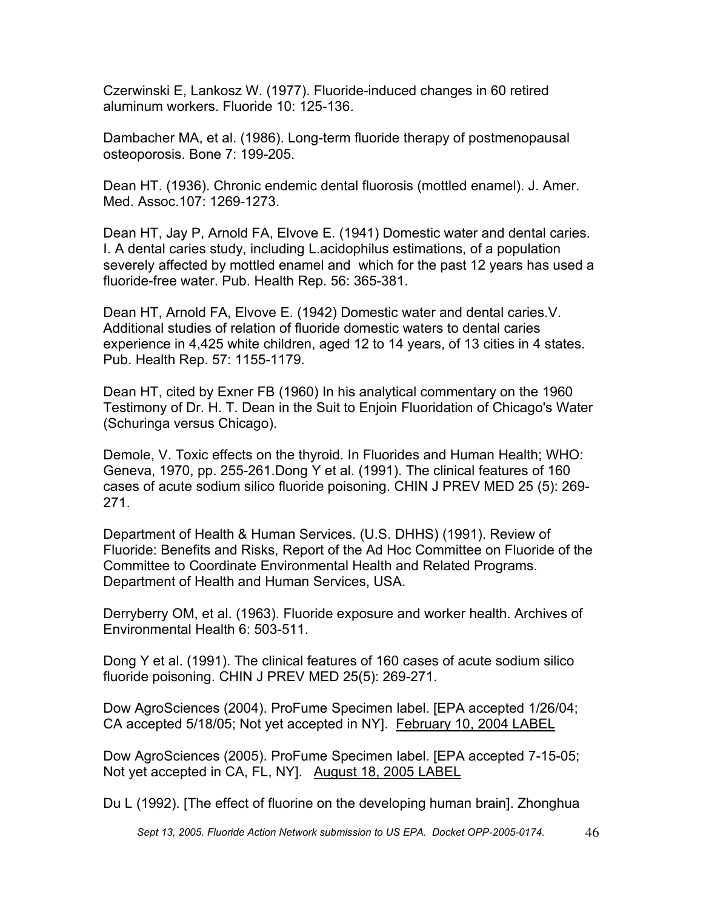Czerwinski E, Lankosz W. (1977). Fluoride-induced changes in 60 retired aluminum workers. Fluoride 10: 125-136.

Dambacher MA, et al. (1986). Long-term fluoride therapy of postmenopausal osteoporosis. Bone 7: 199-205.

Dean HT. (1936). Chronic endemic dental fluorosis (mottled enamel). J. Amer. Med. Assoc.107: 1269-1273.

Dean HT, Jay P, Arnold FA, Elvove E. (1941) Domestic water and dental caries. I. A dental caries study, including L.acidophilus estimations, of a population severely affected by mottled enamel and which for the past 12 years has used a fluoride-free water. Pub. Health Rep. 56: 365-381.

Dean HT, Arnold FA, Elvove E. (1942) Domestic water and dental caries.V. Additional studies of relation of fluoride domestic waters to dental caries experience in 4,425 white children, aged 12 to 14 years, of 13 cities in 4 states. Pub. Health Rep. 57: 1155-1179.

Dean HT, cited by Exner FB (1960) In his analytical commentary on the 1960 Testimony of Dr. H. T. Dean in the Suit to Enjoin Fluoridation of Chicago's Water (Schuringa versus Chicago).

Demole, V. Toxic effects on the thyroid. In Fluorides and Human Health; WHO: Geneva, 1970, pp. 255-261.Dong Y et al. (1991). The clinical features of 160 cases of acute sodium silico fluoride poisoning. CHIN J PREV MED 25 (5): 269-271.

Department of Health & Human Services. (U.S. DHHS) (1991). Review of Fluoride: Benefits and Risks, Report of the Ad Hoc Committee on Fluoride of the Committee to Coordinate Environmental Health and Related Programs. Department of Health and Human Services, USA.

Derryberry OM, et al. (1963). Fluoride exposure and worker health. Archives of Environmental Health 6: 503-511.

Dong Y et al. (1991). The clinical features of 160 cases of acute sodium silico fluoride poisoning. CHIN J PREV MED 25(5): 269-271.

Dow AgroSciences (2004). ProFume Specimen label. [EPA accepted 1/26/04; CA accepted 5/18/05; Not yet accepted in NY]. February 10, 2004 LABEL

Dow AgroSciences (2005). ProFume Specimen label. [EPA accepted 7-15-05; Not yet accepted in CA, FL, NY]. August 18, 2005 LABEL

Du L (1992). [The effect of fluorine on the developing human brain]. Zhonghua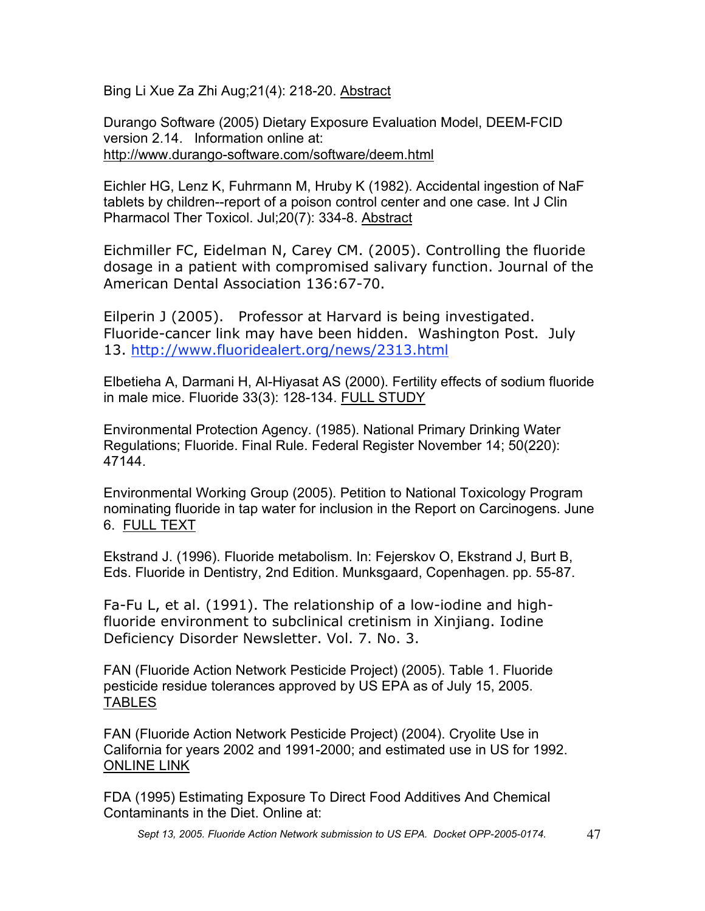Bing Li Xue Za Zhi Aug;21(4): 218-20. Abstract

Durango Software (2005) Dietary Exposure Evaluation Model, DEEM-FCID version 2.14. Information online at: http://www.durango-software.com/software/deem.html

Eichler HG, Lenz K, Fuhrmann M, Hruby K (1982). Accidental ingestion of NaF tablets by children--report of a poison control center and one case. Int J Clin Pharmacol Ther Toxicol. Jul;20(7): 334-8. Abstract

Eichmiller FC, Eidelman N, Carey CM. (2005). Controlling the fluoride dosage in a patient with compromised salivary function. Journal of the American Dental Association 136:67-70.

Eilperin J (2005). Professor at Harvard is being investigated. Fluoride-cancer link may have been hidden. Washington Post. July 13. http://www.fluoridealert.org/news/2313.html

Elbetieha A, Darmani H, Al-Hiyasat AS (2000). Fertility effects of sodium fluoride in male mice. Fluoride 33(3): 128-134. FULL STUDY

Environmental Protection Agency. (1985). National Primary Drinking Water Regulations; Fluoride. Final Rule. Federal Register November 14; 50(220): 47144.

Environmental Working Group (2005). Petition to National Toxicology Program nominating fluoride in tap water for inclusion in the Report on Carcinogens. June 6. FULL TEXT

Ekstrand J. (1996). Fluoride metabolism. In: Fejerskov O, Ekstrand J, Burt B, Eds. Fluoride in Dentistry, 2nd Edition. Munksgaard, Copenhagen. pp. 55-87.

Fa-Fu L, et al. (1991). The relationship of a low-iodine and high-fluoride environment to subclinical cretinism in Xinjiang. Iodine Deficiency Disorder Newsletter. Vol. 7. No. 3.

FAN (Fluoride Action Network Pesticide Project) (2005). Table 1. Fluoride pesticide residue tolerances approved by US EPA as of July 15, 2005. TABLES

FAN (Fluoride Action Network Pesticide Project) (2004). Cryolite Use in California for years 2002 and 1991-2000; and estimated use in US for 1992. ONLINE LINK

FDA (1995) Estimating Exposure To Direct Food Additives And Chemical Contaminants in the Diet. Online at: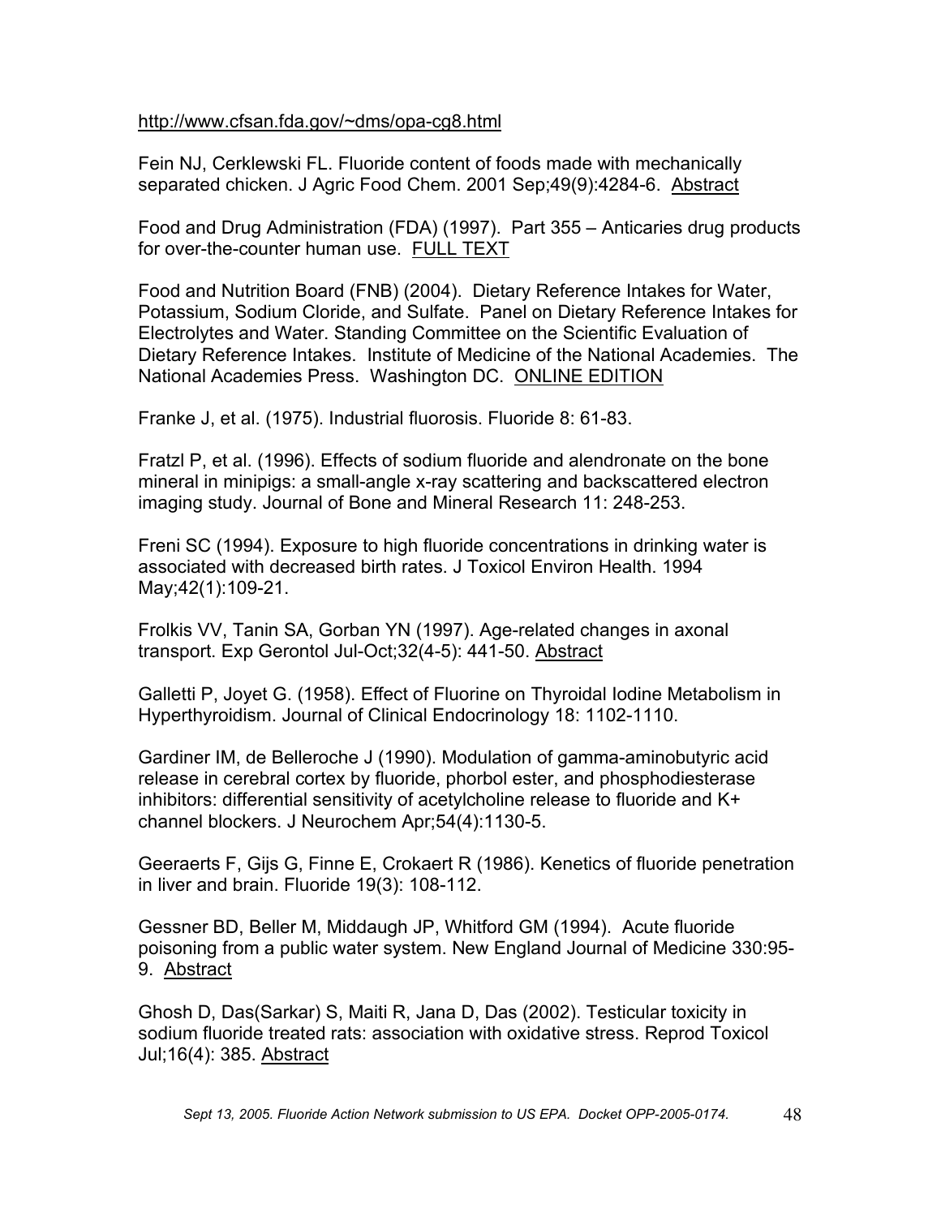http://www.cfsan.fda.gov/~dms/opa-cg8.html

Fein NJ, Cerklewski FL. Fluoride content of foods made with mechanically separated chicken. J Agric Food Chem. 2001 Sep;49(9):4284-6. Abstract

Food and Drug Administration (FDA) (1997). Part 355 – Anticaries drug products for over-the-counter human use. FULL TEXT

Food and Nutrition Board (FNB) (2004). Dietary Reference Intakes for Water, Potassium, Sodium Cloride, and Sulfate. Panel on Dietary Reference Intakes for Electrolytes and Water. Standing Committee on the Scientific Evaluation of Dietary Reference Intakes. Institute of Medicine of the National Academies. The National Academies Press. Washington DC. ONLINE EDITION

Franke J, et al. (1975). Industrial fluorosis. Fluoride 8: 61-83.

Fratzl P, et al. (1996). Effects of sodium fluoride and alendronate on the bone mineral in minipigs: a small-angle x-ray scattering and backscattered electron imaging study. Journal of Bone and Mineral Research 11: 248-253.

Freni SC (1994). Exposure to high fluoride concentrations in drinking water is associated with decreased birth rates. J Toxicol Environ Health. 1994 May;42(1):109-21.

Frolkis VV, Tanin SA, Gorban YN (1997). Age-related changes in axonal transport. Exp Gerontol Jul-Oct;32(4-5): 441-50. Abstract

Galletti P, Joyet G. (1958). Effect of Fluorine on Thyroidal Iodine Metabolism in Hyperthyroidism. Journal of Clinical Endocrinology 18: 1102-1110.

Gardiner IM, de Belleroche J (1990). Modulation of gamma-aminobutyric acid release in cerebral cortex by fluoride, phorbol ester, and phosphodiesterase inhibitors: differential sensitivity of acetylcholine release to fluoride and K+ channel blockers. J Neurochem Apr;54(4):1130-5.

Geeraerts F, Gijs G, Finne E, Crokaert R (1986). Kenetics of fluoride penetration in liver and brain. Fluoride 19(3): 108-112.

Gessner BD, Beller M, Middaugh JP, Whitford GM (1994). Acute fluoride poisoning from a public water system. New England Journal of Medicine 330:95-9. Abstract

Ghosh D, Das(Sarkar) S, Maiti R, Jana D, Das (2002). Testicular toxicity in sodium fluoride treated rats: association with oxidative stress. Reprod Toxicol Jul;16(4): 385. Abstract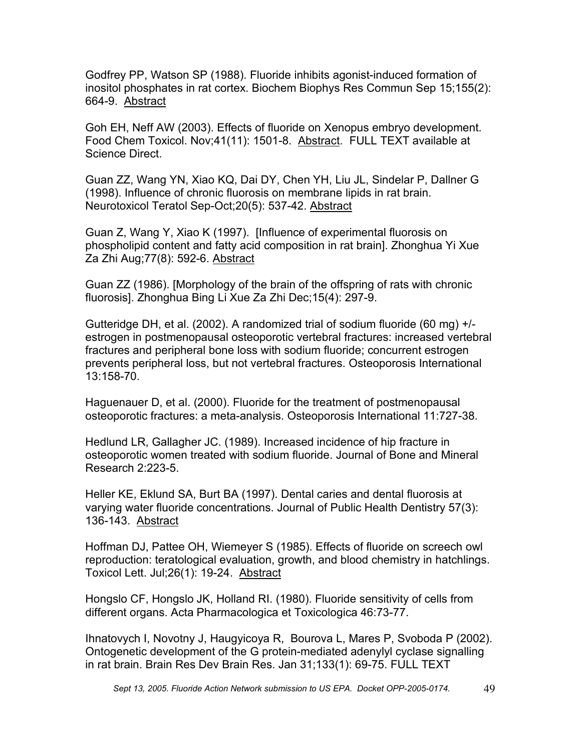Godfrey PP, Watson SP (1988). Fluoride inhibits agonist-induced formation of inositol phosphates in rat cortex. Biochem Biophys Res Commun Sep 15;155(2): 664-9. Abstract

Goh EH, Neff AW (2003). Effects of fluoride on Xenopus embryo development. Food Chem Toxicol. Nov;41(11): 1501-8. Abstract. FULL TEXT available at Science Direct.

Guan ZZ, Wang YN, Xiao KQ, Dai DY, Chen YH, Liu JL, Sindelar P, Dallner G (1998). Influence of chronic fluorosis on membrane lipids in rat brain. Neurotoxicol Teratol Sep-Oct;20(5): 537-42. Abstract

Guan Z, Wang Y, Xiao K (1997). [Influence of experimental fluorosis on phospholipid content and fatty acid composition in rat brain]. Zhonghua Yi Xue Za Zhi Aug;77(8): 592-6. Abstract

Guan ZZ (1986). [Morphology of the brain of the offspring of rats with chronic fluorosis]. Zhonghua Bing Li Xue Za Zhi Dec;15(4): 297-9.

Gutteridge DH, et al. (2002). A randomized trial of sodium fluoride (60 mg) +/- estrogen in postmenopausal osteoporotic vertebral fractures: increased vertebral fractures and peripheral bone loss with sodium fluoride; concurrent estrogen prevents peripheral loss, but not vertebral fractures. Osteoporosis International 13:158-70.

Haguenauer D, et al. (2000). Fluoride for the treatment of postmenopausal osteoporotic fractures: a meta-analysis. Osteoporosis International 11:727-38.

Hedlund LR, Gallagher JC. (1989). Increased incidence of hip fracture in osteoporotic women treated with sodium fluoride. Journal of Bone and Mineral Research 2:223-5.

Heller KE, Eklund SA, Burt BA (1997). Dental caries and dental fluorosis at varying water fluoride concentrations. Journal of Public Health Dentistry 57(3): 136-143. Abstract

Hoffman DJ, Pattee OH, Wiemeyer S (1985). Effects of fluoride on screech owl reproduction: teratological evaluation, growth, and blood chemistry in hatchlings. Toxicol Lett. Jul;26(1): 19-24. Abstract

Hongslo CF, Hongslo JK, Holland RI. (1980). Fluoride sensitivity of cells from different organs. Acta Pharmacologica et Toxicologica 46:73-77.

Ihnatovych I, Novotny J, Haugyicoya R, Bourova L, Mares P, Svoboda P (2002). Ontogenetic development of the G protein-mediated adenylyl cyclase signalling in rat brain. Brain Res Dev Brain Res. Jan 31;133(1): 69-75. FULL TEXT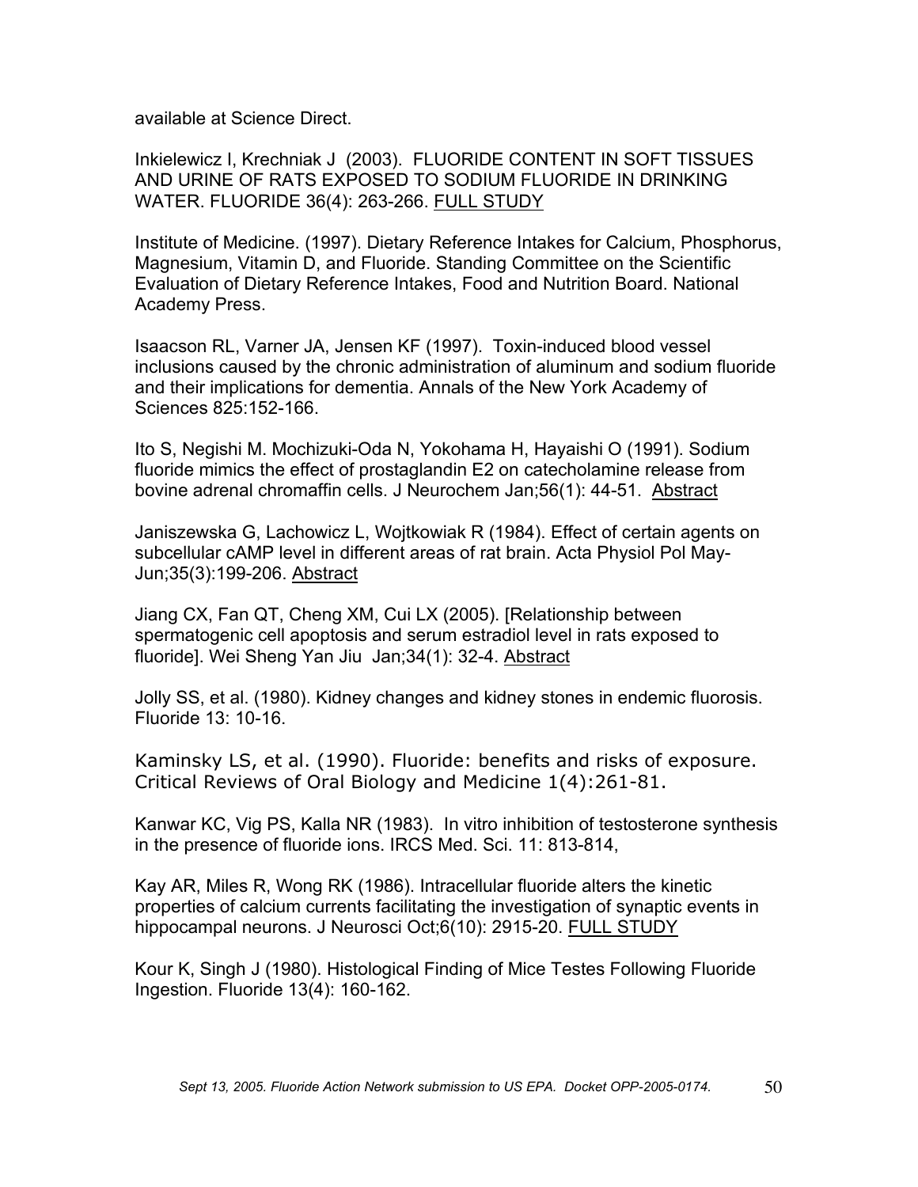available at Science Direct.

Inkielewicz I, Krechniak J (2003). FLUORIDE CONTENT IN SOFT TISSUES AND URINE OF RATS EXPOSED TO SODIUM FLUORIDE IN DRINKING WATER. FLUORIDE 36(4): 263-266. FULL STUDY

Institute of Medicine. (1997). Dietary Reference Intakes for Calcium, Phosphorus, Magnesium, Vitamin D, and Fluoride. Standing Committee on the Scientific Evaluation of Dietary Reference Intakes, Food and Nutrition Board. National Academy Press.

Isaacson RL, Varner JA, Jensen KF (1997). Toxin-induced blood vessel inclusions caused by the chronic administration of aluminum and sodium fluoride and their implications for dementia. Annals of the New York Academy of Sciences 825:152-166.

Ito S, Negishi M. Mochizuki-Oda N, Yokohama H, Hayaishi O (1991). Sodium fluoride mimics the effect of prostaglandin E2 on catecholamine release from bovine adrenal chromaffin cells. J Neurochem Jan;56(1): 44-51. Abstract

Janiszewska G, Lachowicz L, Wojtkowiak R (1984). Effect of certain agents on subcellular cAMP level in different areas of rat brain. Acta Physiol Pol May-Jun;35(3):199-206. Abstract

Jiang CX, Fan QT, Cheng XM, Cui LX (2005). [Relationship between spermatogenic cell apoptosis and serum estradiol level in rats exposed to fluoride]. Wei Sheng Yan Jiu Jan;34(1): 32-4. Abstract

Jolly SS, et al. (1980). Kidney changes and kidney stones in endemic fluorosis. Fluoride 13: 10-16.

Kaminsky LS, et al. (1990). Fluoride: benefits and risks of exposure. Critical Reviews of Oral Biology and Medicine 1(4):261-81.

Kanwar KC, Vig PS, Kalla NR (1983). In vitro inhibition of testosterone synthesis in the presence of fluoride ions. IRCS Med. Sci. 11: 813-814,

Kay AR, Miles R, Wong RK (1986). Intracellular fluoride alters the kinetic properties of calcium currents facilitating the investigation of synaptic events in hippocampal neurons. J Neurosci Oct;6(10): 2915-20. FULL STUDY

Kour K, Singh J (1980). Histological Finding of Mice Testes Following Fluoride Ingestion. Fluoride 13(4): 160-162.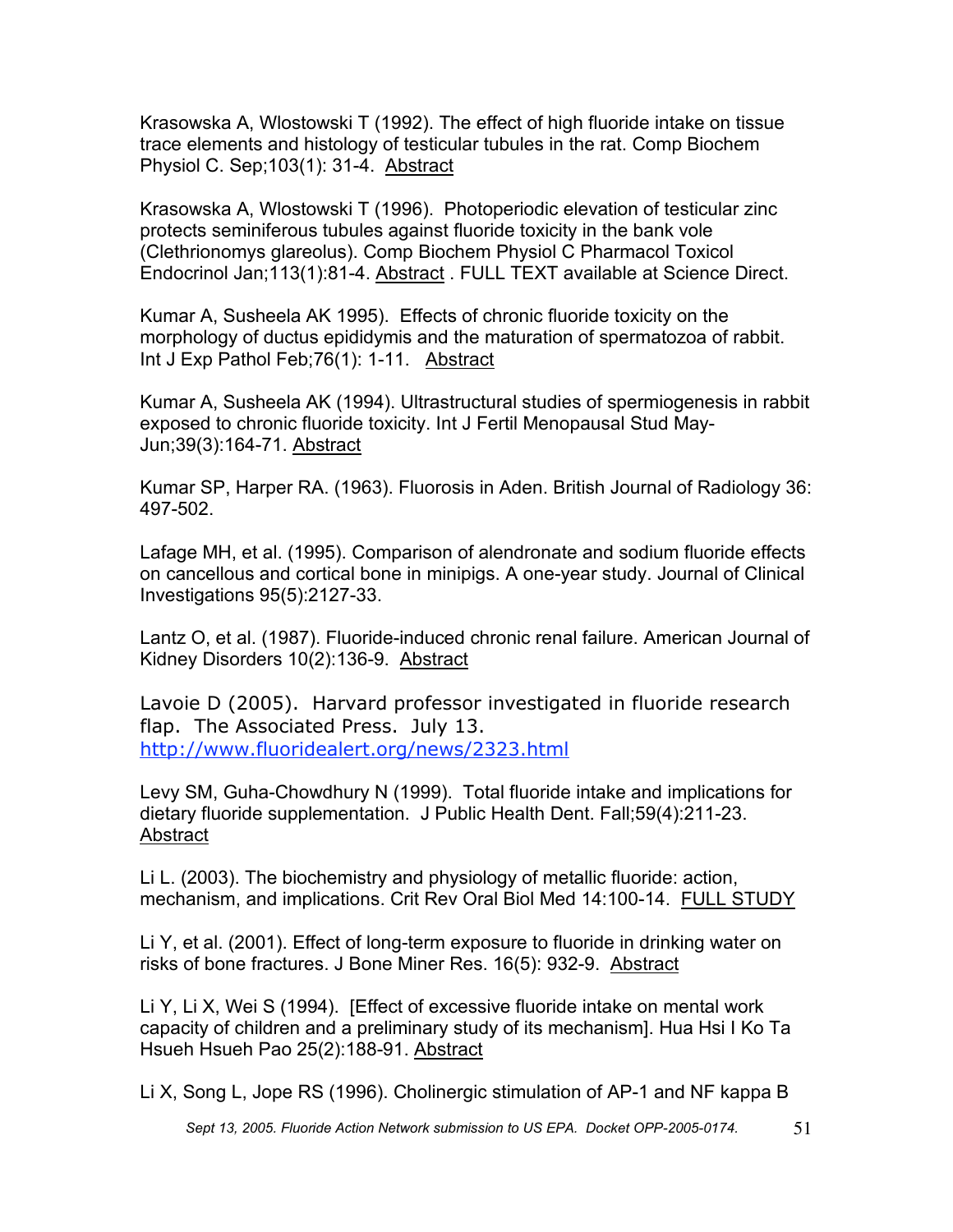Krasowska A, Wlostowski T (1992). The effect of high fluoride intake on tissue trace elements and histology of testicular tubules in the rat. Comp Biochem Physiol C. Sep;103(1): 31-4. Abstract

Krasowska A, Wlostowski T (1996). Photoperiodic elevation of testicular zinc protects seminiferous tubules against fluoride toxicity in the bank vole (Clethrionomys glareolus). Comp Biochem Physiol C Pharmacol Toxicol Endocrinol Jan;113(1):81-4. Abstract . FULL TEXT available at Science Direct.

Kumar A, Susheela AK 1995). Effects of chronic fluoride toxicity on the morphology of ductus epididymis and the maturation of spermatozoa of rabbit. Int J Exp Pathol Feb;76(1): 1-11. Abstract

Kumar A, Susheela AK (1994). Ultrastructural studies of spermiogenesis in rabbit exposed to chronic fluoride toxicity. Int J Fertil Menopausal Stud May-Jun;39(3):164-71. Abstract

Kumar SP, Harper RA. (1963). Fluorosis in Aden. British Journal of Radiology 36: 497-502.

Lafage MH, et al. (1995). Comparison of alendronate and sodium fluoride effects on cancellous and cortical bone in minipigs. A one-year study. Journal of Clinical Investigations 95(5):2127-33.

Lantz O, et al. (1987). Fluoride-induced chronic renal failure. American Journal of Kidney Disorders 10(2):136-9. Abstract

Lavoie D (2005). Harvard professor investigated in fluoride research flap. The Associated Press. July 13. http://www.fluoridealert.org/news/2323.html

Levy SM, Guha-Chowdhury N (1999). Total fluoride intake and implications for dietary fluoride supplementation. J Public Health Dent. Fall;59(4):211-23. Abstract

Li L. (2003). The biochemistry and physiology of metallic fluoride: action, mechanism, and implications. Crit Rev Oral Biol Med 14:100-14. FULL STUDY

Li Y, et al. (2001). Effect of long-term exposure to fluoride in drinking water on risks of bone fractures. J Bone Miner Res. 16(5): 932-9. Abstract

Li Y, Li X, Wei S (1994). [Effect of excessive fluoride intake on mental work capacity of children and a preliminary study of its mechanism]. Hua Hsi I Ko Ta Hsueh Hsueh Pao 25(2):188-91. Abstract

Li X, Song L, Jope RS (1996). Cholinergic stimulation of AP-1 and NF kappa B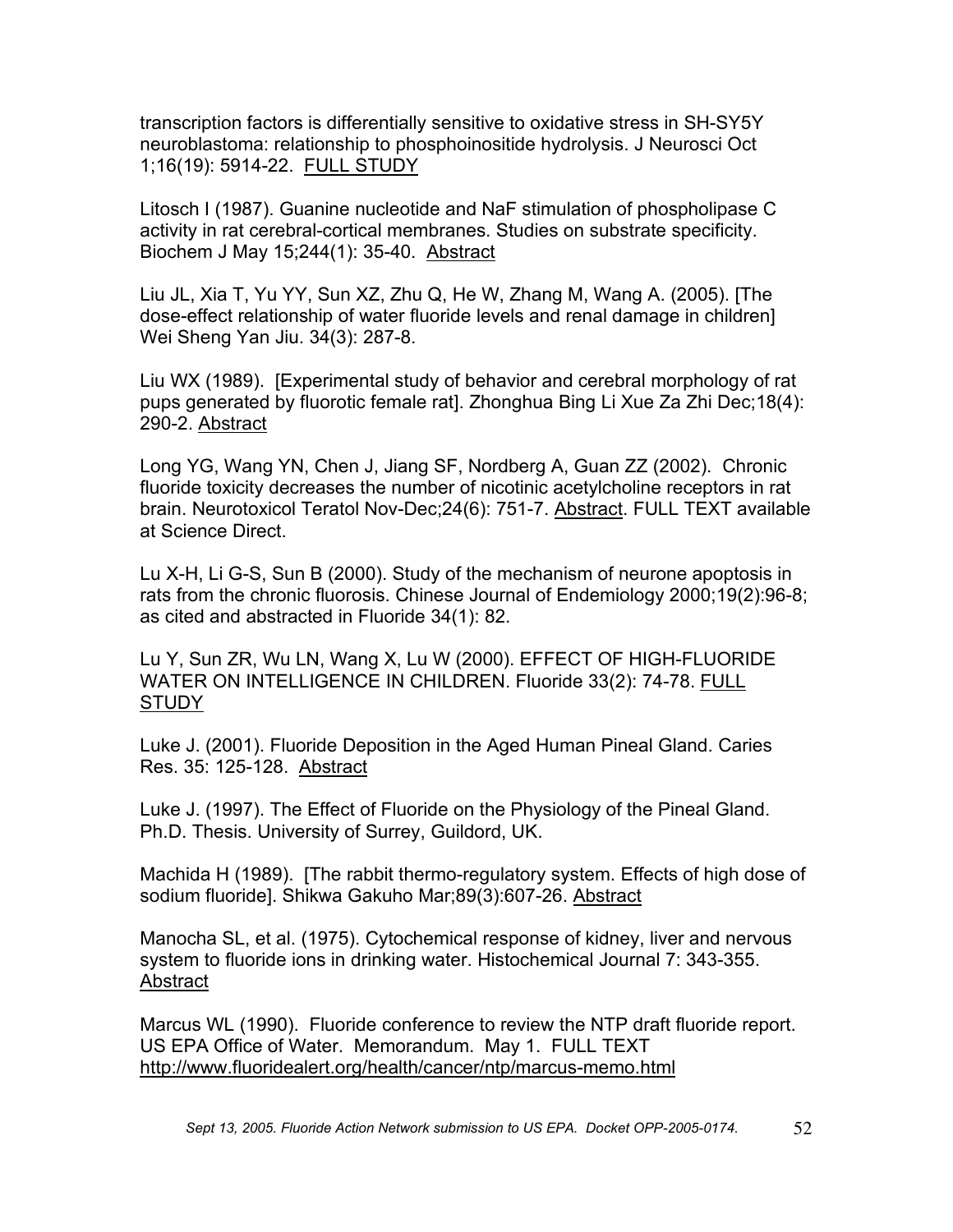transcription factors is differentially sensitive to oxidative stress in SH-SY5Y neuroblastoma: relationship to phosphoinositide hydrolysis. J Neurosci Oct 1;16(19): 5914-22. FULL STUDY

Litosch I (1987). Guanine nucleotide and NaF stimulation of phospholipase C activity in rat cerebral-cortical membranes. Studies on substrate specificity. Biochem J May 15;244(1): 35-40. Abstract

Liu JL, Xia T, Yu YY, Sun XZ, Zhu Q, He W, Zhang M, Wang A. (2005). [The dose-effect relationship of water fluoride levels and renal damage in children] Wei Sheng Yan Jiu. 34(3): 287-8.

Liu WX (1989). [Experimental study of behavior and cerebral morphology of rat pups generated by fluorotic female rat]. Zhonghua Bing Li Xue Za Zhi Dec;18(4): 290-2. Abstract

Long YG, Wang YN, Chen J, Jiang SF, Nordberg A, Guan ZZ (2002). Chronic fluoride toxicity decreases the number of nicotinic acetylcholine receptors in rat brain. Neurotoxicol Teratol Nov-Dec;24(6): 751-7. Abstract. FULL TEXT available at Science Direct.

Lu X-H, Li G-S, Sun B (2000). Study of the mechanism of neurone apoptosis in rats from the chronic fluorosis. Chinese Journal of Endemiology 2000;19(2):96-8; as cited and abstracted in Fluoride 34(1): 82.

Lu Y, Sun ZR, Wu LN, Wang X, Lu W (2000). EFFECT OF HIGH-FLUORIDE WATER ON INTELLIGENCE IN CHILDREN. Fluoride 33(2): 74-78. FULL STUDY

Luke J. (2001). Fluoride Deposition in the Aged Human Pineal Gland. Caries Res. 35: 125-128. Abstract

Luke J. (1997). The Effect of Fluoride on the Physiology of the Pineal Gland. Ph.D. Thesis. University of Surrey, Guildord, UK.

Machida H (1989). [The rabbit thermo-regulatory system. Effects of high dose of sodium fluoride]. Shikwa Gakuho Mar;89(3):607-26. Abstract

Manocha SL, et al. (1975). Cytochemical response of kidney, liver and nervous system to fluoride ions in drinking water. Histochemical Journal 7: 343-355. Abstract

Marcus WL (1990). Fluoride conference to review the NTP draft fluoride report. US EPA Office of Water. Memorandum. May 1. FULL TEXT http://www.fluoridealert.org/health/cancer/ntp/marcus-memo.html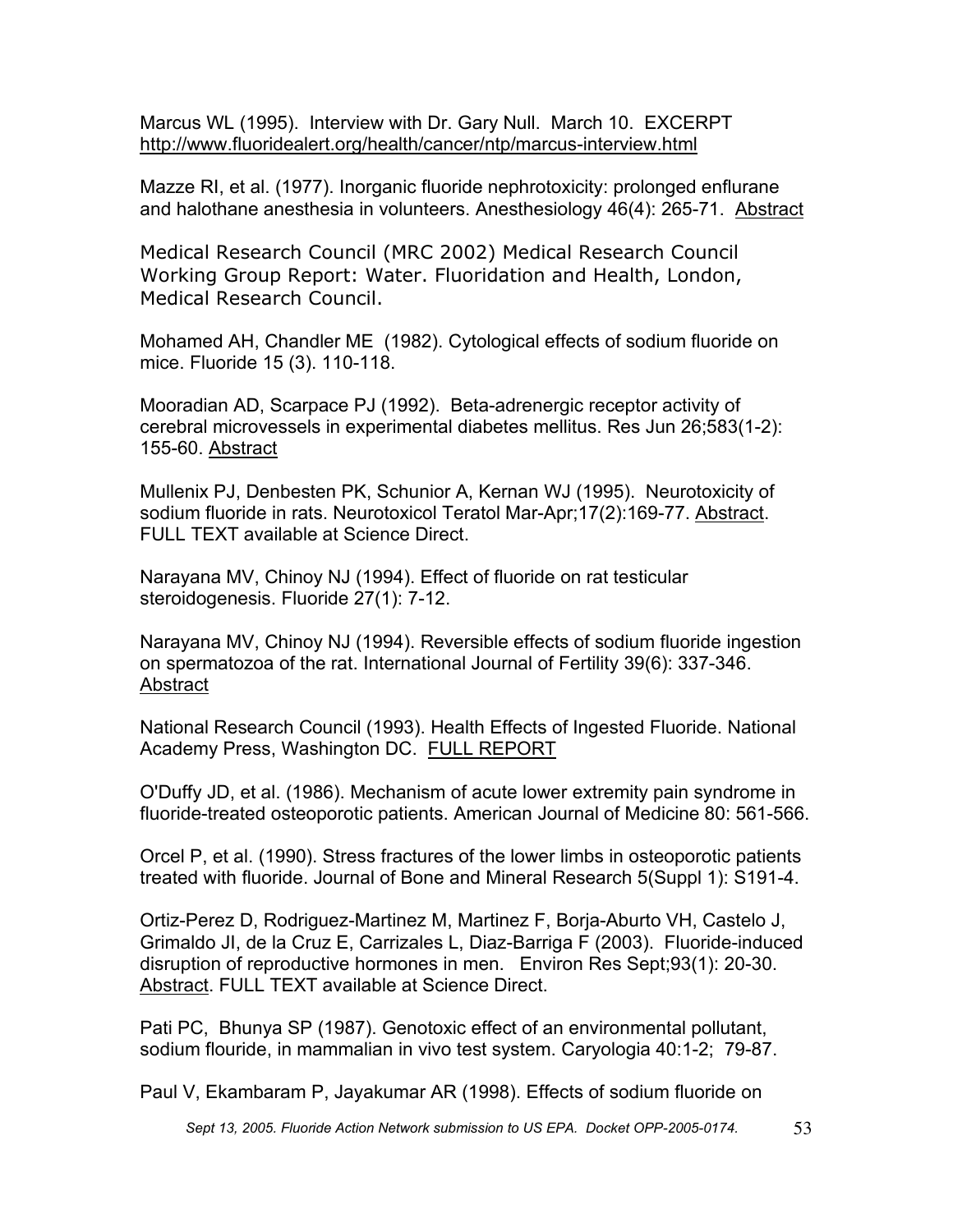Marcus WL (1995). Interview with Dr. Gary Null. March 10. EXCERPT http://www.fluoridealert.org/health/cancer/ntp/marcus-interview.html

Mazze RI, et al. (1977). Inorganic fluoride nephrotoxicity: prolonged enflurane and halothane anesthesia in volunteers. Anesthesiology 46(4): 265-71. Abstract

Medical Research Council (MRC 2002) Medical Research Council Working Group Report: Water. Fluoridation and Health, London, Medical Research Council.

Mohamed AH, Chandler ME (1982). Cytological effects of sodium fluoride on mice. Fluoride 15 (3). 110-118.

Mooradian AD, Scarpace PJ (1992). Beta-adrenergic receptor activity of cerebral microvessels in experimental diabetes mellitus. Res Jun 26;583(1-2): 155-60. Abstract

Mullenix PJ, Denbesten PK, Schunior A, Kernan WJ (1995). Neurotoxicity of sodium fluoride in rats. Neurotoxicol Teratol Mar-Apr;17(2):169-77. Abstract. FULL TEXT available at Science Direct.

Narayana MV, Chinoy NJ (1994). Effect of fluoride on rat testicular steroidogenesis. Fluoride 27(1): 7-12.

Narayana MV, Chinoy NJ (1994). Reversible effects of sodium fluoride ingestion on spermatozoa of the rat. International Journal of Fertility 39(6): 337-346. Abstract

National Research Council (1993). Health Effects of Ingested Fluoride. National Academy Press, Washington DC. FULL REPORT

O'Duffy JD, et al. (1986). Mechanism of acute lower extremity pain syndrome in fluoride-treated osteoporotic patients. American Journal of Medicine 80: 561-566.

Orcel P, et al. (1990). Stress fractures of the lower limbs in osteoporotic patients treated with fluoride. Journal of Bone and Mineral Research 5(Suppl 1): S191-4.

Ortiz-Perez D, Rodriguez-Martinez M, Martinez F, Borja-Aburto VH, Castelo J, Grimaldo JI, de la Cruz E, Carrizales L, Diaz-Barriga F (2003). Fluoride-induced disruption of reproductive hormones in men. Environ Res Sept;93(1): 20-30. Abstract. FULL TEXT available at Science Direct.

Pati PC, Bhunya SP (1987). Genotoxic effect of an environmental pollutant, sodium flouride, in mammalian in vivo test system. Caryologia 40:1-2; 79-87.

Paul V, Ekambaram P, Jayakumar AR (1998). Effects of sodium fluoride on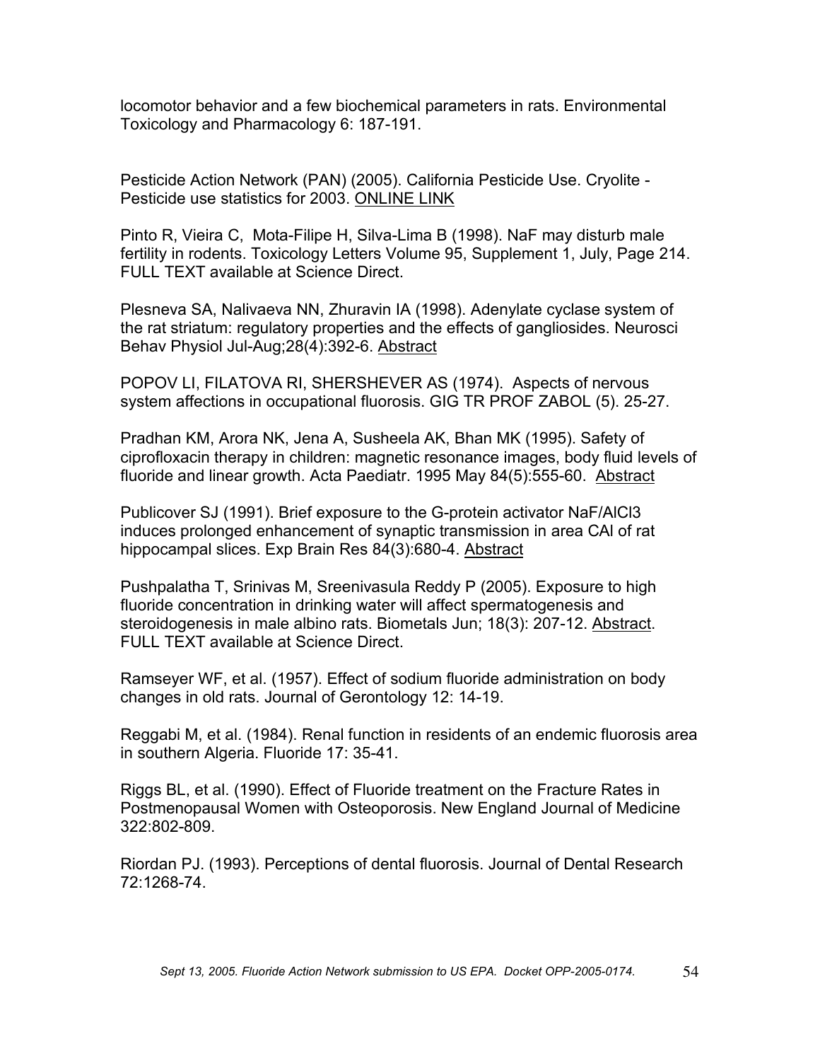locomotor behavior and a few biochemical parameters in rats. Environmental Toxicology and Pharmacology 6: 187-191.

Pesticide Action Network (PAN) (2005). California Pesticide Use. Cryolite - Pesticide use statistics for 2003. ONLINE LINK

Pinto R, Vieira C, Mota-Filipe H, Silva-Lima B (1998). NaF may disturb male fertility in rodents. Toxicology Letters Volume 95, Supplement 1, July, Page 214. FULL TEXT available at Science Direct.

Plesneva SA, Nalivaeva NN, Zhuravin IA (1998). Adenylate cyclase system of the rat striatum: regulatory properties and the effects of gangliosides. Neurosci Behav Physiol Jul-Aug;28(4):392-6. Abstract

POPOV LI, FILATOVA RI, SHERSHEVER AS (1974). Aspects of nervous system affections in occupational fluorosis. GIG TR PROF ZABOL (5). 25-27.

Pradhan KM, Arora NK, Jena A, Susheela AK, Bhan MK (1995). Safety of ciprofloxacin therapy in children: magnetic resonance images, body fluid levels of fluoride and linear growth. Acta Paediatr. 1995 May 84(5):555-60. Abstract

Publicover SJ (1991). Brief exposure to the G-protein activator NaF/AlCl3 induces prolonged enhancement of synaptic transmission in area CAl of rat hippocampal slices. Exp Brain Res 84(3):680-4. Abstract

Pushpalatha T, Srinivas M, Sreenivasula Reddy P (2005). Exposure to high fluoride concentration in drinking water will affect spermatogenesis and steroidogenesis in male albino rats. Biometals Jun; 18(3): 207-12. Abstract. FULL TEXT available at Science Direct.

Ramseyer WF, et al. (1957). Effect of sodium fluoride administration on body changes in old rats. Journal of Gerontology 12: 14-19.

Reggabi M, et al. (1984). Renal function in residents of an endemic fluorosis area in southern Algeria. Fluoride 17: 35-41.

Riggs BL, et al. (1990). Effect of Fluoride treatment on the Fracture Rates in Postmenopausal Women with Osteoporosis. New England Journal of Medicine 322:802-809.

Riordan PJ. (1993). Perceptions of dental fluorosis. Journal of Dental Research 72:1268-74.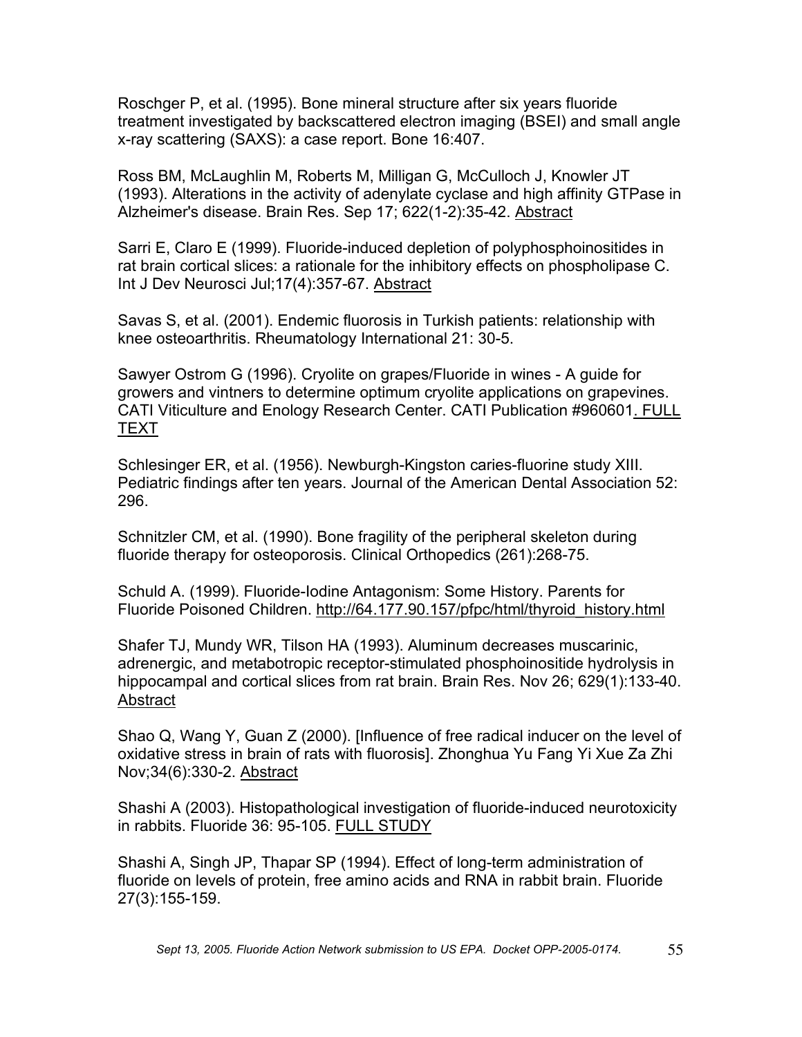Roschger P, et al. (1995). Bone mineral structure after six years fluoride treatment investigated by backscattered electron imaging (BSEI) and small angle x-ray scattering (SAXS): a case report. Bone 16:407.

Ross BM, McLaughlin M, Roberts M, Milligan G, McCulloch J, Knowler JT (1993). Alterations in the activity of adenylate cyclase and high affinity GTPase in Alzheimer's disease. Brain Res. Sep 17; 622(1-2):35-42. Abstract

Sarri E, Claro E (1999). Fluoride-induced depletion of polyphosphoinositides in rat brain cortical slices: a rationale for the inhibitory effects on phospholipase C. Int J Dev Neurosci Jul;17(4):357-67. Abstract

Savas S, et al. (2001). Endemic fluorosis in Turkish patients: relationship with knee osteoarthritis. Rheumatology International 21: 30-5.

Sawyer Ostrom G (1996). Cryolite on grapes/Fluoride in wines - A guide for growers and vintners to determine optimum cryolite applications on grapevines. CATI Viticulture and Enology Research Center. CATI Publication #960601. FULL TEXT

Schlesinger ER, et al. (1956). Newburgh-Kingston caries-fluorine study XIII. Pediatric findings after ten years. Journal of the American Dental Association 52: 296.

Schnitzler CM, et al. (1990). Bone fragility of the peripheral skeleton during fluoride therapy for osteoporosis. Clinical Orthopedics (261):268-75.

Schuld A. (1999). Fluoride-Iodine Antagonism: Some History. Parents for Fluoride Poisoned Children. http://64.177.90.157/pfpc/html/thyroid_history.html

Shafer TJ, Mundy WR, Tilson HA (1993). Aluminum decreases muscarinic, adrenergic, and metabotropic receptor-stimulated phosphoinositide hydrolysis in hippocampal and cortical slices from rat brain. Brain Res. Nov 26; 629(1):133-40. Abstract

Shao Q, Wang Y, Guan Z (2000). [Influence of free radical inducer on the level of oxidative stress in brain of rats with fluorosis]. Zhonghua Yu Fang Yi Xue Za Zhi Nov;34(6):330-2. Abstract

Shashi A (2003). Histopathological investigation of fluoride-induced neurotoxicity in rabbits. Fluoride 36: 95-105. FULL STUDY

Shashi A, Singh JP, Thapar SP (1994). Effect of long-term administration of fluoride on levels of protein, free amino acids and RNA in rabbit brain. Fluoride 27(3):155-159.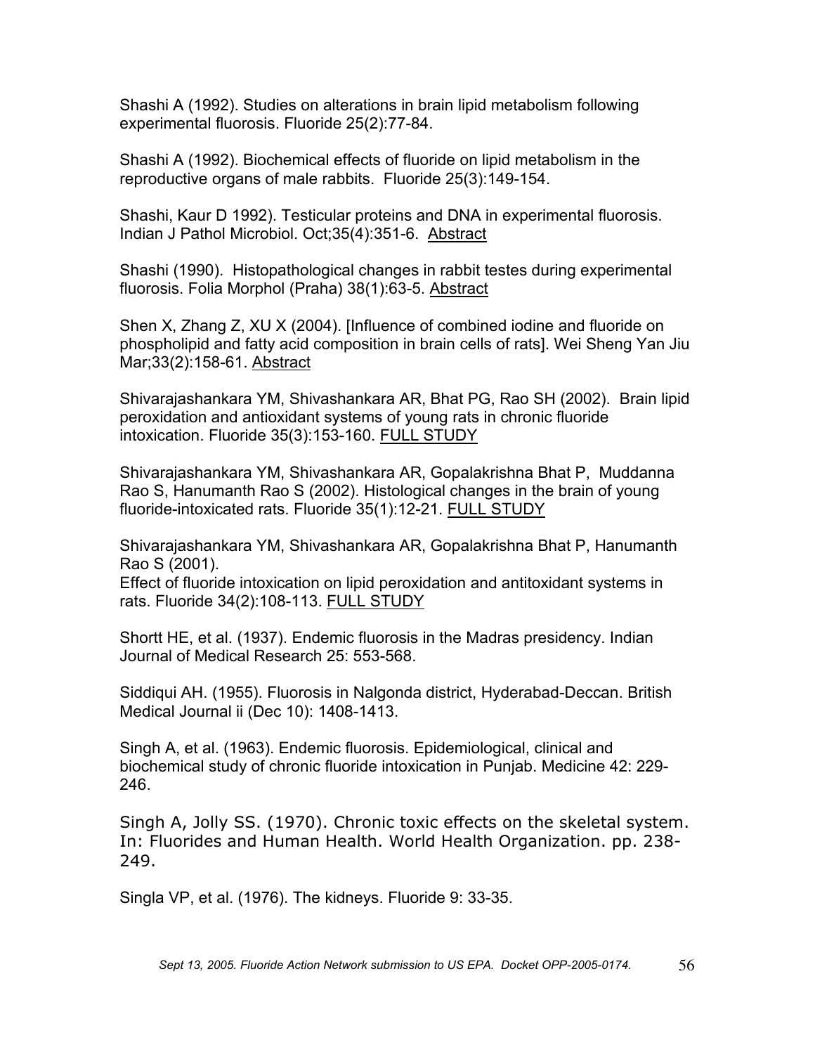Shashi A (1992). Studies on alterations in brain lipid metabolism following experimental fluorosis. Fluoride 25(2):77-84.

Shashi A (1992). Biochemical effects of fluoride on lipid metabolism in the reproductive organs of male rabbits. Fluoride 25(3):149-154.

Shashi, Kaur D 1992). Testicular proteins and DNA in experimental fluorosis. Indian J Pathol Microbiol. Oct;35(4):351-6. Abstract

Shashi (1990). Histopathological changes in rabbit testes during experimental fluorosis. Folia Morphol (Praha) 38(1):63-5. Abstract

Shen X, Zhang Z, XU X (2004). [Influence of combined iodine and fluoride on phospholipid and fatty acid composition in brain cells of rats]. Wei Sheng Yan Jiu Mar;33(2):158-61. Abstract

Shivarajashankara YM, Shivashankara AR, Bhat PG, Rao SH (2002). Brain lipid peroxidation and antioxidant systems of young rats in chronic fluoride intoxication. Fluoride 35(3):153-160. FULL STUDY

Shivarajashankara YM, Shivashankara AR, Gopalakrishna Bhat P, Muddanna Rao S, Hanumanth Rao S (2002). Histological changes in the brain of young fluoride-intoxicated rats. Fluoride 35(1):12-21. FULL STUDY

Shivarajashankara YM, Shivashankara AR, Gopalakrishna Bhat P, Hanumanth Rao S (2001).
Effect of fluoride intoxication on lipid peroxidation and antitoxidant systems in rats. Fluoride 34(2):108-113. FULL STUDY

Shortt HE, et al. (1937). Endemic fluorosis in the Madras presidency. Indian Journal of Medical Research 25: 553-568.

Siddiqui AH. (1955). Fluorosis in Nalgonda district, Hyderabad-Deccan. British Medical Journal ii (Dec 10): 1408-1413.

Singh A, et al. (1963). Endemic fluorosis. Epidemiological, clinical and biochemical study of chronic fluoride intoxication in Punjab. Medicine 42: 229-246.

Singh A, Jolly SS. (1970). Chronic toxic effects on the skeletal system. In: Fluorides and Human Health. World Health Organization. pp. 238-249.

Singla VP, et al. (1976). The kidneys. Fluoride 9: 33-35.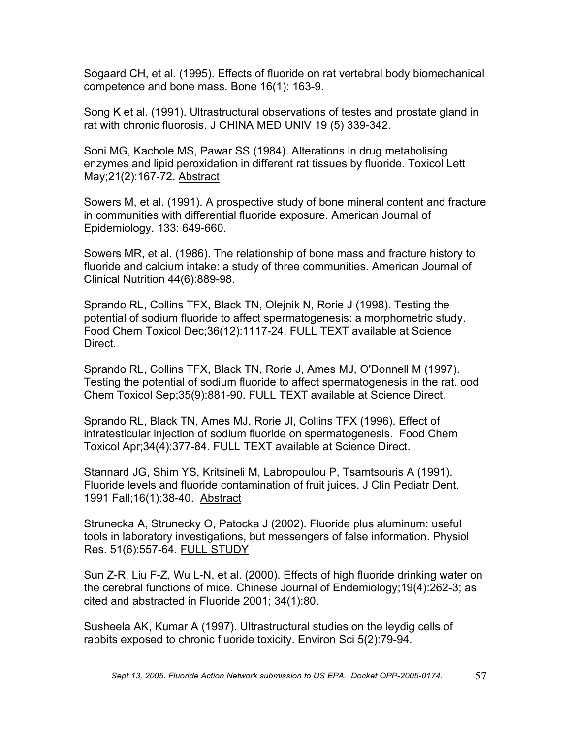Sogaard CH, et al. (1995). Effects of fluoride on rat vertebral body biomechanical competence and bone mass. Bone 16(1): 163-9.

Song K et al. (1991). Ultrastructural observations of testes and prostate gland in rat with chronic fluorosis. J CHINA MED UNIV 19 (5) 339-342.

Soni MG, Kachole MS, Pawar SS (1984). Alterations in drug metabolising enzymes and lipid peroxidation in different rat tissues by fluoride. Toxicol Lett May;21(2):167-72. Abstract

Sowers M, et al. (1991). A prospective study of bone mineral content and fracture in communities with differential fluoride exposure. American Journal of Epidemiology. 133: 649-660.

Sowers MR, et al. (1986). The relationship of bone mass and fracture history to fluoride and calcium intake: a study of three communities. American Journal of Clinical Nutrition 44(6):889-98.

Sprando RL, Collins TFX, Black TN, Olejnik N, Rorie J (1998). Testing the potential of sodium fluoride to affect spermatogenesis: a morphometric study. Food Chem Toxicol Dec;36(12):1117-24. FULL TEXT available at Science Direct.

Sprando RL, Collins TFX, Black TN, Rorie J, Ames MJ, O'Donnell M (1997). Testing the potential of sodium fluoride to affect spermatogenesis in the rat. ood Chem Toxicol Sep;35(9):881-90. FULL TEXT available at Science Direct.

Sprando RL, Black TN, Ames MJ, Rorie JI, Collins TFX (1996). Effect of intratesticular injection of sodium fluoride on spermatogenesis. Food Chem Toxicol Apr;34(4):377-84. FULL TEXT available at Science Direct.

Stannard JG, Shim YS, Kritsineli M, Labropoulou P, Tsamtsouris A (1991). Fluoride levels and fluoride contamination of fruit juices. J Clin Pediatr Dent. 1991 Fall;16(1):38-40. Abstract

Strunecka A, Strunecky O, Patocka J (2002). Fluoride plus aluminum: useful tools in laboratory investigations, but messengers of false information. Physiol Res. 51(6):557-64. FULL STUDY

Sun Z-R, Liu F-Z, Wu L-N, et al. (2000). Effects of high fluoride drinking water on the cerebral functions of mice. Chinese Journal of Endemiology;19(4):262-3; as cited and abstracted in Fluoride 2001; 34(1):80.

Susheela AK, Kumar A (1997). Ultrastructural studies on the leydig cells of rabbits exposed to chronic fluoride toxicity. Environ Sci 5(2):79-94.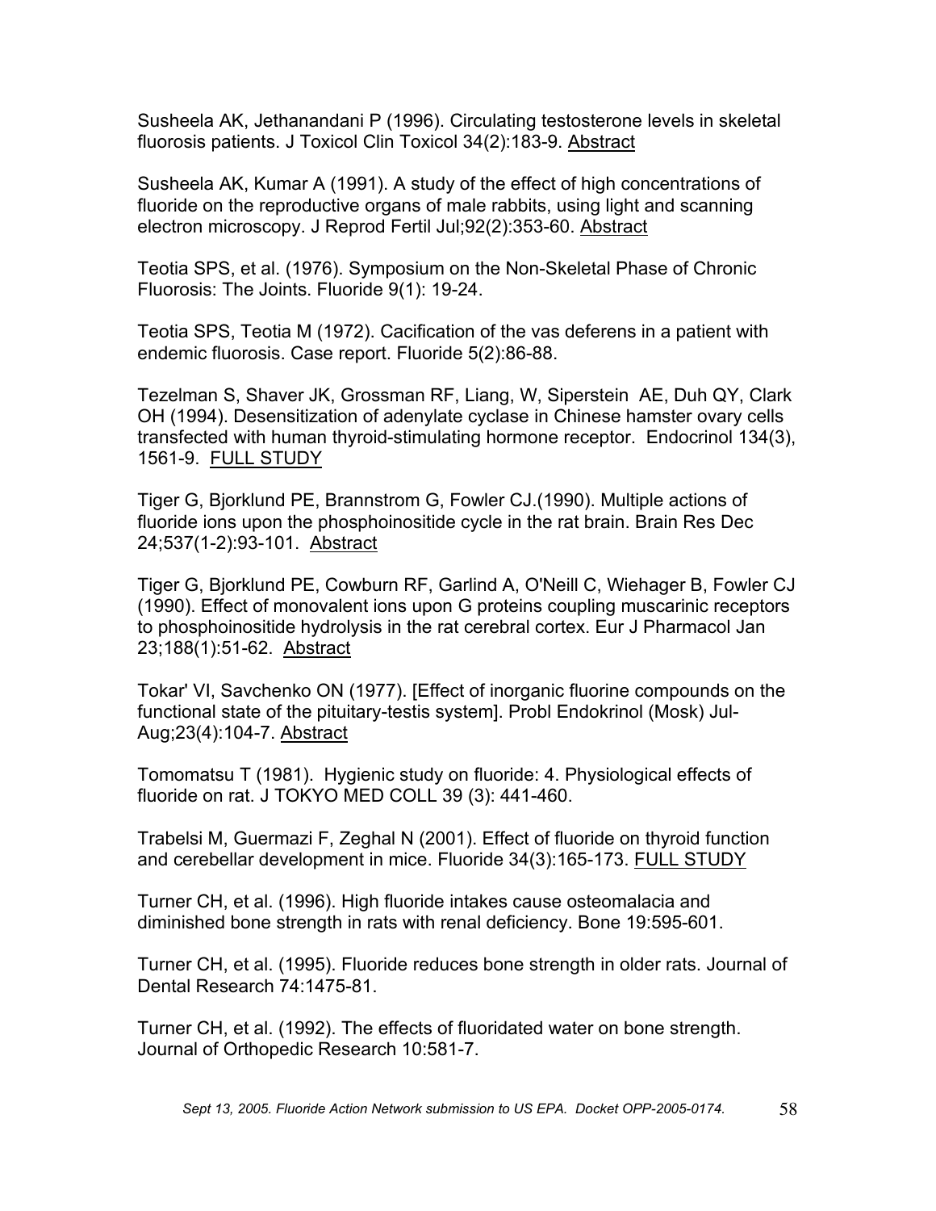Susheela AK, Jethanandani P (1996). Circulating testosterone levels in skeletal fluorosis patients. J Toxicol Clin Toxicol 34(2):183-9. Abstract

Susheela AK, Kumar A (1991). A study of the effect of high concentrations of fluoride on the reproductive organs of male rabbits, using light and scanning electron microscopy. J Reprod Fertil Jul;92(2):353-60. Abstract

Teotia SPS, et al. (1976). Symposium on the Non-Skeletal Phase of Chronic Fluorosis: The Joints. Fluoride 9(1): 19-24.

Teotia SPS, Teotia M (1972). Cacification of the vas deferens in a patient with endemic fluorosis. Case report. Fluoride 5(2):86-88.

Tezelman S, Shaver JK, Grossman RF, Liang, W, Siperstein AE, Duh QY, Clark OH (1994). Desensitization of adenylate cyclase in Chinese hamster ovary cells transfected with human thyroid-stimulating hormone receptor. Endocrinol 134(3), 1561-9. FULL STUDY

Tiger G, Bjorklund PE, Brannstrom G, Fowler CJ.(1990). Multiple actions of fluoride ions upon the phosphoinositide cycle in the rat brain. Brain Res Dec 24;537(1-2):93-101. Abstract

Tiger G, Bjorklund PE, Cowburn RF, Garlind A, O'Neill C, Wiehager B, Fowler CJ (1990). Effect of monovalent ions upon G proteins coupling muscarinic receptors to phosphoinositide hydrolysis in the rat cerebral cortex. Eur J Pharmacol Jan 23;188(1):51-62. Abstract

Tokar' VI, Savchenko ON (1977). [Effect of inorganic fluorine compounds on the functional state of the pituitary-testis system]. Probl Endokrinol (Mosk) Jul-Aug;23(4):104-7. Abstract

Tomomatsu T (1981). Hygienic study on fluoride: 4. Physiological effects of fluoride on rat. J TOKYO MED COLL 39 (3): 441-460.

Trabelsi M, Guermazi F, Zeghal N (2001). Effect of fluoride on thyroid function and cerebellar development in mice. Fluoride 34(3):165-173. FULL STUDY

Turner CH, et al. (1996). High fluoride intakes cause osteomalacia and diminished bone strength in rats with renal deficiency. Bone 19:595-601.

Turner CH, et al. (1995). Fluoride reduces bone strength in older rats. Journal of Dental Research 74:1475-81.

Turner CH, et al. (1992). The effects of fluoridated water on bone strength. Journal of Orthopedic Research 10:581-7.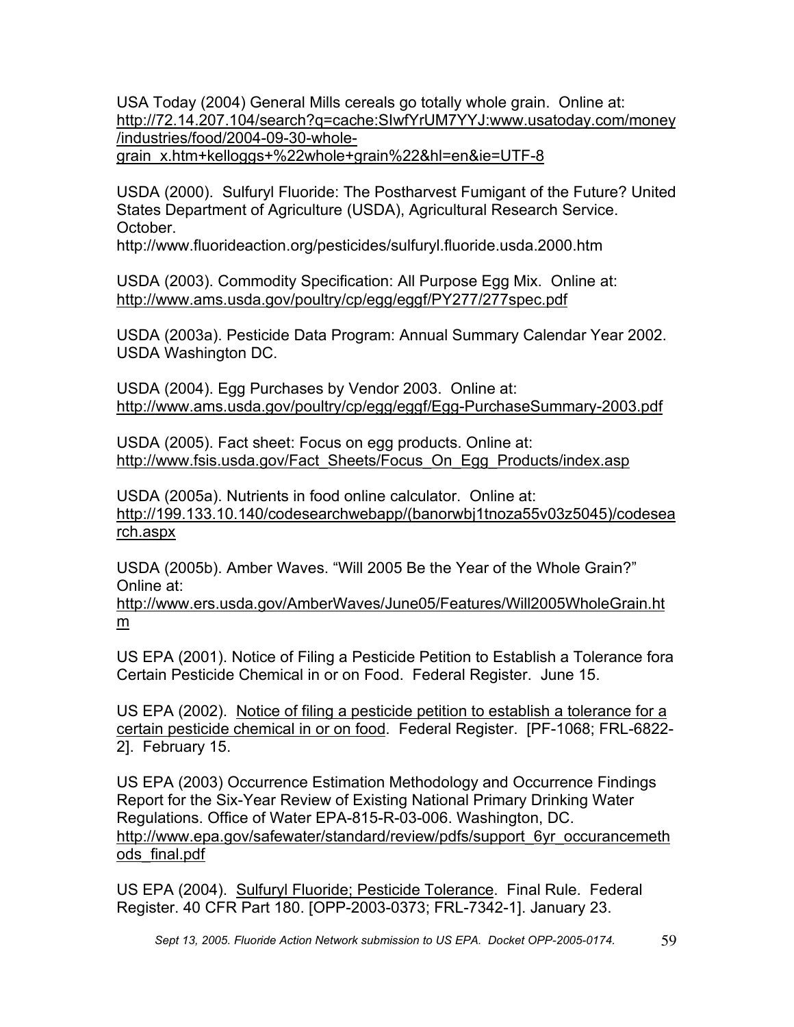USA Today (2004) General Mills cereals go totally whole grain. Online at: http://72.14.207.104/search?q=cache:SIwfYrUM7YYJ:www.usatoday.com/money/industries/food/2004-09-30-whole-grain_x.htm+kelloggs+%22whole+grain%22&hl=en&ie=UTF-8

USDA (2000). Sulfuryl Fluoride: The Postharvest Fumigant of the Future? United States Department of Agriculture (USDA), Agricultural Research Service. October.
http://www.fluorideaction.org/pesticides/sulfuryl.fluoride.usda.2000.htm

USDA (2003). Commodity Specification: All Purpose Egg Mix. Online at: http://www.ams.usda.gov/poultry/cp/egg/eggf/PY277/277spec.pdf

USDA (2003a). Pesticide Data Program: Annual Summary Calendar Year 2002. USDA Washington DC.

USDA (2004). Egg Purchases by Vendor 2003. Online at: http://www.ams.usda.gov/poultry/cp/egg/eggf/Egg-PurchaseSummary-2003.pdf

USDA (2005). Fact sheet: Focus on egg products. Online at: http://www.fsis.usda.gov/Fact_Sheets/Focus_On_Egg_Products/index.asp

USDA (2005a). Nutrients in food online calculator. Online at: http://199.133.10.140/codesearchwebapp/(banorwbj1tnoza55v03z5045)/codesearch.aspx

USDA (2005b). Amber Waves. "Will 2005 Be the Year of the Whole Grain?" Online at:
http://www.ers.usda.gov/AmberWaves/June05/Features/Will2005WholeGrain.htm

US EPA (2001). Notice of Filing a Pesticide Petition to Establish a Tolerance fora Certain Pesticide Chemical in or on Food. Federal Register. June 15.

US EPA (2002). Notice of filing a pesticide petition to establish a tolerance for a certain pesticide chemical in or on food. Federal Register. [PF-1068; FRL-6822-2]. February 15.

US EPA (2003) Occurrence Estimation Methodology and Occurrence Findings Report for the Six-Year Review of Existing National Primary Drinking Water Regulations. Office of Water EPA-815-R-03-006. Washington, DC. http://www.epa.gov/safewater/standard/review/pdfs/support_6yr_occurancemethods_final.pdf

US EPA (2004). Sulfuryl Fluoride; Pesticide Tolerance. Final Rule. Federal Register. 40 CFR Part 180. [OPP-2003-0373; FRL-7342-1]. January 23.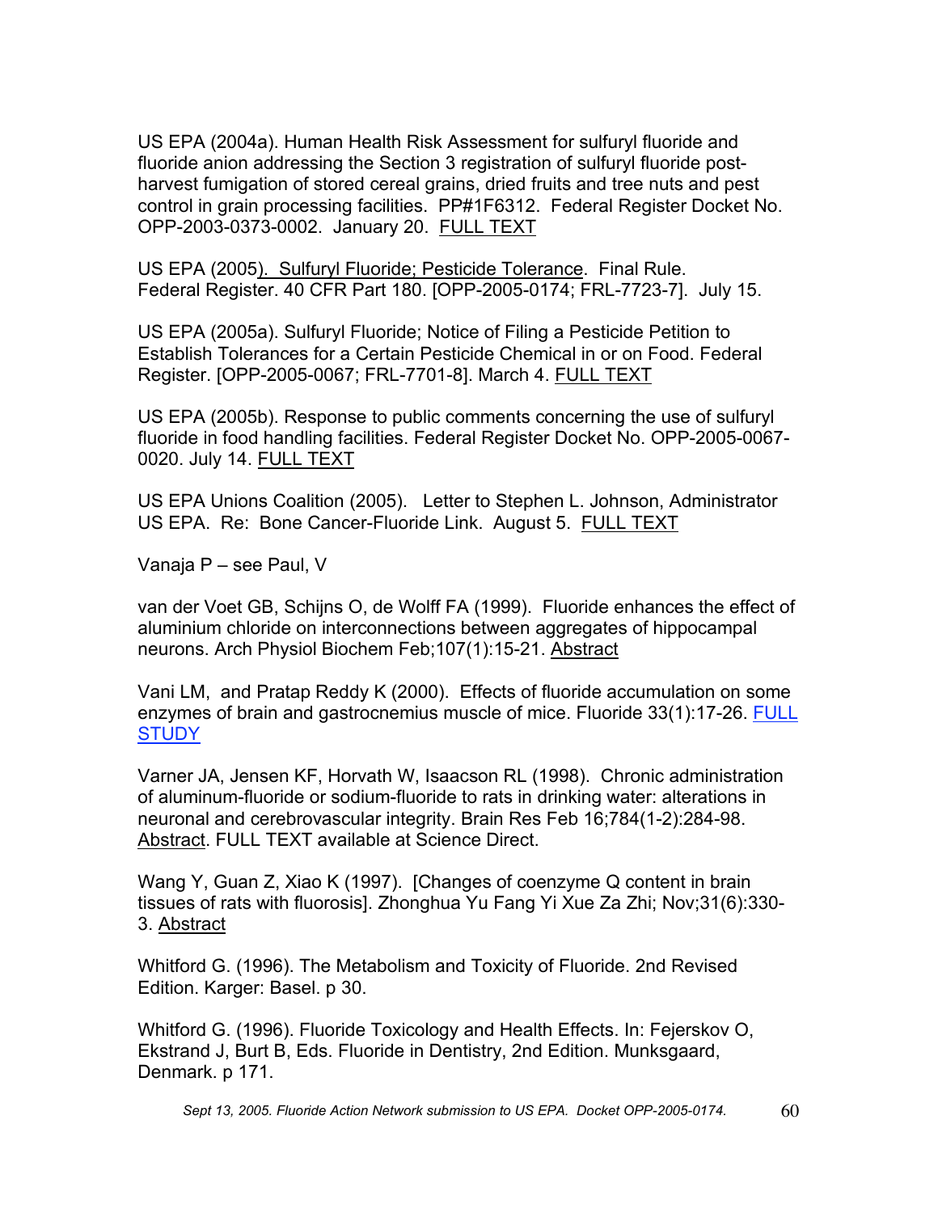US EPA (2004a). Human Health Risk Assessment for sulfuryl fluoride and fluoride anion addressing the Section 3 registration of sulfuryl fluoride post-harvest fumigation of stored cereal grains, dried fruits and tree nuts and pest control in grain processing facilities. PP#1F6312. Federal Register Docket No. OPP-2003-0373-0002. January 20. FULL TEXT

US EPA (2005). Sulfuryl Fluoride; Pesticide Tolerance. Final Rule. Federal Register. 40 CFR Part 180. [OPP-2005-0174; FRL-7723-7]. July 15.

US EPA (2005a). Sulfuryl Fluoride; Notice of Filing a Pesticide Petition to Establish Tolerances for a Certain Pesticide Chemical in or on Food. Federal Register. [OPP-2005-0067; FRL-7701-8]. March 4. FULL TEXT

US EPA (2005b). Response to public comments concerning the use of sulfuryl fluoride in food handling facilities. Federal Register Docket No. OPP-2005-0067-0020. July 14. FULL TEXT

US EPA Unions Coalition (2005). Letter to Stephen L. Johnson, Administrator US EPA. Re: Bone Cancer-Fluoride Link. August 5. FULL TEXT

Vanaja P – see Paul, V

van der Voet GB, Schijns O, de Wolff FA (1999). Fluoride enhances the effect of aluminium chloride on interconnections between aggregates of hippocampal neurons. Arch Physiol Biochem Feb;107(1):15-21. Abstract

Vani LM, and Pratap Reddy K (2000). Effects of fluoride accumulation on some enzymes of brain and gastrocnemius muscle of mice. Fluoride 33(1):17-26. FULL STUDY

Varner JA, Jensen KF, Horvath W, Isaacson RL (1998). Chronic administration of aluminum-fluoride or sodium-fluoride to rats in drinking water: alterations in neuronal and cerebrovascular integrity. Brain Res Feb 16;784(1-2):284-98. Abstract. FULL TEXT available at Science Direct.

Wang Y, Guan Z, Xiao K (1997). [Changes of coenzyme Q content in brain tissues of rats with fluorosis]. Zhonghua Yu Fang Yi Xue Za Zhi; Nov;31(6):330-3. Abstract

Whitford G. (1996). The Metabolism and Toxicity of Fluoride. 2nd Revised Edition. Karger: Basel. p 30.

Whitford G. (1996). Fluoride Toxicology and Health Effects. In: Fejerskov O, Ekstrand J, Burt B, Eds. Fluoride in Dentistry, 2nd Edition. Munksgaard, Denmark. p 171.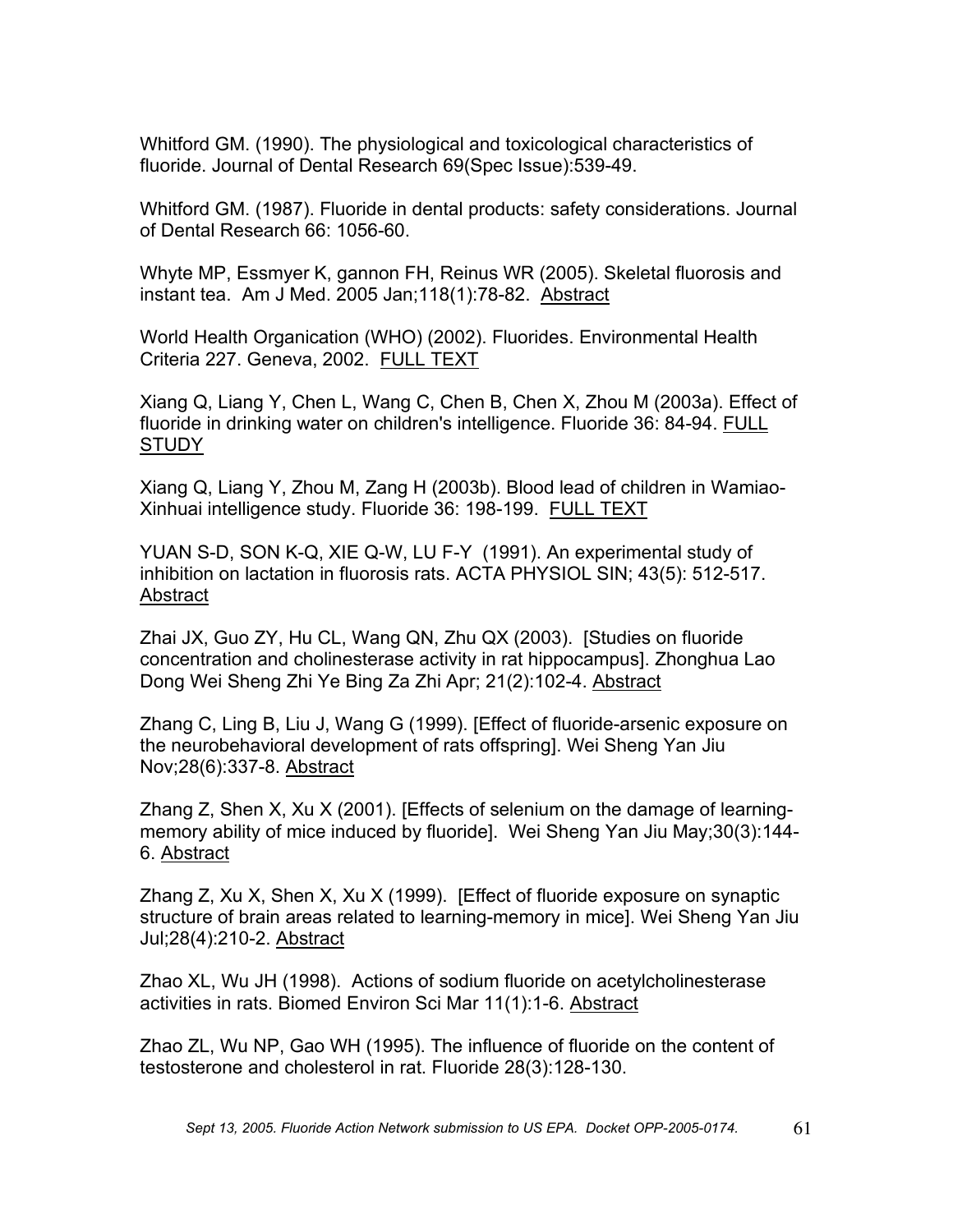Whitford GM. (1990). The physiological and toxicological characteristics of fluoride. Journal of Dental Research 69(Spec Issue):539-49.

Whitford GM. (1987). Fluoride in dental products: safety considerations. Journal of Dental Research 66: 1056-60.

Whyte MP, Essmyer K, gannon FH, Reinus WR (2005). Skeletal fluorosis and instant tea. Am J Med. 2005 Jan;118(1):78-82. Abstract

World Health Organication (WHO) (2002). Fluorides. Environmental Health Criteria 227. Geneva, 2002. FULL TEXT

Xiang Q, Liang Y, Chen L, Wang C, Chen B, Chen X, Zhou M (2003a). Effect of fluoride in drinking water on children's intelligence. Fluoride 36: 84-94. FULL STUDY

Xiang Q, Liang Y, Zhou M, Zang H (2003b). Blood lead of children in Wamiao-Xinhuai intelligence study. Fluoride 36: 198-199. FULL TEXT

YUAN S-D, SON K-Q, XIE Q-W, LU F-Y (1991). An experimental study of inhibition on lactation in fluorosis rats. ACTA PHYSIOL SIN; 43(5): 512-517. Abstract

Zhai JX, Guo ZY, Hu CL, Wang QN, Zhu QX (2003). [Studies on fluoride concentration and cholinesterase activity in rat hippocampus]. Zhonghua Lao Dong Wei Sheng Zhi Ye Bing Za Zhi Apr; 21(2):102-4. Abstract

Zhang C, Ling B, Liu J, Wang G (1999). [Effect of fluoride-arsenic exposure on the neurobehavioral development of rats offspring]. Wei Sheng Yan Jiu Nov;28(6):337-8. Abstract

Zhang Z, Shen X, Xu X (2001). [Effects of selenium on the damage of learning-memory ability of mice induced by fluoride]. Wei Sheng Yan Jiu May;30(3):144-6. Abstract

Zhang Z, Xu X, Shen X, Xu X (1999). [Effect of fluoride exposure on synaptic structure of brain areas related to learning-memory in mice]. Wei Sheng Yan Jiu Jul;28(4):210-2. Abstract

Zhao XL, Wu JH (1998). Actions of sodium fluoride on acetylcholinesterase activities in rats. Biomed Environ Sci Mar 11(1):1-6. Abstract

Zhao ZL, Wu NP, Gao WH (1995). The influence of fluoride on the content of testosterone and cholesterol in rat. Fluoride 28(3):128-130.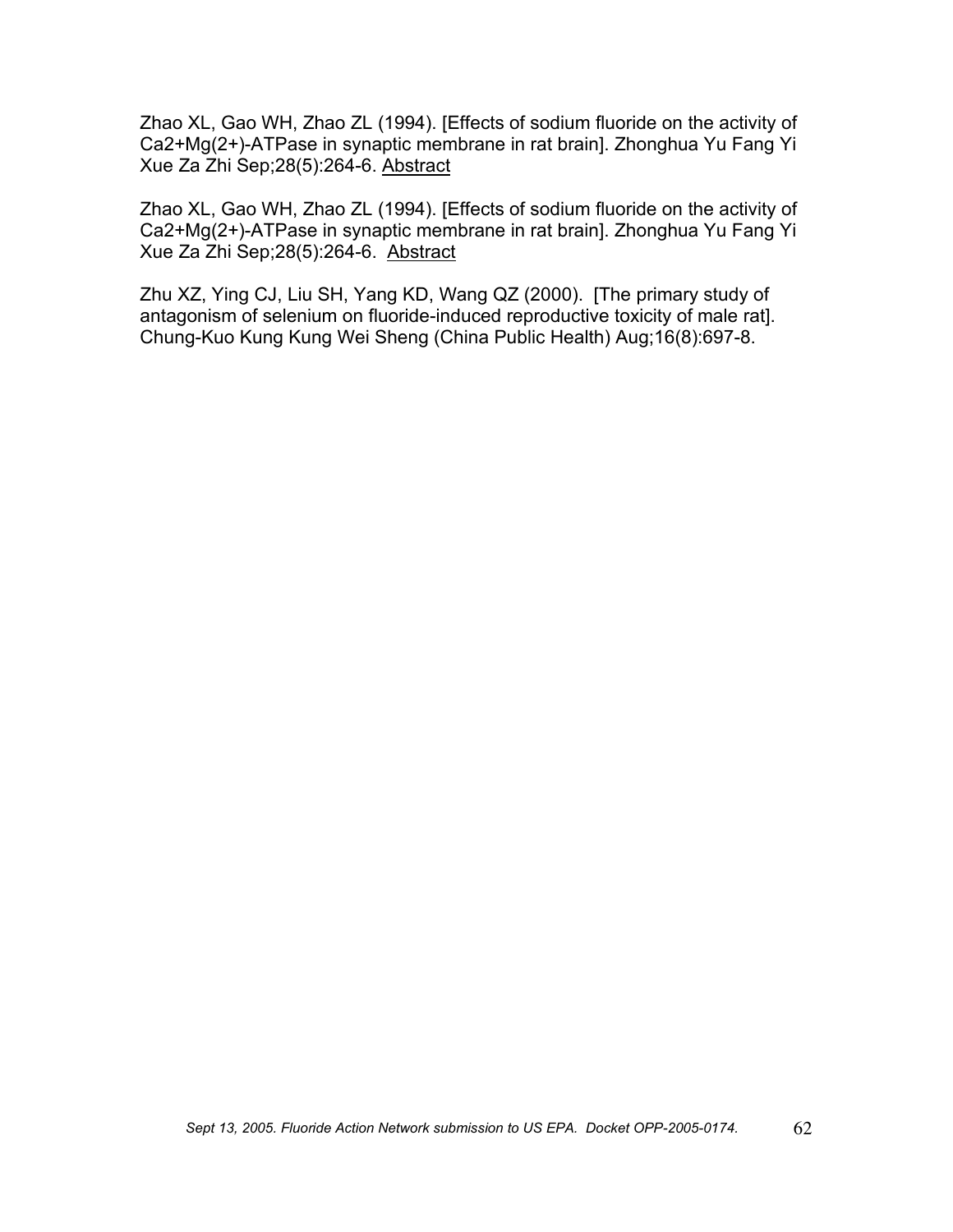Zhao XL, Gao WH, Zhao ZL (1994). [Effects of sodium fluoride on the activity of $Ca2+Mg(2+)$-ATPase in synaptic membrane in rat brain]. Zhonghua Yu Fang Yi Xue Za Zhi Sep;28(5):264-6. Abstract

Zhao XL, Gao WH, Zhao ZL (1994). [Effects of sodium fluoride on the activity of $Ca2+Mg(2+)$-ATPase in synaptic membrane in rat brain]. Zhonghua Yu Fang Yi Xue Za Zhi Sep;28(5):264-6. Abstract

Zhu XZ, Ying CJ, Liu SH, Yang KD, Wang QZ (2000). [The primary study of antagonism of selenium on fluoride-induced reproductive toxicity of male rat]. Chung-Kuo Kung Kung Wei Sheng (China Public Health) Aug;16(8):697-8.